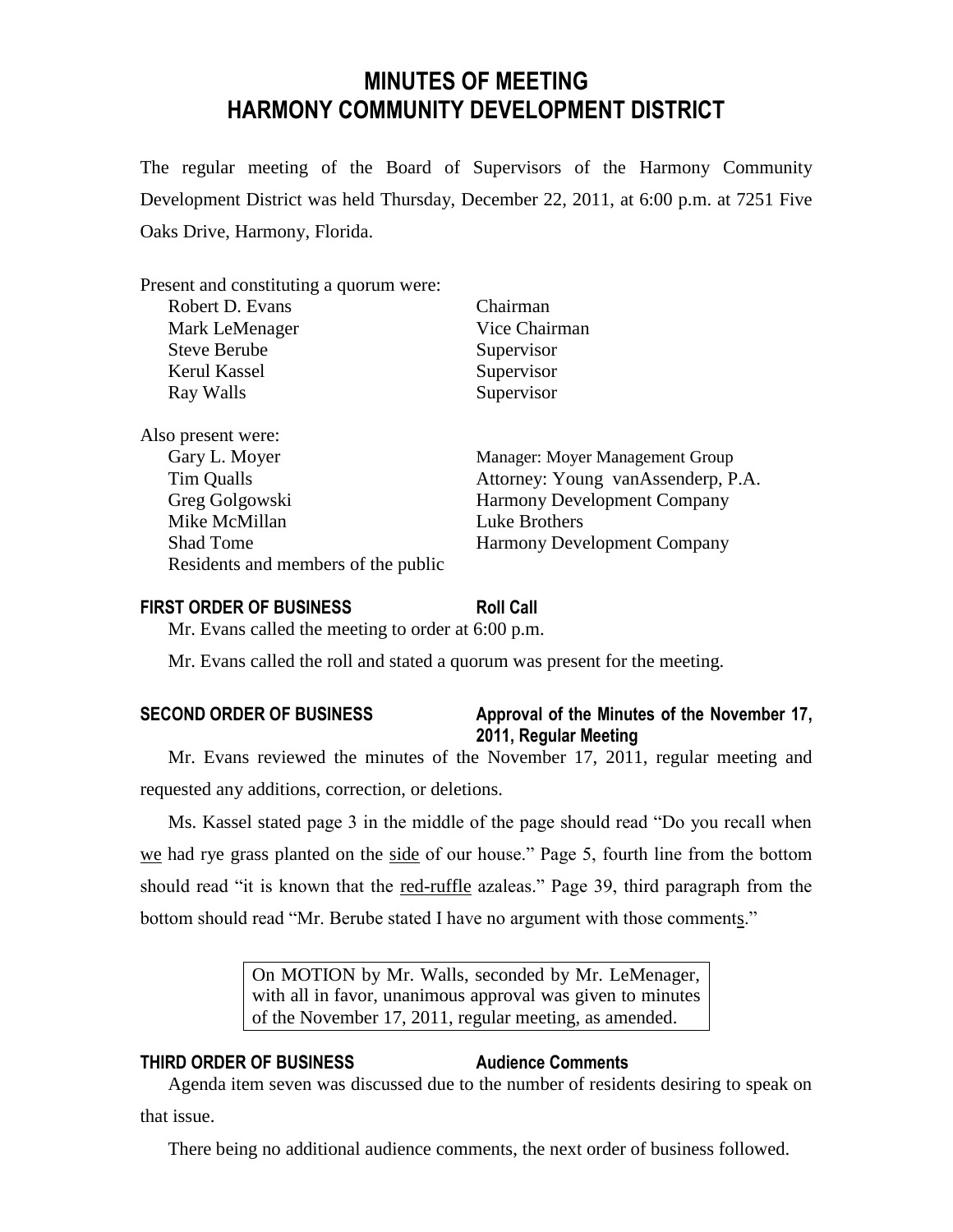# MINUTES OF MEETING
# HARMONY COMMUNITY DEVELOPMENT DISTRICT

The regular meeting of the Board of Supervisors of the Harmony Community Development District was held Thursday, December 22, 2011, at 6:00 p.m. at 7251 Five Oaks Drive, Harmony, Florida.

Present and constituting a quorum were:

| | |
|---|---|
| Robert D. Evans | Chairman |
| Mark LeMenager | Vice Chairman |
| Steve Berube | Supervisor |
| Kerul Kassel | Supervisor |
| Ray Walls | Supervisor |

Also present were:

| | |
|---|---|
| Gary L. Moyer | Manager: Moyer Management Group |
| Tim Qualls | Attorney: Young vanAssenderp, P.A. |
| Greg Golgowski | Harmony Development Company |
| Mike McMillan | Luke Brothers |
| Shad Tome | Harmony Development Company |
| Residents and members of the public | |

**FIRST ORDER OF BUSINESS** **Roll Call**

Mr. Evans called the meeting to order at 6:00 p.m.

Mr. Evans called the roll and stated a quorum was present for the meeting.

**SECOND ORDER OF BUSINESS** **Approval of the Minutes of the November 17, 2011, Regular Meeting**

Mr. Evans reviewed the minutes of the November 17, 2011, regular meeting and requested any additions, correction, or deletions.

Ms. Kassel stated page 3 in the middle of the page should read "Do you recall when we had rye grass planted on the side of our house." Page 5, fourth line from the bottom should read "it is known that the red-ruffle azaleas." Page 39, third paragraph from the bottom should read "Mr. Berube stated I have no argument with those comments."

> On MOTION by Mr. Walls, seconded by Mr. LeMenager, with all in favor, unanimous approval was given to minutes of the November 17, 2011, regular meeting, as amended.

**THIRD ORDER OF BUSINESS** **Audience Comments**

Agenda item seven was discussed due to the number of residents desiring to speak on that issue.

There being no additional audience comments, the next order of business followed.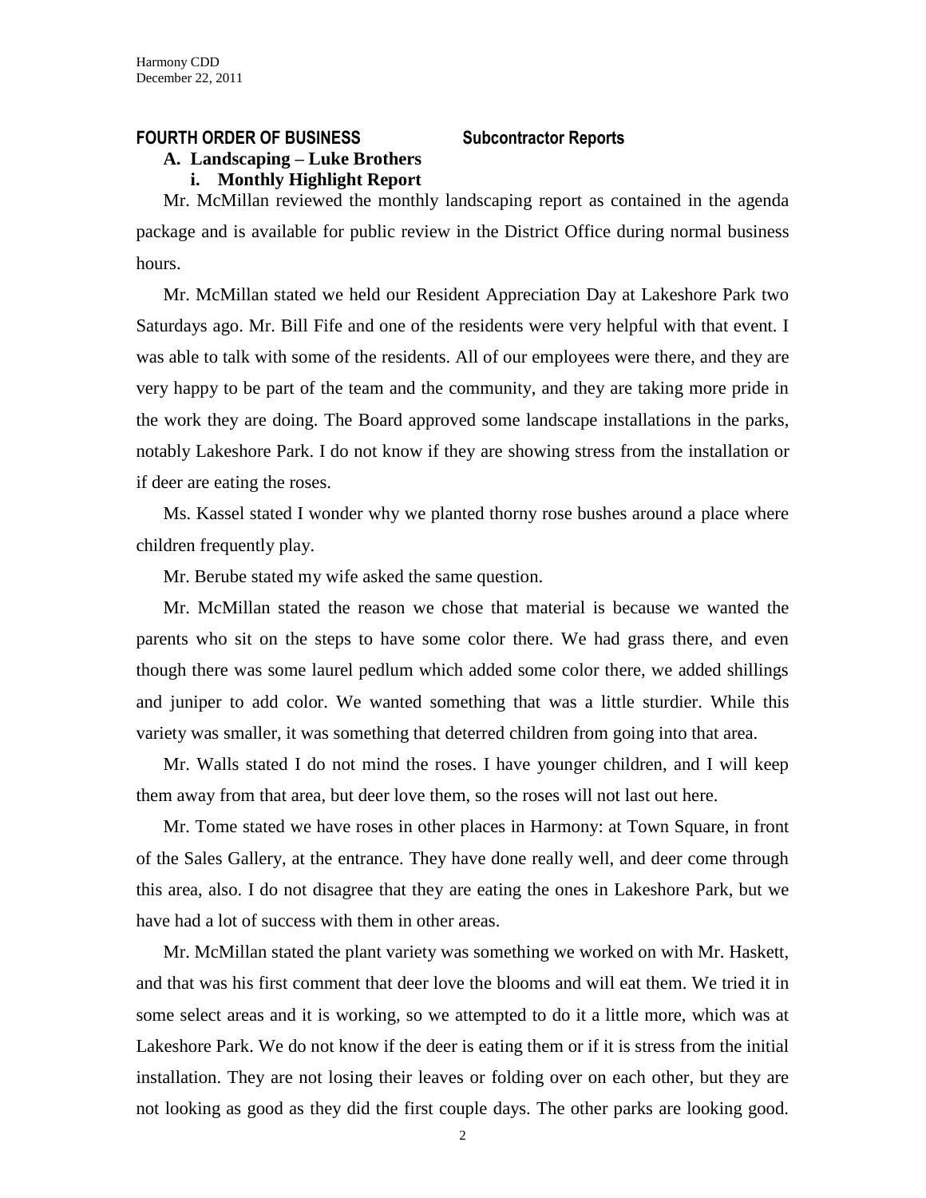## FOURTH ORDER OF BUSINESS Subcontractor Reports

### A. Landscaping – Luke Brothers

#### i. Monthly Highlight Report

Mr. McMillan reviewed the monthly landscaping report as contained in the agenda package and is available for public review in the District Office during normal business hours.

Mr. McMillan stated we held our Resident Appreciation Day at Lakeshore Park two Saturdays ago. Mr. Bill Fife and one of the residents were very helpful with that event. I was able to talk with some of the residents. All of our employees were there, and they are very happy to be part of the team and the community, and they are taking more pride in the work they are doing. The Board approved some landscape installations in the parks, notably Lakeshore Park. I do not know if they are showing stress from the installation or if deer are eating the roses.

Ms. Kassel stated I wonder why we planted thorny rose bushes around a place where children frequently play.

Mr. Berube stated my wife asked the same question.

Mr. McMillan stated the reason we chose that material is because we wanted the parents who sit on the steps to have some color there. We had grass there, and even though there was some laurel pedlum which added some color there, we added shillings and juniper to add color. We wanted something that was a little sturdier. While this variety was smaller, it was something that deterred children from going into that area.

Mr. Walls stated I do not mind the roses. I have younger children, and I will keep them away from that area, but deer love them, so the roses will not last out here.

Mr. Tome stated we have roses in other places in Harmony: at Town Square, in front of the Sales Gallery, at the entrance. They have done really well, and deer come through this area, also. I do not disagree that they are eating the ones in Lakeshore Park, but we have had a lot of success with them in other areas.

Mr. McMillan stated the plant variety was something we worked on with Mr. Haskett, and that was his first comment that deer love the blooms and will eat them. We tried it in some select areas and it is working, so we attempted to do it a little more, which was at Lakeshore Park. We do not know if the deer is eating them or if it is stress from the initial installation. They are not losing their leaves or folding over on each other, but they are not looking as good as they did the first couple days. The other parks are looking good.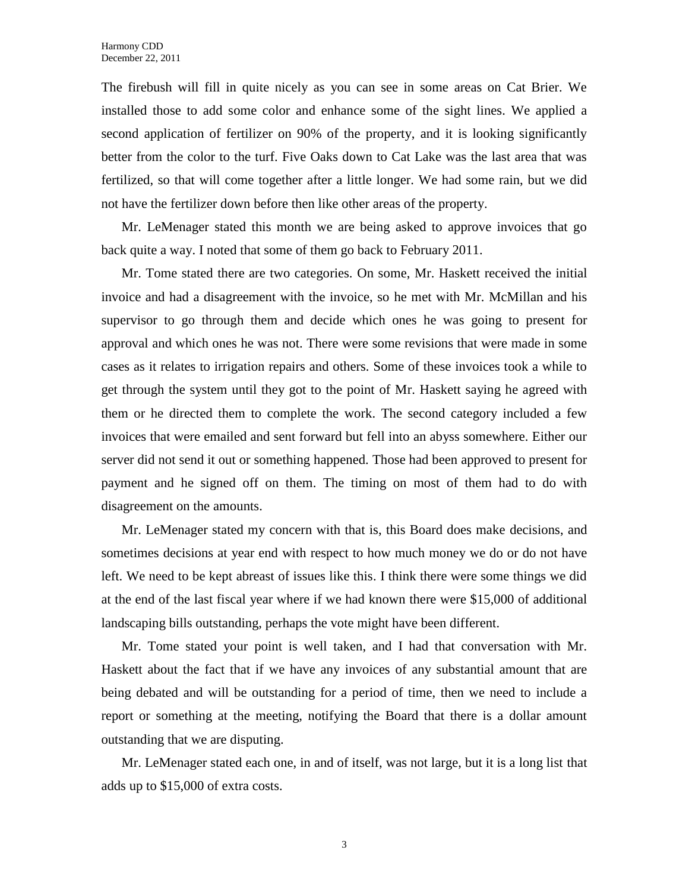The firebush will fill in quite nicely as you can see in some areas on Cat Brier. We installed those to add some color and enhance some of the sight lines. We applied a second application of fertilizer on 90% of the property, and it is looking significantly better from the color to the turf. Five Oaks down to Cat Lake was the last area that was fertilized, so that will come together after a little longer. We had some rain, but we did not have the fertilizer down before then like other areas of the property.

Mr. LeMenager stated this month we are being asked to approve invoices that go back quite a way. I noted that some of them go back to February 2011.

Mr. Tome stated there are two categories. On some, Mr. Haskett received the initial invoice and had a disagreement with the invoice, so he met with Mr. McMillan and his supervisor to go through them and decide which ones he was going to present for approval and which ones he was not. There were some revisions that were made in some cases as it relates to irrigation repairs and others. Some of these invoices took a while to get through the system until they got to the point of Mr. Haskett saying he agreed with them or he directed them to complete the work. The second category included a few invoices that were emailed and sent forward but fell into an abyss somewhere. Either our server did not send it out or something happened. Those had been approved to present for payment and he signed off on them. The timing on most of them had to do with disagreement on the amounts.

Mr. LeMenager stated my concern with that is, this Board does make decisions, and sometimes decisions at year end with respect to how much money we do or do not have left. We need to be kept abreast of issues like this. I think there were some things we did at the end of the last fiscal year where if we had known there were $15,000 of additional landscaping bills outstanding, perhaps the vote might have been different.

Mr. Tome stated your point is well taken, and I had that conversation with Mr. Haskett about the fact that if we have any invoices of any substantial amount that are being debated and will be outstanding for a period of time, then we need to include a report or something at the meeting, notifying the Board that there is a dollar amount outstanding that we are disputing.

Mr. LeMenager stated each one, in and of itself, was not large, but it is a long list that adds up to $15,000 of extra costs.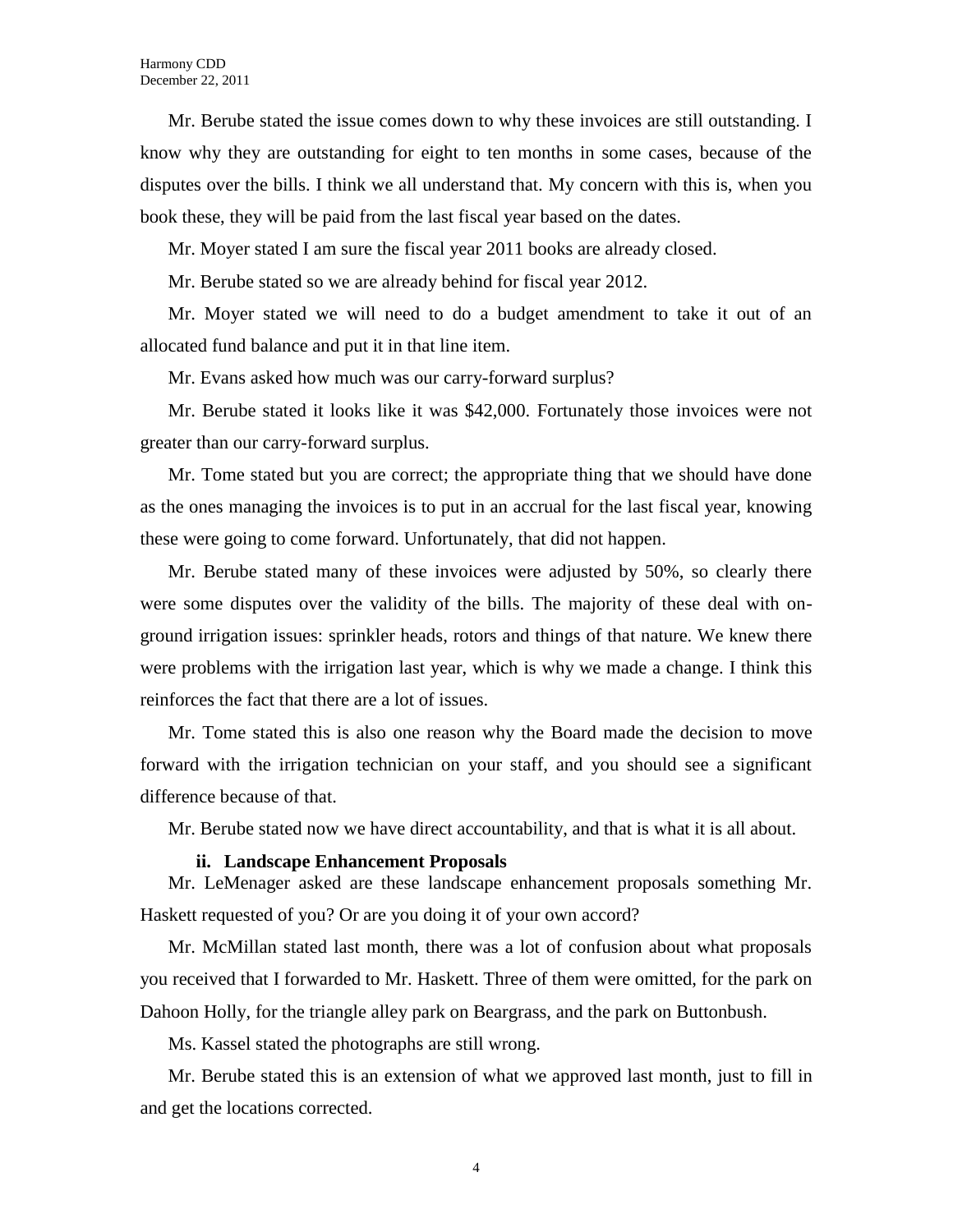Mr. Berube stated the issue comes down to why these invoices are still outstanding. I know why they are outstanding for eight to ten months in some cases, because of the disputes over the bills. I think we all understand that. My concern with this is, when you book these, they will be paid from the last fiscal year based on the dates.

Mr. Moyer stated I am sure the fiscal year 2011 books are already closed.

Mr. Berube stated so we are already behind for fiscal year 2012.

Mr. Moyer stated we will need to do a budget amendment to take it out of an allocated fund balance and put it in that line item.

Mr. Evans asked how much was our carry-forward surplus?

Mr. Berube stated it looks like it was $42,000. Fortunately those invoices were not greater than our carry-forward surplus.

Mr. Tome stated but you are correct; the appropriate thing that we should have done as the ones managing the invoices is to put in an accrual for the last fiscal year, knowing these were going to come forward. Unfortunately, that did not happen.

Mr. Berube stated many of these invoices were adjusted by 50%, so clearly there were some disputes over the validity of the bills. The majority of these deal with on-ground irrigation issues: sprinkler heads, rotors and things of that nature. We knew there were problems with the irrigation last year, which is why we made a change. I think this reinforces the fact that there are a lot of issues.

Mr. Tome stated this is also one reason why the Board made the decision to move forward with the irrigation technician on your staff, and you should see a significant difference because of that.

Mr. Berube stated now we have direct accountability, and that is what it is all about.

**ii. Landscape Enhancement Proposals**

Mr. LeMenager asked are these landscape enhancement proposals something Mr. Haskett requested of you? Or are you doing it of your own accord?

Mr. McMillan stated last month, there was a lot of confusion about what proposals you received that I forwarded to Mr. Haskett. Three of them were omitted, for the park on Dahoon Holly, for the triangle alley park on Beargrass, and the park on Buttonbush.

Ms. Kassel stated the photographs are still wrong.

Mr. Berube stated this is an extension of what we approved last month, just to fill in and get the locations corrected.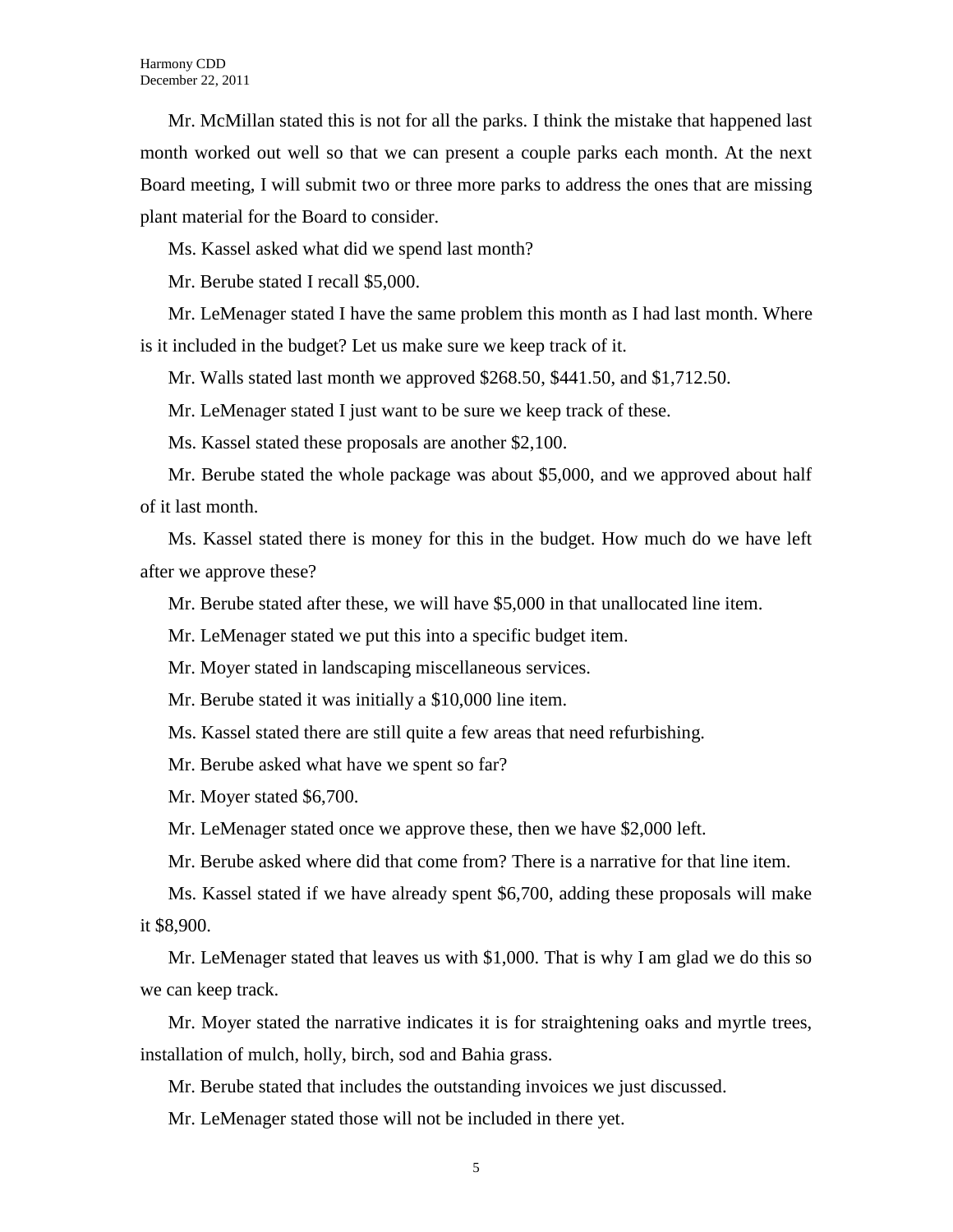Mr. McMillan stated this is not for all the parks. I think the mistake that happened last month worked out well so that we can present a couple parks each month. At the next Board meeting, I will submit two or three more parks to address the ones that are missing plant material for the Board to consider.

Ms. Kassel asked what did we spend last month?

Mr. Berube stated I recall $5,000.

Mr. LeMenager stated I have the same problem this month as I had last month. Where is it included in the budget? Let us make sure we keep track of it.

Mr. Walls stated last month we approved $268.50, $441.50, and $1,712.50.

Mr. LeMenager stated I just want to be sure we keep track of these.

Ms. Kassel stated these proposals are another $2,100.

Mr. Berube stated the whole package was about $5,000, and we approved about half of it last month.

Ms. Kassel stated there is money for this in the budget. How much do we have left after we approve these?

Mr. Berube stated after these, we will have $5,000 in that unallocated line item.

Mr. LeMenager stated we put this into a specific budget item.

Mr. Moyer stated in landscaping miscellaneous services.

Mr. Berube stated it was initially a $10,000 line item.

Ms. Kassel stated there are still quite a few areas that need refurbishing.

Mr. Berube asked what have we spent so far?

Mr. Moyer stated $6,700.

Mr. LeMenager stated once we approve these, then we have $2,000 left.

Mr. Berube asked where did that come from? There is a narrative for that line item.

Ms. Kassel stated if we have already spent $6,700, adding these proposals will make it $8,900.

Mr. LeMenager stated that leaves us with $1,000. That is why I am glad we do this so we can keep track.

Mr. Moyer stated the narrative indicates it is for straightening oaks and myrtle trees, installation of mulch, holly, birch, sod and Bahia grass.

Mr. Berube stated that includes the outstanding invoices we just discussed.

Mr. LeMenager stated those will not be included in there yet.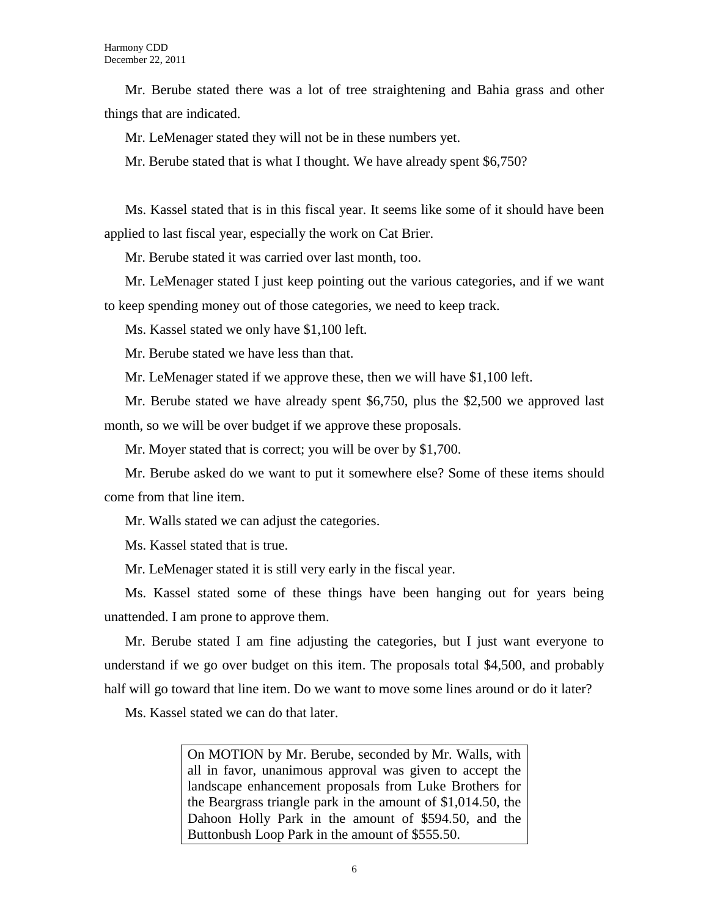Mr. Berube stated there was a lot of tree straightening and Bahia grass and other things that are indicated.

Mr. LeMenager stated they will not be in these numbers yet.

Mr. Berube stated that is what I thought. We have already spent $6,750?

Ms. Kassel stated that is in this fiscal year. It seems like some of it should have been applied to last fiscal year, especially the work on Cat Brier.

Mr. Berube stated it was carried over last month, too.

Mr. LeMenager stated I just keep pointing out the various categories, and if we want to keep spending money out of those categories, we need to keep track.

Ms. Kassel stated we only have $1,100 left.

Mr. Berube stated we have less than that.

Mr. LeMenager stated if we approve these, then we will have $1,100 left.

Mr. Berube stated we have already spent $6,750, plus the $2,500 we approved last month, so we will be over budget if we approve these proposals.

Mr. Moyer stated that is correct; you will be over by $1,700.

Mr. Berube asked do we want to put it somewhere else? Some of these items should come from that line item.

Mr. Walls stated we can adjust the categories.

Ms. Kassel stated that is true.

Mr. LeMenager stated it is still very early in the fiscal year.

Ms. Kassel stated some of these things have been hanging out for years being unattended. I am prone to approve them.

Mr. Berube stated I am fine adjusting the categories, but I just want everyone to understand if we go over budget on this item. The proposals total $4,500, and probably half will go toward that line item. Do we want to move some lines around or do it later?

Ms. Kassel stated we can do that later.

> On MOTION by Mr. Berube, seconded by Mr. Walls, with all in favor, unanimous approval was given to accept the landscape enhancement proposals from Luke Brothers for the Beargrass triangle park in the amount of $1,014.50, the Dahoon Holly Park in the amount of $594.50, and the Buttonbush Loop Park in the amount of $555.50.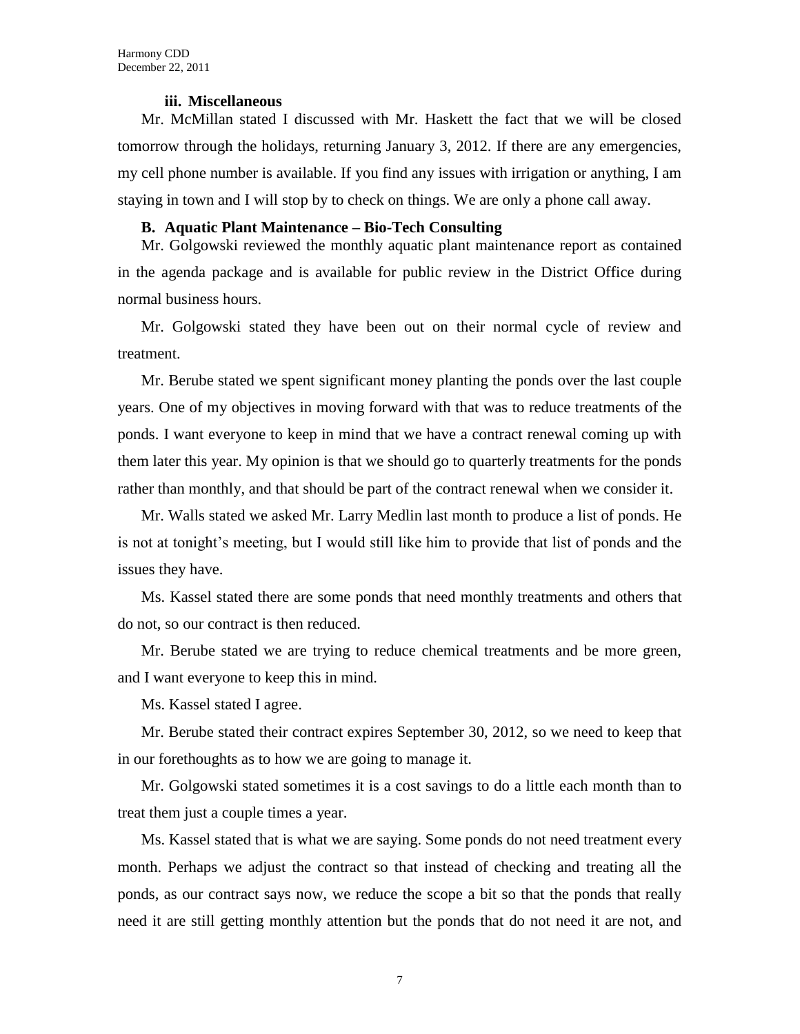### iii. Miscellaneous

Mr. McMillan stated I discussed with Mr. Haskett the fact that we will be closed tomorrow through the holidays, returning January 3, 2012. If there are any emergencies, my cell phone number is available. If you find any issues with irrigation or anything, I am staying in town and I will stop by to check on things. We are only a phone call away.

### B. Aquatic Plant Maintenance – Bio-Tech Consulting

Mr. Golgowski reviewed the monthly aquatic plant maintenance report as contained in the agenda package and is available for public review in the District Office during normal business hours.

Mr. Golgowski stated they have been out on their normal cycle of review and treatment.

Mr. Berube stated we spent significant money planting the ponds over the last couple years. One of my objectives in moving forward with that was to reduce treatments of the ponds. I want everyone to keep in mind that we have a contract renewal coming up with them later this year. My opinion is that we should go to quarterly treatments for the ponds rather than monthly, and that should be part of the contract renewal when we consider it.

Mr. Walls stated we asked Mr. Larry Medlin last month to produce a list of ponds. He is not at tonight's meeting, but I would still like him to provide that list of ponds and the issues they have.

Ms. Kassel stated there are some ponds that need monthly treatments and others that do not, so our contract is then reduced.

Mr. Berube stated we are trying to reduce chemical treatments and be more green, and I want everyone to keep this in mind.

Ms. Kassel stated I agree.

Mr. Berube stated their contract expires September 30, 2012, so we need to keep that in our forethoughts as to how we are going to manage it.

Mr. Golgowski stated sometimes it is a cost savings to do a little each month than to treat them just a couple times a year.

Ms. Kassel stated that is what we are saying. Some ponds do not need treatment every month. Perhaps we adjust the contract so that instead of checking and treating all the ponds, as our contract says now, we reduce the scope a bit so that the ponds that really need it are still getting monthly attention but the ponds that do not need it are not, and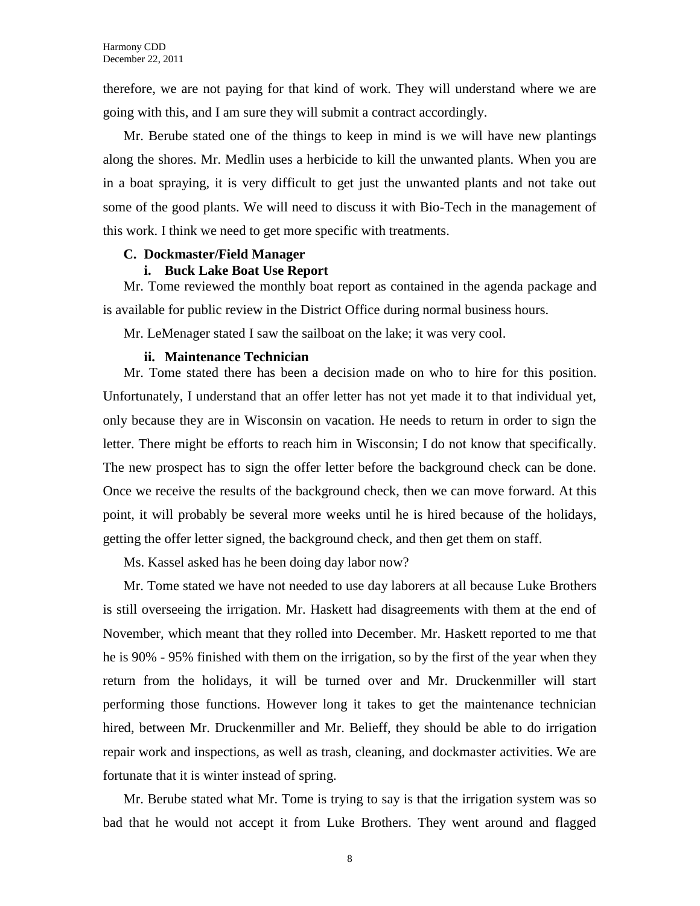therefore, we are not paying for that kind of work. They will understand where we are going with this, and I am sure they will submit a contract accordingly.

Mr. Berube stated one of the things to keep in mind is we will have new plantings along the shores. Mr. Medlin uses a herbicide to kill the unwanted plants. When you are in a boat spraying, it is very difficult to get just the unwanted plants and not take out some of the good plants. We will need to discuss it with Bio-Tech in the management of this work. I think we need to get more specific with treatments.

**C. Dockmaster/Field Manager**

**i. Buck Lake Boat Use Report**

Mr. Tome reviewed the monthly boat report as contained in the agenda package and is available for public review in the District Office during normal business hours.

Mr. LeMenager stated I saw the sailboat on the lake; it was very cool.

**ii. Maintenance Technician**

Mr. Tome stated there has been a decision made on who to hire for this position. Unfortunately, I understand that an offer letter has not yet made it to that individual yet, only because they are in Wisconsin on vacation. He needs to return in order to sign the letter. There might be efforts to reach him in Wisconsin; I do not know that specifically. The new prospect has to sign the offer letter before the background check can be done. Once we receive the results of the background check, then we can move forward. At this point, it will probably be several more weeks until he is hired because of the holidays, getting the offer letter signed, the background check, and then get them on staff.

Ms. Kassel asked has he been doing day labor now?

Mr. Tome stated we have not needed to use day laborers at all because Luke Brothers is still overseeing the irrigation. Mr. Haskett had disagreements with them at the end of November, which meant that they rolled into December. Mr. Haskett reported to me that he is 90% - 95% finished with them on the irrigation, so by the first of the year when they return from the holidays, it will be turned over and Mr. Druckenmiller will start performing those functions. However long it takes to get the maintenance technician hired, between Mr. Druckenmiller and Mr. Belieff, they should be able to do irrigation repair work and inspections, as well as trash, cleaning, and dockmaster activities. We are fortunate that it is winter instead of spring.

Mr. Berube stated what Mr. Tome is trying to say is that the irrigation system was so bad that he would not accept it from Luke Brothers. They went around and flagged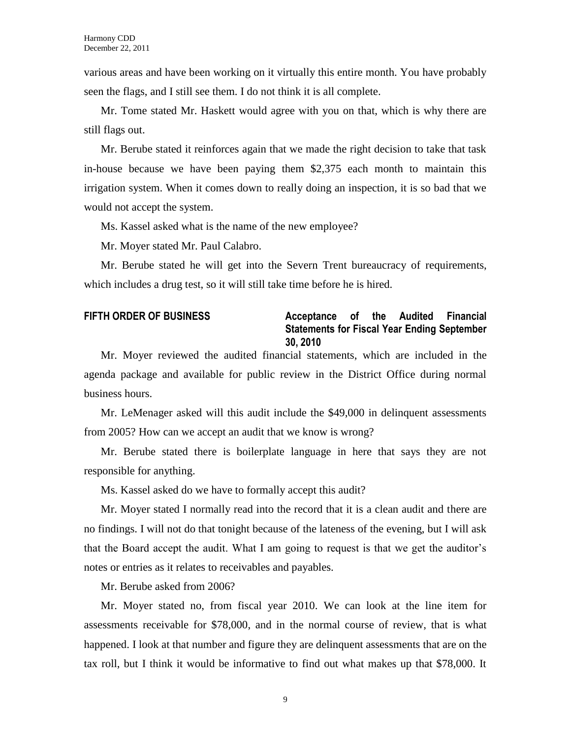various areas and have been working on it virtually this entire month. You have probably seen the flags, and I still see them. I do not think it is all complete.

Mr. Tome stated Mr. Haskett would agree with you on that, which is why there are still flags out.

Mr. Berube stated it reinforces again that we made the right decision to take that task in-house because we have been paying them $2,375 each month to maintain this irrigation system. When it comes down to really doing an inspection, it is so bad that we would not accept the system.

Ms. Kassel asked what is the name of the new employee?

Mr. Moyer stated Mr. Paul Calabro.

Mr. Berube stated he will get into the Severn Trent bureaucracy of requirements, which includes a drug test, so it will still take time before he is hired.

**FIFTH ORDER OF BUSINESS** **Acceptance of the Audited Financial Statements for Fiscal Year Ending September 30, 2010**

Mr. Moyer reviewed the audited financial statements, which are included in the agenda package and available for public review in the District Office during normal business hours.

Mr. LeMenager asked will this audit include the $49,000 in delinquent assessments from 2005? How can we accept an audit that we know is wrong?

Mr. Berube stated there is boilerplate language in here that says they are not responsible for anything.

Ms. Kassel asked do we have to formally accept this audit?

Mr. Moyer stated I normally read into the record that it is a clean audit and there are no findings. I will not do that tonight because of the lateness of the evening, but I will ask that the Board accept the audit. What I am going to request is that we get the auditor's notes or entries as it relates to receivables and payables.

Mr. Berube asked from 2006?

Mr. Moyer stated no, from fiscal year 2010. We can look at the line item for assessments receivable for $78,000, and in the normal course of review, that is what happened. I look at that number and figure they are delinquent assessments that are on the tax roll, but I think it would be informative to find out what makes up that $78,000. It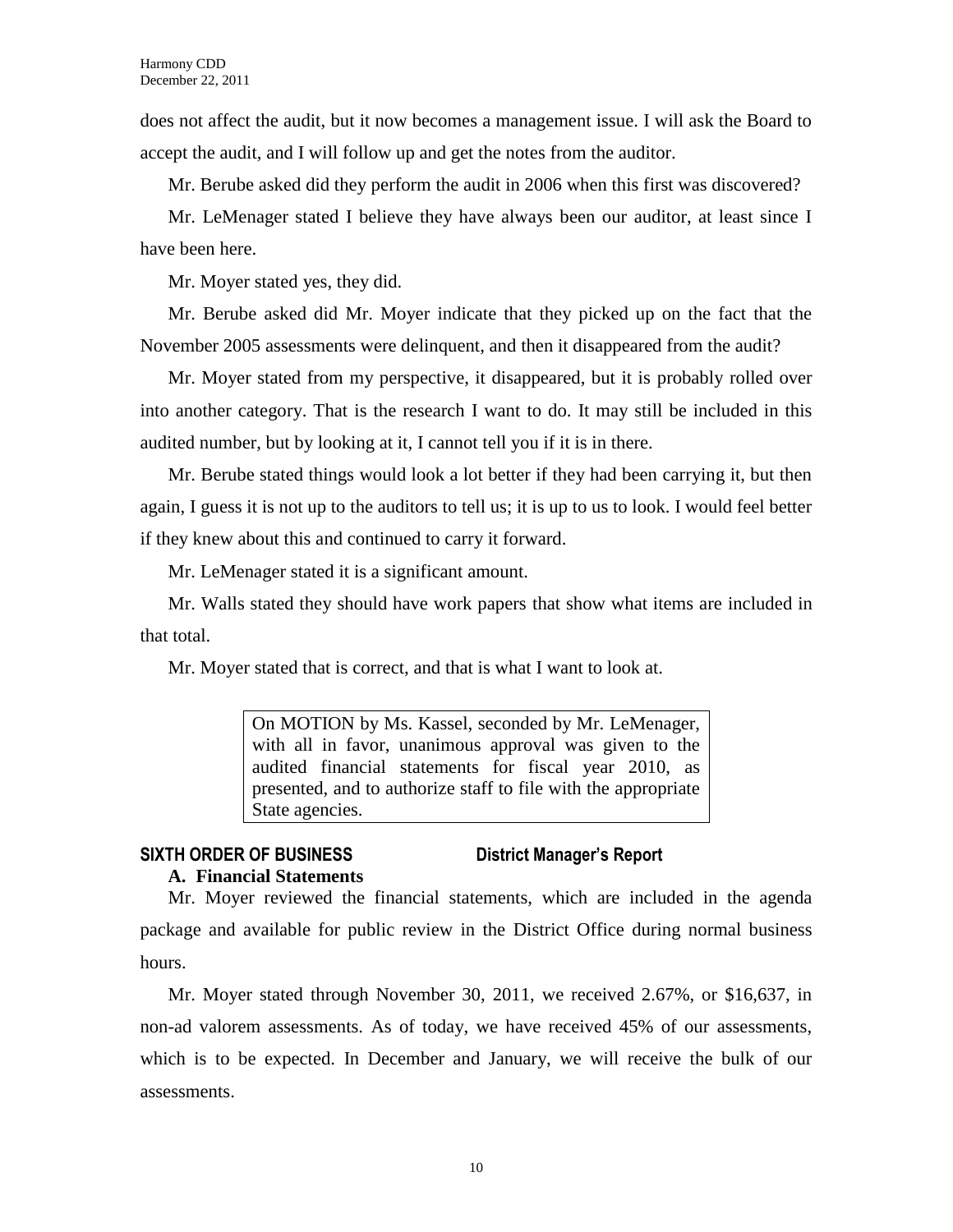does not affect the audit, but it now becomes a management issue. I will ask the Board to accept the audit, and I will follow up and get the notes from the auditor.

Mr. Berube asked did they perform the audit in 2006 when this first was discovered?

Mr. LeMenager stated I believe they have always been our auditor, at least since I have been here.

Mr. Moyer stated yes, they did.

Mr. Berube asked did Mr. Moyer indicate that they picked up on the fact that the November 2005 assessments were delinquent, and then it disappeared from the audit?

Mr. Moyer stated from my perspective, it disappeared, but it is probably rolled over into another category. That is the research I want to do. It may still be included in this audited number, but by looking at it, I cannot tell you if it is in there.

Mr. Berube stated things would look a lot better if they had been carrying it, but then again, I guess it is not up to the auditors to tell us; it is up to us to look. I would feel better if they knew about this and continued to carry it forward.

Mr. LeMenager stated it is a significant amount.

Mr. Walls stated they should have work papers that show what items are included in that total.

Mr. Moyer stated that is correct, and that is what I want to look at.

> On MOTION by Ms. Kassel, seconded by Mr. LeMenager, with all in favor, unanimous approval was given to the audited financial statements for fiscal year 2010, as presented, and to authorize staff to file with the appropriate State agencies.

## SIXTH ORDER OF BUSINESS — District Manager's Report

### A. Financial Statements

Mr. Moyer reviewed the financial statements, which are included in the agenda package and available for public review in the District Office during normal business hours.

Mr. Moyer stated through November 30, 2011, we received 2.67%, or $16,637, in non-ad valorem assessments. As of today, we have received 45% of our assessments, which is to be expected. In December and January, we will receive the bulk of our assessments.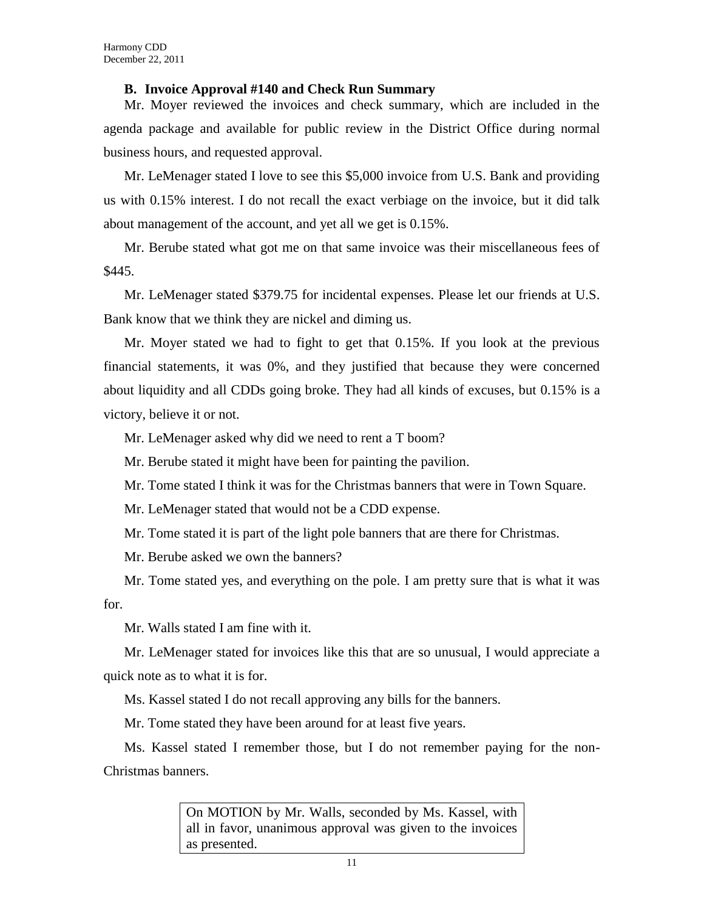### B. Invoice Approval #140 and Check Run Summary

Mr. Moyer reviewed the invoices and check summary, which are included in the agenda package and available for public review in the District Office during normal business hours, and requested approval.

Mr. LeMenager stated I love to see this $5,000 invoice from U.S. Bank and providing us with 0.15% interest. I do not recall the exact verbiage on the invoice, but it did talk about management of the account, and yet all we get is 0.15%.

Mr. Berube stated what got me on that same invoice was their miscellaneous fees of $445.

Mr. LeMenager stated $379.75 for incidental expenses. Please let our friends at U.S. Bank know that we think they are nickel and diming us.

Mr. Moyer stated we had to fight to get that 0.15%. If you look at the previous financial statements, it was 0%, and they justified that because they were concerned about liquidity and all CDDs going broke. They had all kinds of excuses, but 0.15% is a victory, believe it or not.

Mr. LeMenager asked why did we need to rent a T boom?

Mr. Berube stated it might have been for painting the pavilion.

Mr. Tome stated I think it was for the Christmas banners that were in Town Square.

Mr. LeMenager stated that would not be a CDD expense.

Mr. Tome stated it is part of the light pole banners that are there for Christmas.

Mr. Berube asked we own the banners?

Mr. Tome stated yes, and everything on the pole. I am pretty sure that is what it was for.

Mr. Walls stated I am fine with it.

Mr. LeMenager stated for invoices like this that are so unusual, I would appreciate a quick note as to what it is for.

Ms. Kassel stated I do not recall approving any bills for the banners.

Mr. Tome stated they have been around for at least five years.

Ms. Kassel stated I remember those, but I do not remember paying for the non-Christmas banners.

> On MOTION by Mr. Walls, seconded by Ms. Kassel, with all in favor, unanimous approval was given to the invoices as presented.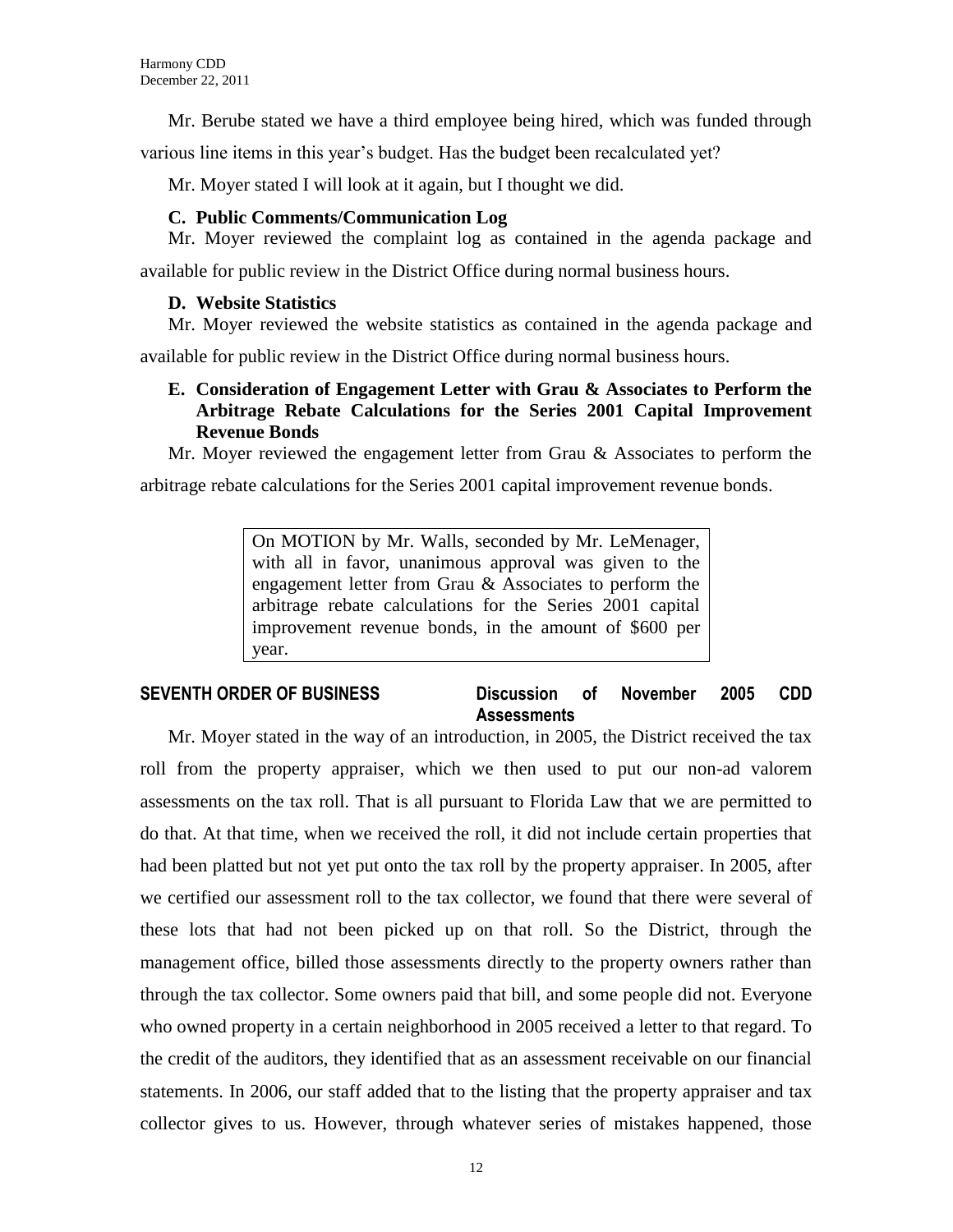Mr. Berube stated we have a third employee being hired, which was funded through various line items in this year's budget. Has the budget been recalculated yet?

Mr. Moyer stated I will look at it again, but I thought we did.

**C. Public Comments/Communication Log**

Mr. Moyer reviewed the complaint log as contained in the agenda package and available for public review in the District Office during normal business hours.

**D. Website Statistics**

Mr. Moyer reviewed the website statistics as contained in the agenda package and available for public review in the District Office during normal business hours.

**E. Consideration of Engagement Letter with Grau & Associates to Perform the Arbitrage Rebate Calculations for the Series 2001 Capital Improvement Revenue Bonds**

Mr. Moyer reviewed the engagement letter from Grau & Associates to perform the arbitrage rebate calculations for the Series 2001 capital improvement revenue bonds.

> On MOTION by Mr. Walls, seconded by Mr. LeMenager, with all in favor, unanimous approval was given to the engagement letter from Grau & Associates to perform the arbitrage rebate calculations for the Series 2001 capital improvement revenue bonds, in the amount of $600 per year.

**SEVENTH ORDER OF BUSINESS — Discussion of November 2005 CDD Assessments**

Mr. Moyer stated in the way of an introduction, in 2005, the District received the tax roll from the property appraiser, which we then used to put our non-ad valorem assessments on the tax roll. That is all pursuant to Florida Law that we are permitted to do that. At that time, when we received the roll, it did not include certain properties that had been platted but not yet put onto the tax roll by the property appraiser. In 2005, after we certified our assessment roll to the tax collector, we found that there were several of these lots that had not been picked up on that roll. So the District, through the management office, billed those assessments directly to the property owners rather than through the tax collector. Some owners paid that bill, and some people did not. Everyone who owned property in a certain neighborhood in 2005 received a letter to that regard. To the credit of the auditors, they identified that as an assessment receivable on our financial statements. In 2006, our staff added that to the listing that the property appraiser and tax collector gives to us. However, through whatever series of mistakes happened, those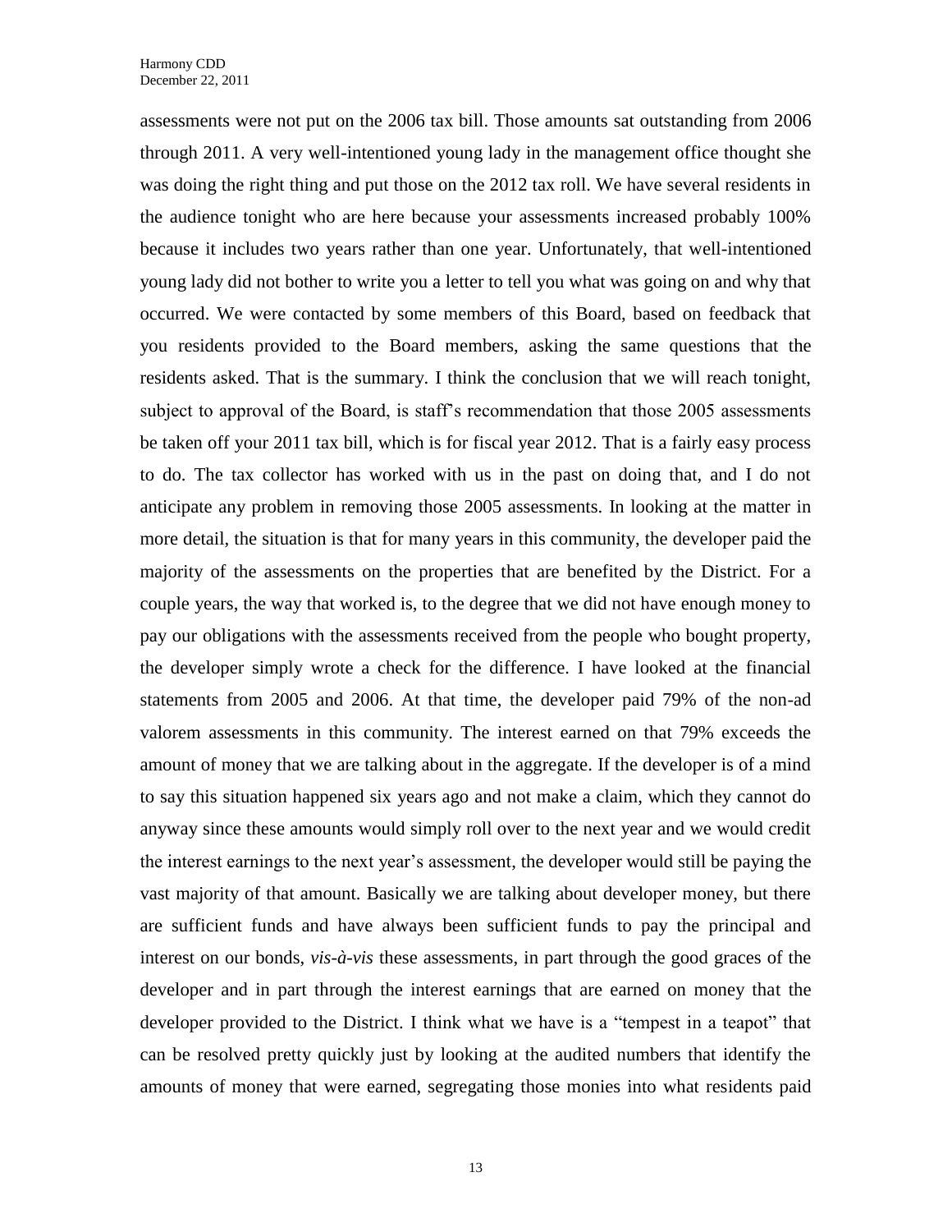assessments were not put on the 2006 tax bill. Those amounts sat outstanding from 2006 through 2011. A very well-intentioned young lady in the management office thought she was doing the right thing and put those on the 2012 tax roll. We have several residents in the audience tonight who are here because your assessments increased probably 100% because it includes two years rather than one year. Unfortunately, that well-intentioned young lady did not bother to write you a letter to tell you what was going on and why that occurred. We were contacted by some members of this Board, based on feedback that you residents provided to the Board members, asking the same questions that the residents asked. That is the summary. I think the conclusion that we will reach tonight, subject to approval of the Board, is staff's recommendation that those 2005 assessments be taken off your 2011 tax bill, which is for fiscal year 2012. That is a fairly easy process to do. The tax collector has worked with us in the past on doing that, and I do not anticipate any problem in removing those 2005 assessments. In looking at the matter in more detail, the situation is that for many years in this community, the developer paid the majority of the assessments on the properties that are benefited by the District. For a couple years, the way that worked is, to the degree that we did not have enough money to pay our obligations with the assessments received from the people who bought property, the developer simply wrote a check for the difference. I have looked at the financial statements from 2005 and 2006. At that time, the developer paid 79% of the non-ad valorem assessments in this community. The interest earned on that 79% exceeds the amount of money that we are talking about in the aggregate. If the developer is of a mind to say this situation happened six years ago and not make a claim, which they cannot do anyway since these amounts would simply roll over to the next year and we would credit the interest earnings to the next year's assessment, the developer would still be paying the vast majority of that amount. Basically we are talking about developer money, but there are sufficient funds and have always been sufficient funds to pay the principal and interest on our bonds, *vis-à-vis* these assessments, in part through the good graces of the developer and in part through the interest earnings that are earned on money that the developer provided to the District. I think what we have is a "tempest in a teapot" that can be resolved pretty quickly just by looking at the audited numbers that identify the amounts of money that were earned, segregating those monies into what residents paid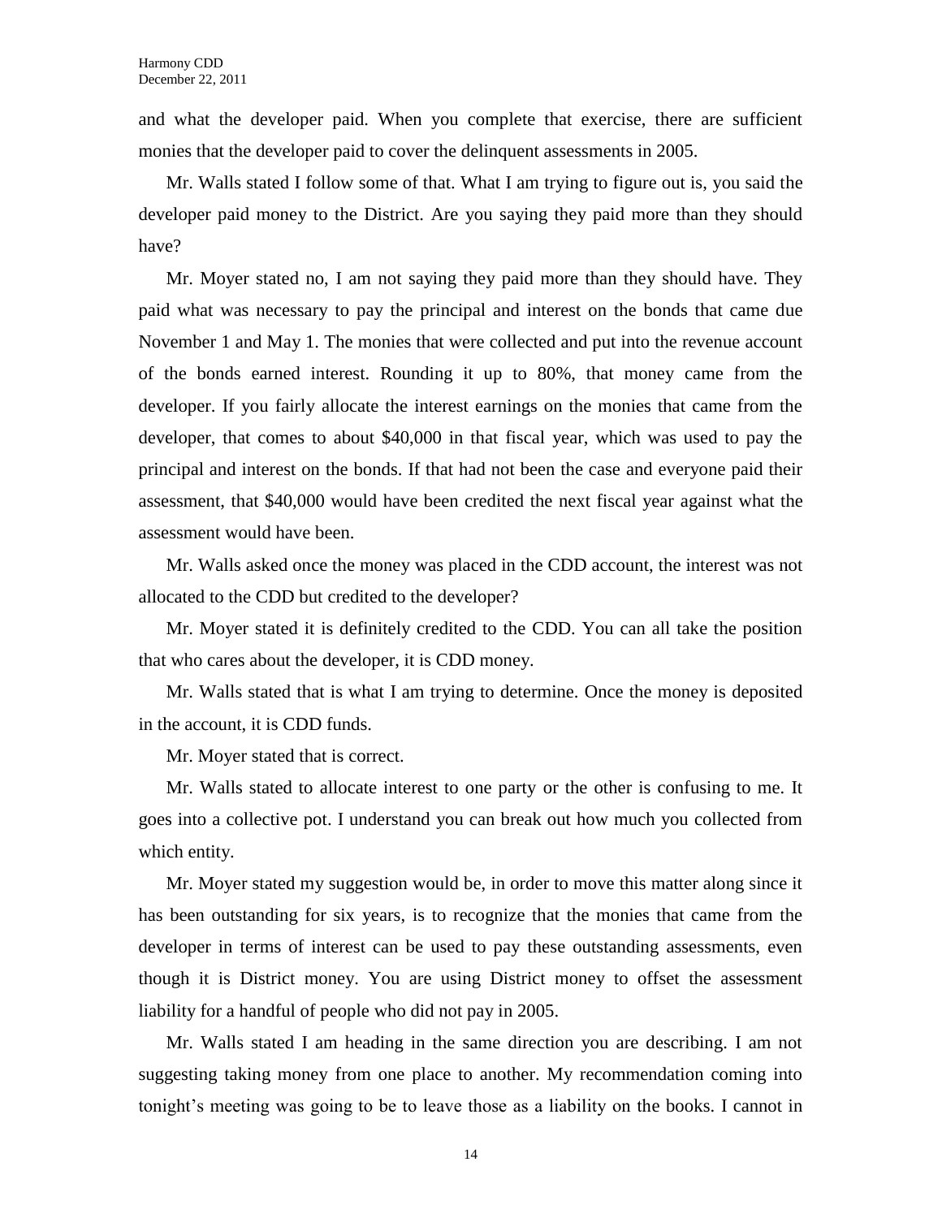and what the developer paid. When you complete that exercise, there are sufficient monies that the developer paid to cover the delinquent assessments in 2005.

Mr. Walls stated I follow some of that. What I am trying to figure out is, you said the developer paid money to the District. Are you saying they paid more than they should have?

Mr. Moyer stated no, I am not saying they paid more than they should have. They paid what was necessary to pay the principal and interest on the bonds that came due November 1 and May 1. The monies that were collected and put into the revenue account of the bonds earned interest. Rounding it up to 80%, that money came from the developer. If you fairly allocate the interest earnings on the monies that came from the developer, that comes to about $40,000 in that fiscal year, which was used to pay the principal and interest on the bonds. If that had not been the case and everyone paid their assessment, that $40,000 would have been credited the next fiscal year against what the assessment would have been.

Mr. Walls asked once the money was placed in the CDD account, the interest was not allocated to the CDD but credited to the developer?

Mr. Moyer stated it is definitely credited to the CDD. You can all take the position that who cares about the developer, it is CDD money.

Mr. Walls stated that is what I am trying to determine. Once the money is deposited in the account, it is CDD funds.

Mr. Moyer stated that is correct.

Mr. Walls stated to allocate interest to one party or the other is confusing to me. It goes into a collective pot. I understand you can break out how much you collected from which entity.

Mr. Moyer stated my suggestion would be, in order to move this matter along since it has been outstanding for six years, is to recognize that the monies that came from the developer in terms of interest can be used to pay these outstanding assessments, even though it is District money. You are using District money to offset the assessment liability for a handful of people who did not pay in 2005.

Mr. Walls stated I am heading in the same direction you are describing. I am not suggesting taking money from one place to another. My recommendation coming into tonight's meeting was going to be to leave those as a liability on the books. I cannot in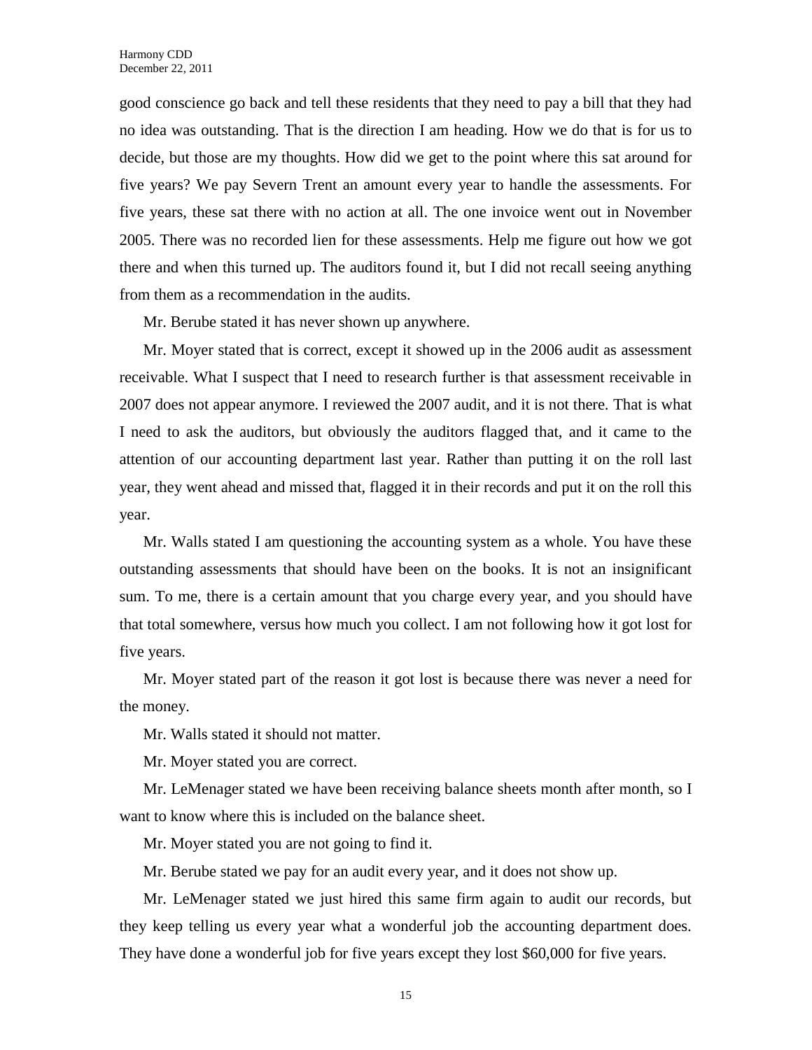good conscience go back and tell these residents that they need to pay a bill that they had no idea was outstanding. That is the direction I am heading. How we do that is for us to decide, but those are my thoughts. How did we get to the point where this sat around for five years? We pay Severn Trent an amount every year to handle the assessments. For five years, these sat there with no action at all. The one invoice went out in November 2005. There was no recorded lien for these assessments. Help me figure out how we got there and when this turned up. The auditors found it, but I did not recall seeing anything from them as a recommendation in the audits.

Mr. Berube stated it has never shown up anywhere.

Mr. Moyer stated that is correct, except it showed up in the 2006 audit as assessment receivable. What I suspect that I need to research further is that assessment receivable in 2007 does not appear anymore. I reviewed the 2007 audit, and it is not there. That is what I need to ask the auditors, but obviously the auditors flagged that, and it came to the attention of our accounting department last year. Rather than putting it on the roll last year, they went ahead and missed that, flagged it in their records and put it on the roll this year.

Mr. Walls stated I am questioning the accounting system as a whole. You have these outstanding assessments that should have been on the books. It is not an insignificant sum. To me, there is a certain amount that you charge every year, and you should have that total somewhere, versus how much you collect. I am not following how it got lost for five years.

Mr. Moyer stated part of the reason it got lost is because there was never a need for the money.

Mr. Walls stated it should not matter.

Mr. Moyer stated you are correct.

Mr. LeMenager stated we have been receiving balance sheets month after month, so I want to know where this is included on the balance sheet.

Mr. Moyer stated you are not going to find it.

Mr. Berube stated we pay for an audit every year, and it does not show up.

Mr. LeMenager stated we just hired this same firm again to audit our records, but they keep telling us every year what a wonderful job the accounting department does. They have done a wonderful job for five years except they lost $60,000 for five years.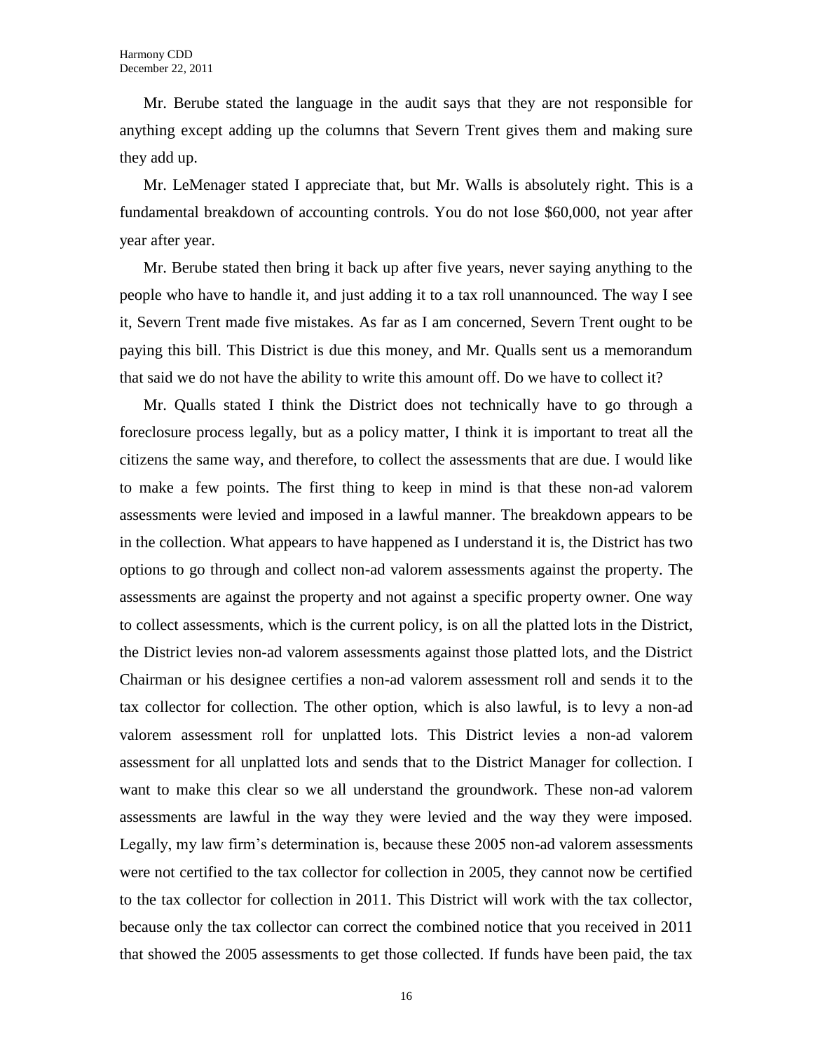Mr. Berube stated the language in the audit says that they are not responsible for anything except adding up the columns that Severn Trent gives them and making sure they add up.

Mr. LeMenager stated I appreciate that, but Mr. Walls is absolutely right. This is a fundamental breakdown of accounting controls. You do not lose $60,000, not year after year after year.

Mr. Berube stated then bring it back up after five years, never saying anything to the people who have to handle it, and just adding it to a tax roll unannounced. The way I see it, Severn Trent made five mistakes. As far as I am concerned, Severn Trent ought to be paying this bill. This District is due this money, and Mr. Qualls sent us a memorandum that said we do not have the ability to write this amount off. Do we have to collect it?

Mr. Qualls stated I think the District does not technically have to go through a foreclosure process legally, but as a policy matter, I think it is important to treat all the citizens the same way, and therefore, to collect the assessments that are due. I would like to make a few points. The first thing to keep in mind is that these non-ad valorem assessments were levied and imposed in a lawful manner. The breakdown appears to be in the collection. What appears to have happened as I understand it is, the District has two options to go through and collect non-ad valorem assessments against the property. The assessments are against the property and not against a specific property owner. One way to collect assessments, which is the current policy, is on all the platted lots in the District, the District levies non-ad valorem assessments against those platted lots, and the District Chairman or his designee certifies a non-ad valorem assessment roll and sends it to the tax collector for collection. The other option, which is also lawful, is to levy a non-ad valorem assessment roll for unplatted lots. This District levies a non-ad valorem assessment for all unplatted lots and sends that to the District Manager for collection. I want to make this clear so we all understand the groundwork. These non-ad valorem assessments are lawful in the way they were levied and the way they were imposed. Legally, my law firm's determination is, because these 2005 non-ad valorem assessments were not certified to the tax collector for collection in 2005, they cannot now be certified to the tax collector for collection in 2011. This District will work with the tax collector, because only the tax collector can correct the combined notice that you received in 2011 that showed the 2005 assessments to get those collected. If funds have been paid, the tax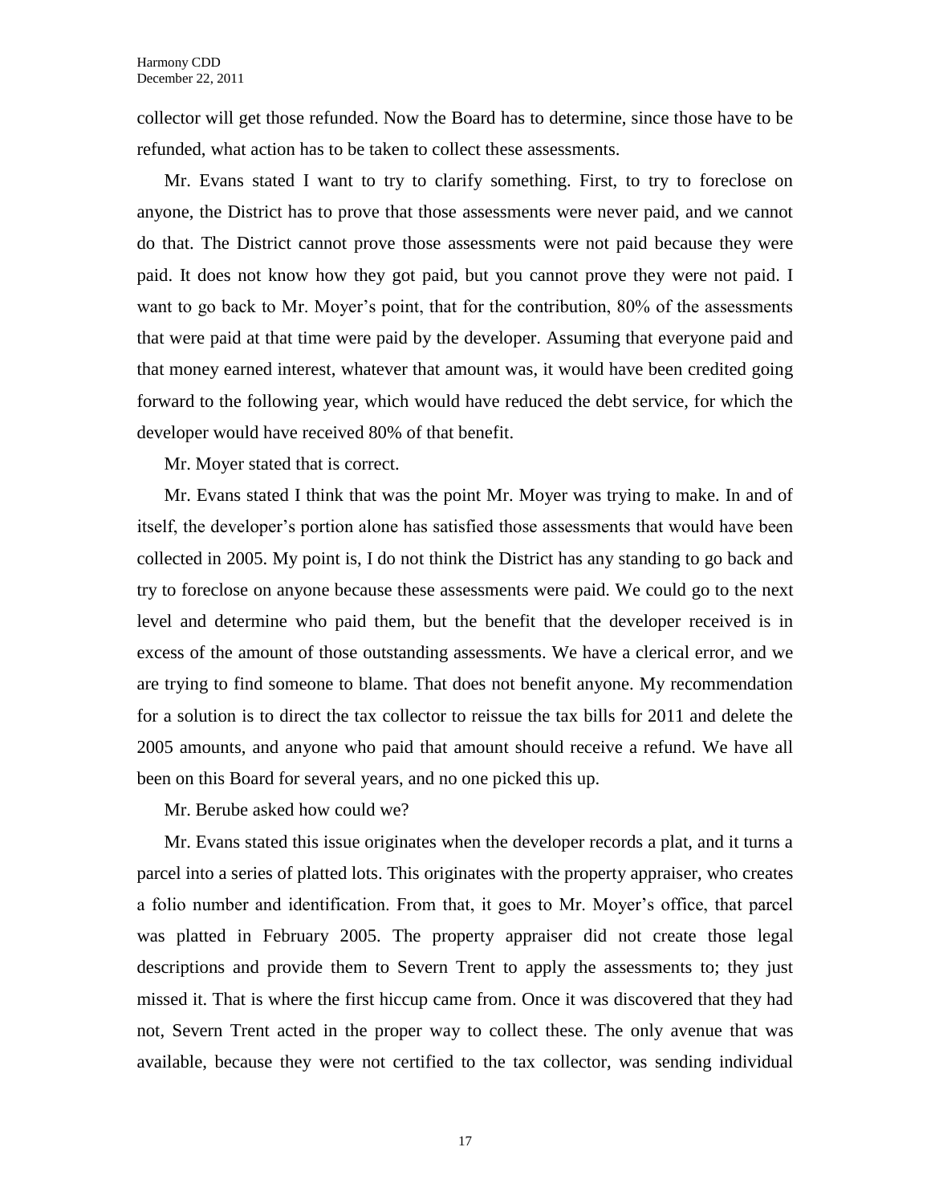collector will get those refunded. Now the Board has to determine, since those have to be refunded, what action has to be taken to collect these assessments.

Mr. Evans stated I want to try to clarify something. First, to try to foreclose on anyone, the District has to prove that those assessments were never paid, and we cannot do that. The District cannot prove those assessments were not paid because they were paid. It does not know how they got paid, but you cannot prove they were not paid. I want to go back to Mr. Moyer's point, that for the contribution, 80% of the assessments that were paid at that time were paid by the developer. Assuming that everyone paid and that money earned interest, whatever that amount was, it would have been credited going forward to the following year, which would have reduced the debt service, for which the developer would have received 80% of that benefit.

Mr. Moyer stated that is correct.

Mr. Evans stated I think that was the point Mr. Moyer was trying to make. In and of itself, the developer's portion alone has satisfied those assessments that would have been collected in 2005. My point is, I do not think the District has any standing to go back and try to foreclose on anyone because these assessments were paid. We could go to the next level and determine who paid them, but the benefit that the developer received is in excess of the amount of those outstanding assessments. We have a clerical error, and we are trying to find someone to blame. That does not benefit anyone. My recommendation for a solution is to direct the tax collector to reissue the tax bills for 2011 and delete the 2005 amounts, and anyone who paid that amount should receive a refund. We have all been on this Board for several years, and no one picked this up.

Mr. Berube asked how could we?

Mr. Evans stated this issue originates when the developer records a plat, and it turns a parcel into a series of platted lots. This originates with the property appraiser, who creates a folio number and identification. From that, it goes to Mr. Moyer's office, that parcel was platted in February 2005. The property appraiser did not create those legal descriptions and provide them to Severn Trent to apply the assessments to; they just missed it. That is where the first hiccup came from. Once it was discovered that they had not, Severn Trent acted in the proper way to collect these. The only avenue that was available, because they were not certified to the tax collector, was sending individual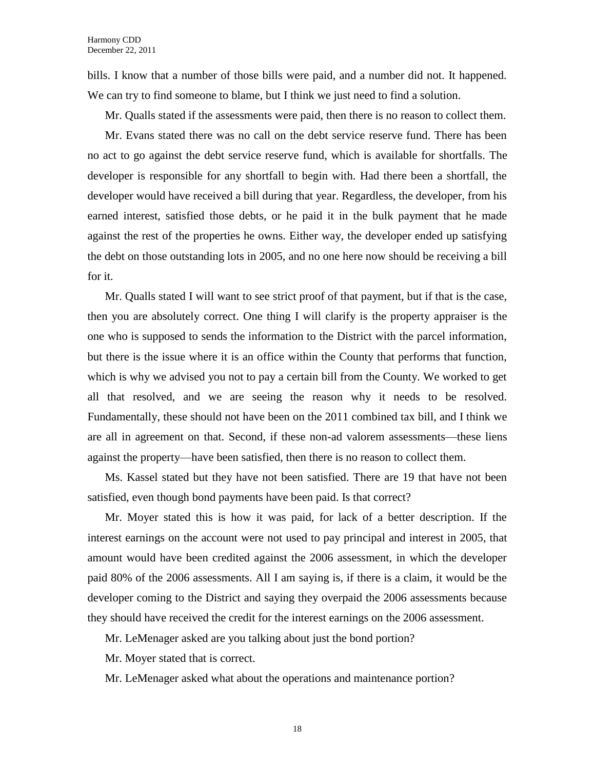bills. I know that a number of those bills were paid, and a number did not. It happened. We can try to find someone to blame, but I think we just need to find a solution.

Mr. Qualls stated if the assessments were paid, then there is no reason to collect them.

Mr. Evans stated there was no call on the debt service reserve fund. There has been no act to go against the debt service reserve fund, which is available for shortfalls. The developer is responsible for any shortfall to begin with. Had there been a shortfall, the developer would have received a bill during that year. Regardless, the developer, from his earned interest, satisfied those debts, or he paid it in the bulk payment that he made against the rest of the properties he owns. Either way, the developer ended up satisfying the debt on those outstanding lots in 2005, and no one here now should be receiving a bill for it.

Mr. Qualls stated I will want to see strict proof of that payment, but if that is the case, then you are absolutely correct. One thing I will clarify is the property appraiser is the one who is supposed to sends the information to the District with the parcel information, but there is the issue where it is an office within the County that performs that function, which is why we advised you not to pay a certain bill from the County. We worked to get all that resolved, and we are seeing the reason why it needs to be resolved. Fundamentally, these should not have been on the 2011 combined tax bill, and I think we are all in agreement on that. Second, if these non-ad valorem assessments—these liens against the property—have been satisfied, then there is no reason to collect them.

Ms. Kassel stated but they have not been satisfied. There are 19 that have not been satisfied, even though bond payments have been paid. Is that correct?

Mr. Moyer stated this is how it was paid, for lack of a better description. If the interest earnings on the account were not used to pay principal and interest in 2005, that amount would have been credited against the 2006 assessment, in which the developer paid 80% of the 2006 assessments. All I am saying is, if there is a claim, it would be the developer coming to the District and saying they overpaid the 2006 assessments because they should have received the credit for the interest earnings on the 2006 assessment.

Mr. LeMenager asked are you talking about just the bond portion?

Mr. Moyer stated that is correct.

Mr. LeMenager asked what about the operations and maintenance portion?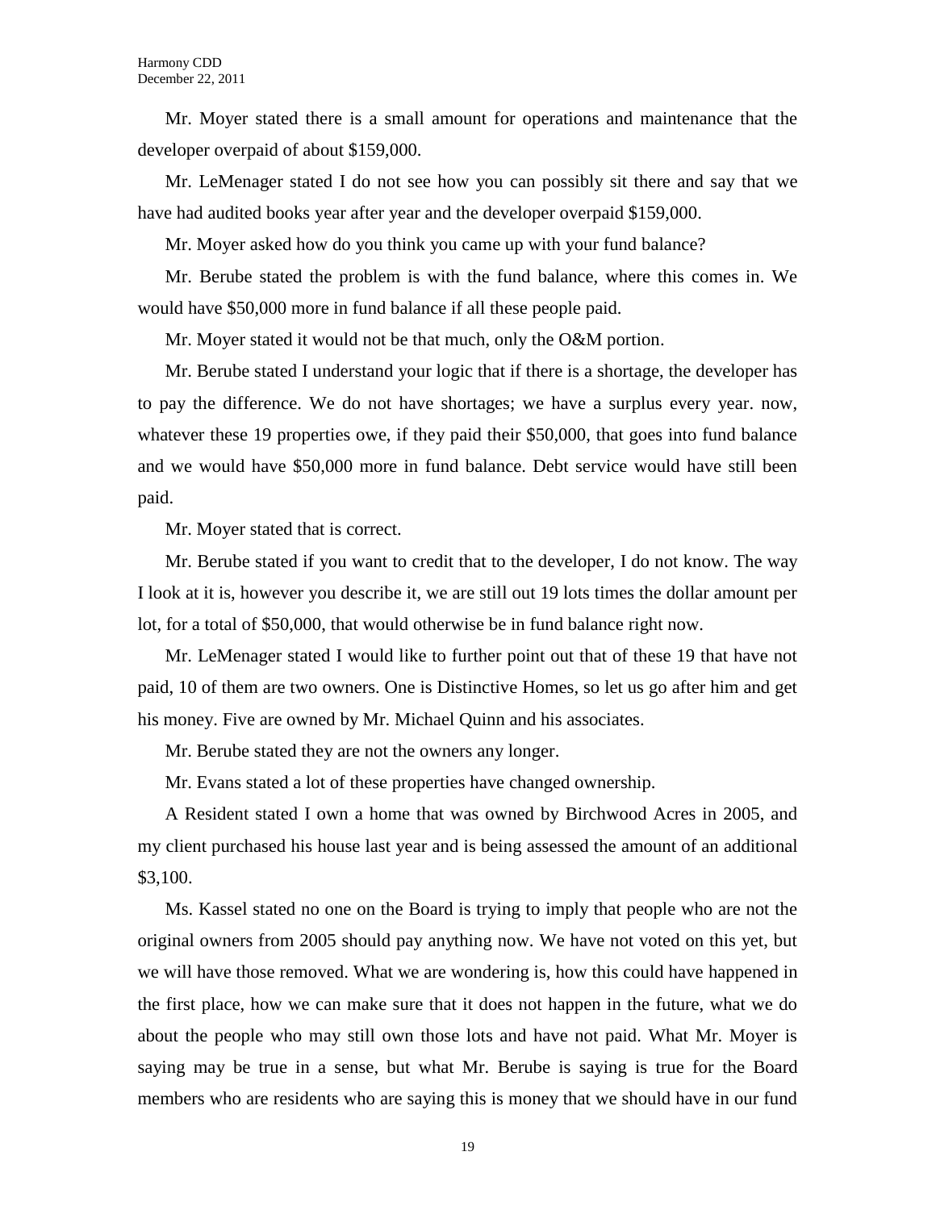Mr. Moyer stated there is a small amount for operations and maintenance that the developer overpaid of about $159,000.

Mr. LeMenager stated I do not see how you can possibly sit there and say that we have had audited books year after year and the developer overpaid $159,000.

Mr. Moyer asked how do you think you came up with your fund balance?

Mr. Berube stated the problem is with the fund balance, where this comes in. We would have $50,000 more in fund balance if all these people paid.

Mr. Moyer stated it would not be that much, only the O&M portion.

Mr. Berube stated I understand your logic that if there is a shortage, the developer has to pay the difference. We do not have shortages; we have a surplus every year. now, whatever these 19 properties owe, if they paid their $50,000, that goes into fund balance and we would have $50,000 more in fund balance. Debt service would have still been paid.

Mr. Moyer stated that is correct.

Mr. Berube stated if you want to credit that to the developer, I do not know. The way I look at it is, however you describe it, we are still out 19 lots times the dollar amount per lot, for a total of $50,000, that would otherwise be in fund balance right now.

Mr. LeMenager stated I would like to further point out that of these 19 that have not paid, 10 of them are two owners. One is Distinctive Homes, so let us go after him and get his money. Five are owned by Mr. Michael Quinn and his associates.

Mr. Berube stated they are not the owners any longer.

Mr. Evans stated a lot of these properties have changed ownership.

A Resident stated I own a home that was owned by Birchwood Acres in 2005, and my client purchased his house last year and is being assessed the amount of an additional $3,100.

Ms. Kassel stated no one on the Board is trying to imply that people who are not the original owners from 2005 should pay anything now. We have not voted on this yet, but we will have those removed. What we are wondering is, how this could have happened in the first place, how we can make sure that it does not happen in the future, what we do about the people who may still own those lots and have not paid. What Mr. Moyer is saying may be true in a sense, but what Mr. Berube is saying is true for the Board members who are residents who are saying this is money that we should have in our fund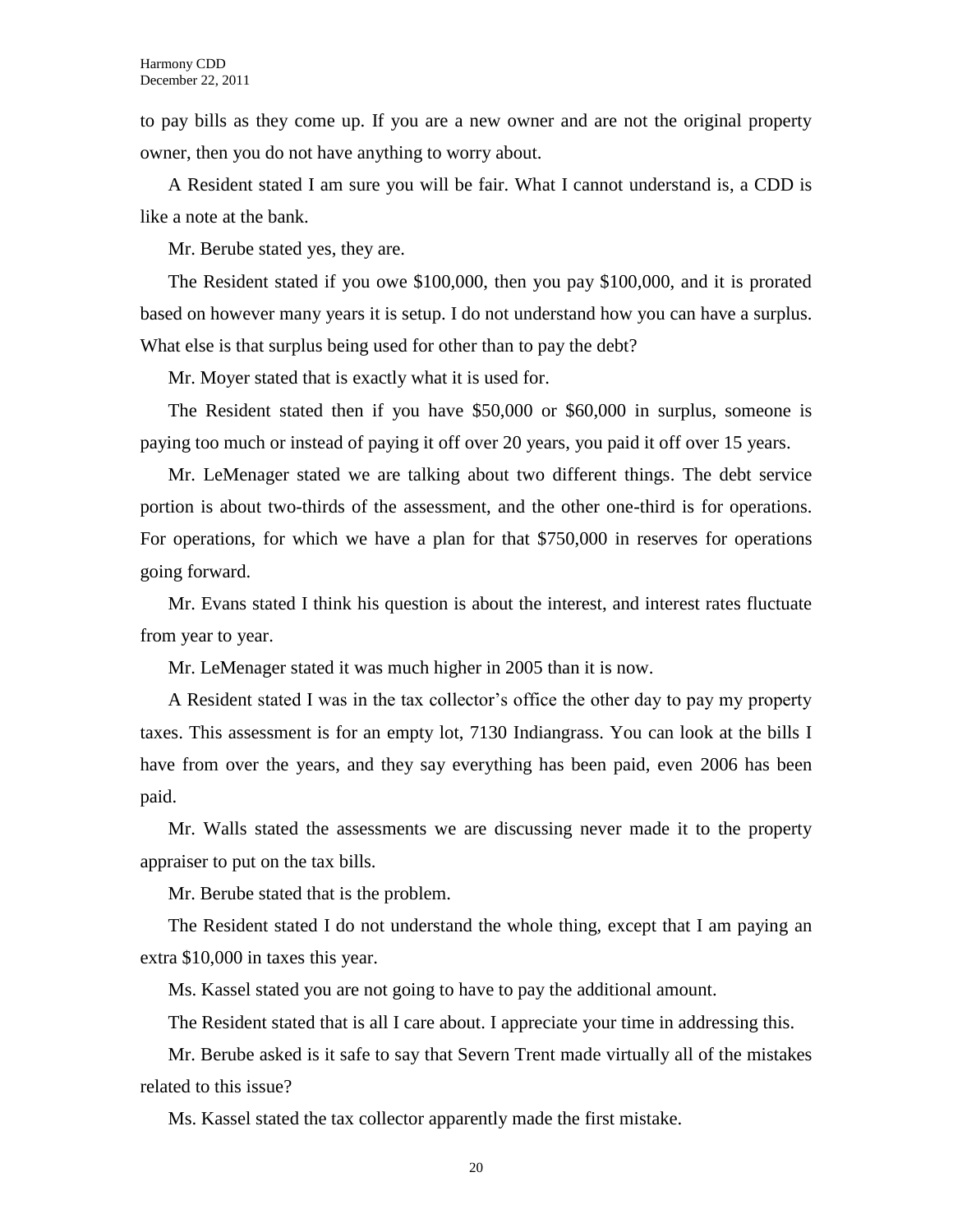to pay bills as they come up. If you are a new owner and are not the original property owner, then you do not have anything to worry about.

A Resident stated I am sure you will be fair. What I cannot understand is, a CDD is like a note at the bank.

Mr. Berube stated yes, they are.

The Resident stated if you owe $100,000, then you pay $100,000, and it is prorated based on however many years it is setup. I do not understand how you can have a surplus. What else is that surplus being used for other than to pay the debt?

Mr. Moyer stated that is exactly what it is used for.

The Resident stated then if you have $50,000 or $60,000 in surplus, someone is paying too much or instead of paying it off over 20 years, you paid it off over 15 years.

Mr. LeMenager stated we are talking about two different things. The debt service portion is about two-thirds of the assessment, and the other one-third is for operations. For operations, for which we have a plan for that $750,000 in reserves for operations going forward.

Mr. Evans stated I think his question is about the interest, and interest rates fluctuate from year to year.

Mr. LeMenager stated it was much higher in 2005 than it is now.

A Resident stated I was in the tax collector's office the other day to pay my property taxes. This assessment is for an empty lot, 7130 Indiangrass. You can look at the bills I have from over the years, and they say everything has been paid, even 2006 has been paid.

Mr. Walls stated the assessments we are discussing never made it to the property appraiser to put on the tax bills.

Mr. Berube stated that is the problem.

The Resident stated I do not understand the whole thing, except that I am paying an extra $10,000 in taxes this year.

Ms. Kassel stated you are not going to have to pay the additional amount.

The Resident stated that is all I care about. I appreciate your time in addressing this.

Mr. Berube asked is it safe to say that Severn Trent made virtually all of the mistakes related to this issue?

Ms. Kassel stated the tax collector apparently made the first mistake.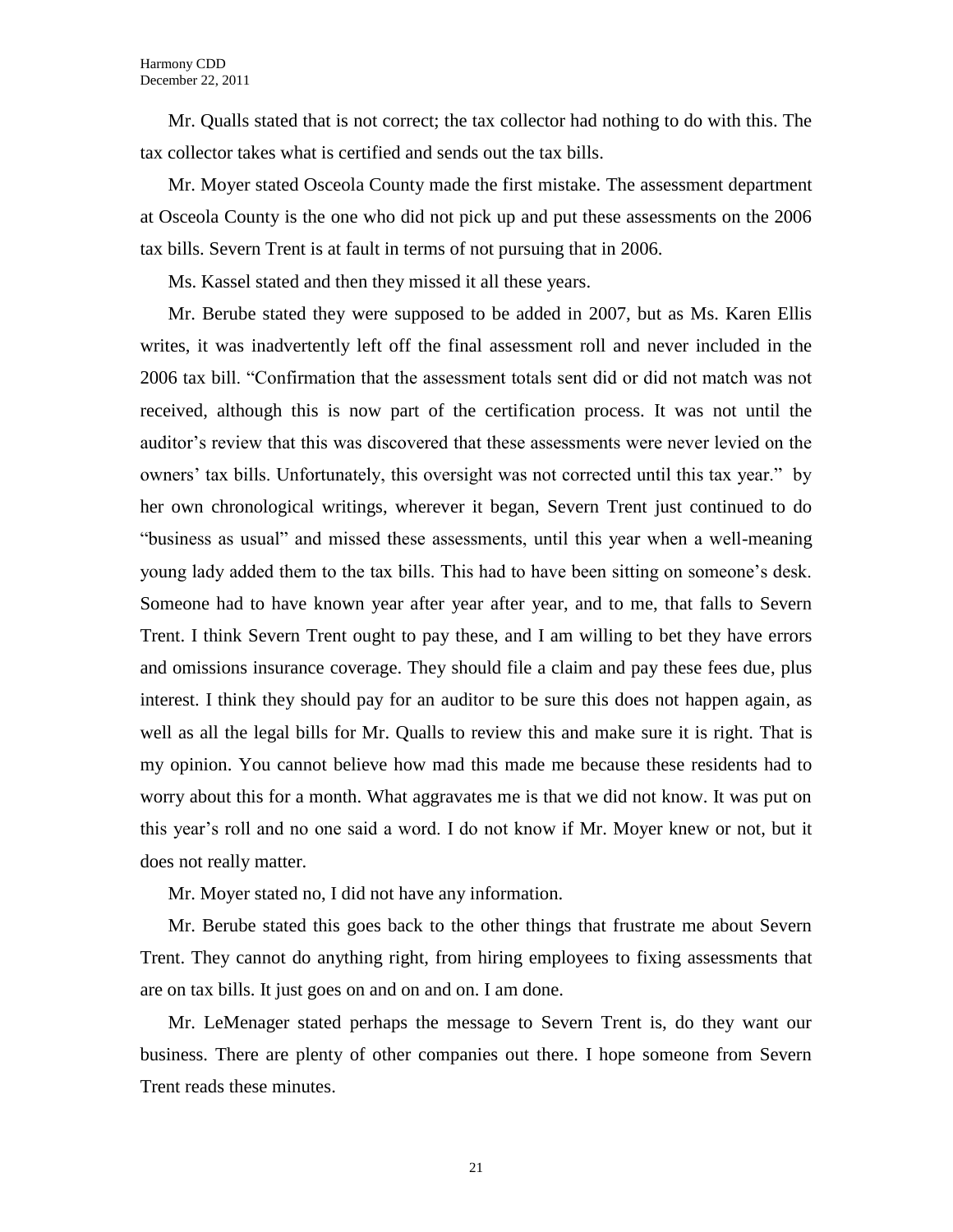Mr. Qualls stated that is not correct; the tax collector had nothing to do with this. The tax collector takes what is certified and sends out the tax bills.

Mr. Moyer stated Osceola County made the first mistake. The assessment department at Osceola County is the one who did not pick up and put these assessments on the 2006 tax bills. Severn Trent is at fault in terms of not pursuing that in 2006.

Ms. Kassel stated and then they missed it all these years.

Mr. Berube stated they were supposed to be added in 2007, but as Ms. Karen Ellis writes, it was inadvertently left off the final assessment roll and never included in the 2006 tax bill. "Confirmation that the assessment totals sent did or did not match was not received, although this is now part of the certification process. It was not until the auditor's review that this was discovered that these assessments were never levied on the owners' tax bills. Unfortunately, this oversight was not corrected until this tax year." by her own chronological writings, wherever it began, Severn Trent just continued to do "business as usual" and missed these assessments, until this year when a well-meaning young lady added them to the tax bills. This had to have been sitting on someone's desk. Someone had to have known year after year after year, and to me, that falls to Severn Trent. I think Severn Trent ought to pay these, and I am willing to bet they have errors and omissions insurance coverage. They should file a claim and pay these fees due, plus interest. I think they should pay for an auditor to be sure this does not happen again, as well as all the legal bills for Mr. Qualls to review this and make sure it is right. That is my opinion. You cannot believe how mad this made me because these residents had to worry about this for a month. What aggravates me is that we did not know. It was put on this year's roll and no one said a word. I do not know if Mr. Moyer knew or not, but it does not really matter.

Mr. Moyer stated no, I did not have any information.

Mr. Berube stated this goes back to the other things that frustrate me about Severn Trent. They cannot do anything right, from hiring employees to fixing assessments that are on tax bills. It just goes on and on and on. I am done.

Mr. LeMenager stated perhaps the message to Severn Trent is, do they want our business. There are plenty of other companies out there. I hope someone from Severn Trent reads these minutes.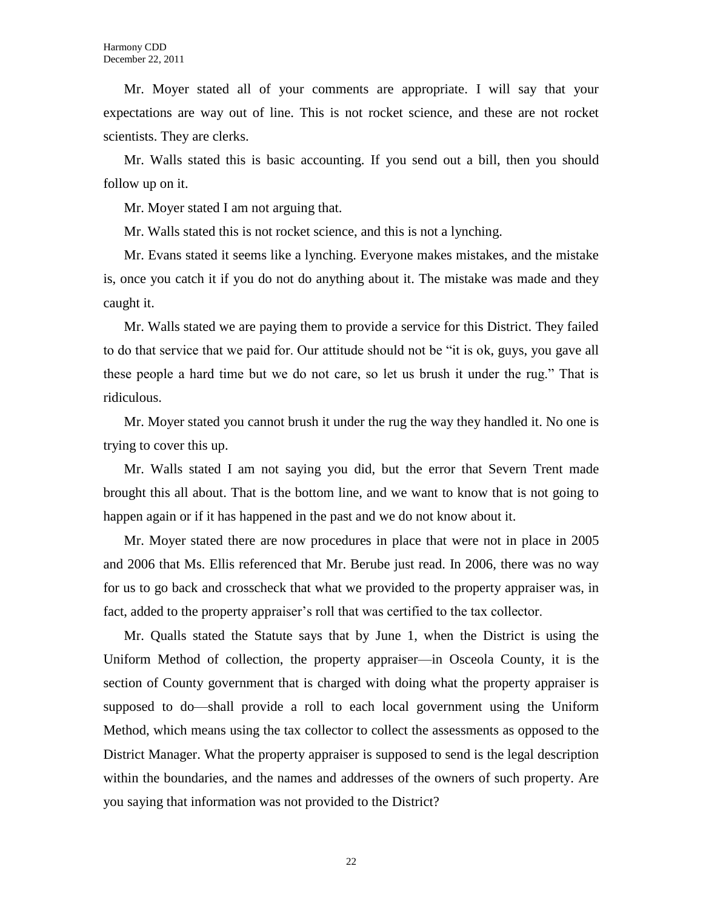Mr. Moyer stated all of your comments are appropriate. I will say that your expectations are way out of line. This is not rocket science, and these are not rocket scientists. They are clerks.

Mr. Walls stated this is basic accounting. If you send out a bill, then you should follow up on it.

Mr. Moyer stated I am not arguing that.

Mr. Walls stated this is not rocket science, and this is not a lynching.

Mr. Evans stated it seems like a lynching. Everyone makes mistakes, and the mistake is, once you catch it if you do not do anything about it. The mistake was made and they caught it.

Mr. Walls stated we are paying them to provide a service for this District. They failed to do that service that we paid for. Our attitude should not be "it is ok, guys, you gave all these people a hard time but we do not care, so let us brush it under the rug." That is ridiculous.

Mr. Moyer stated you cannot brush it under the rug the way they handled it. No one is trying to cover this up.

Mr. Walls stated I am not saying you did, but the error that Severn Trent made brought this all about. That is the bottom line, and we want to know that is not going to happen again or if it has happened in the past and we do not know about it.

Mr. Moyer stated there are now procedures in place that were not in place in 2005 and 2006 that Ms. Ellis referenced that Mr. Berube just read. In 2006, there was no way for us to go back and crosscheck that what we provided to the property appraiser was, in fact, added to the property appraiser's roll that was certified to the tax collector.

Mr. Qualls stated the Statute says that by June 1, when the District is using the Uniform Method of collection, the property appraiser—in Osceola County, it is the section of County government that is charged with doing what the property appraiser is supposed to do—shall provide a roll to each local government using the Uniform Method, which means using the tax collector to collect the assessments as opposed to the District Manager. What the property appraiser is supposed to send is the legal description within the boundaries, and the names and addresses of the owners of such property. Are you saying that information was not provided to the District?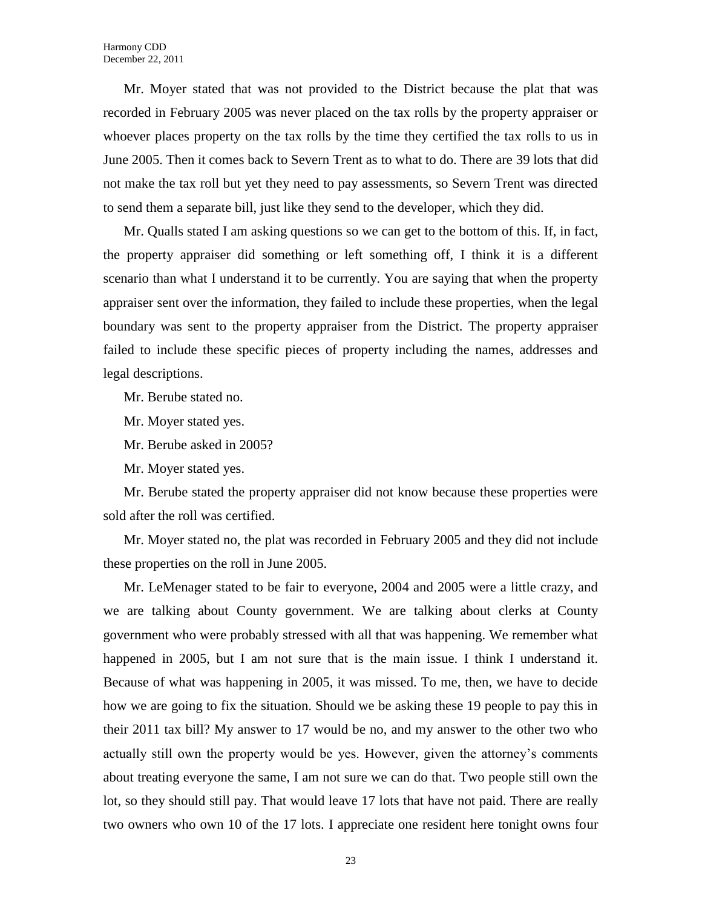Mr. Moyer stated that was not provided to the District because the plat that was recorded in February 2005 was never placed on the tax rolls by the property appraiser or whoever places property on the tax rolls by the time they certified the tax rolls to us in June 2005. Then it comes back to Severn Trent as to what to do. There are 39 lots that did not make the tax roll but yet they need to pay assessments, so Severn Trent was directed to send them a separate bill, just like they send to the developer, which they did.

Mr. Qualls stated I am asking questions so we can get to the bottom of this. If, in fact, the property appraiser did something or left something off, I think it is a different scenario than what I understand it to be currently. You are saying that when the property appraiser sent over the information, they failed to include these properties, when the legal boundary was sent to the property appraiser from the District. The property appraiser failed to include these specific pieces of property including the names, addresses and legal descriptions.

Mr. Berube stated no.

Mr. Moyer stated yes.

Mr. Berube asked in 2005?

Mr. Moyer stated yes.

Mr. Berube stated the property appraiser did not know because these properties were sold after the roll was certified.

Mr. Moyer stated no, the plat was recorded in February 2005 and they did not include these properties on the roll in June 2005.

Mr. LeMenager stated to be fair to everyone, 2004 and 2005 were a little crazy, and we are talking about County government. We are talking about clerks at County government who were probably stressed with all that was happening. We remember what happened in 2005, but I am not sure that is the main issue. I think I understand it. Because of what was happening in 2005, it was missed. To me, then, we have to decide how we are going to fix the situation. Should we be asking these 19 people to pay this in their 2011 tax bill? My answer to 17 would be no, and my answer to the other two who actually still own the property would be yes. However, given the attorney's comments about treating everyone the same, I am not sure we can do that. Two people still own the lot, so they should still pay. That would leave 17 lots that have not paid. There are really two owners who own 10 of the 17 lots. I appreciate one resident here tonight owns four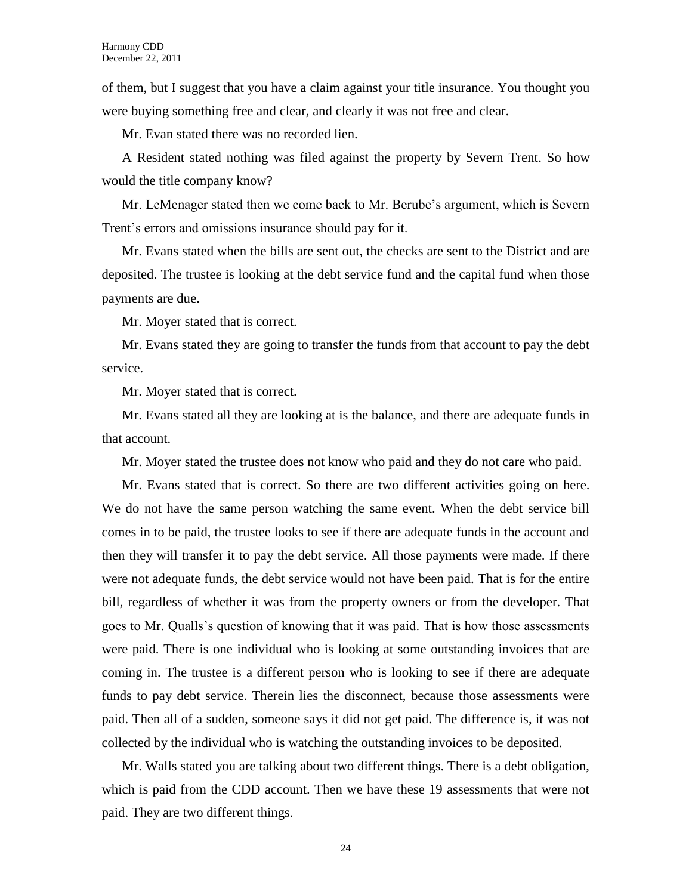of them, but I suggest that you have a claim against your title insurance. You thought you were buying something free and clear, and clearly it was not free and clear.

Mr. Evan stated there was no recorded lien.

A Resident stated nothing was filed against the property by Severn Trent. So how would the title company know?

Mr. LeMenager stated then we come back to Mr. Berube's argument, which is Severn Trent's errors and omissions insurance should pay for it.

Mr. Evans stated when the bills are sent out, the checks are sent to the District and are deposited. The trustee is looking at the debt service fund and the capital fund when those payments are due.

Mr. Moyer stated that is correct.

Mr. Evans stated they are going to transfer the funds from that account to pay the debt service.

Mr. Moyer stated that is correct.

Mr. Evans stated all they are looking at is the balance, and there are adequate funds in that account.

Mr. Moyer stated the trustee does not know who paid and they do not care who paid.

Mr. Evans stated that is correct. So there are two different activities going on here. We do not have the same person watching the same event. When the debt service bill comes in to be paid, the trustee looks to see if there are adequate funds in the account and then they will transfer it to pay the debt service. All those payments were made. If there were not adequate funds, the debt service would not have been paid. That is for the entire bill, regardless of whether it was from the property owners or from the developer. That goes to Mr. Qualls's question of knowing that it was paid. That is how those assessments were paid. There is one individual who is looking at some outstanding invoices that are coming in. The trustee is a different person who is looking to see if there are adequate funds to pay debt service. Therein lies the disconnect, because those assessments were paid. Then all of a sudden, someone says it did not get paid. The difference is, it was not collected by the individual who is watching the outstanding invoices to be deposited.

Mr. Walls stated you are talking about two different things. There is a debt obligation, which is paid from the CDD account. Then we have these 19 assessments that were not paid. They are two different things.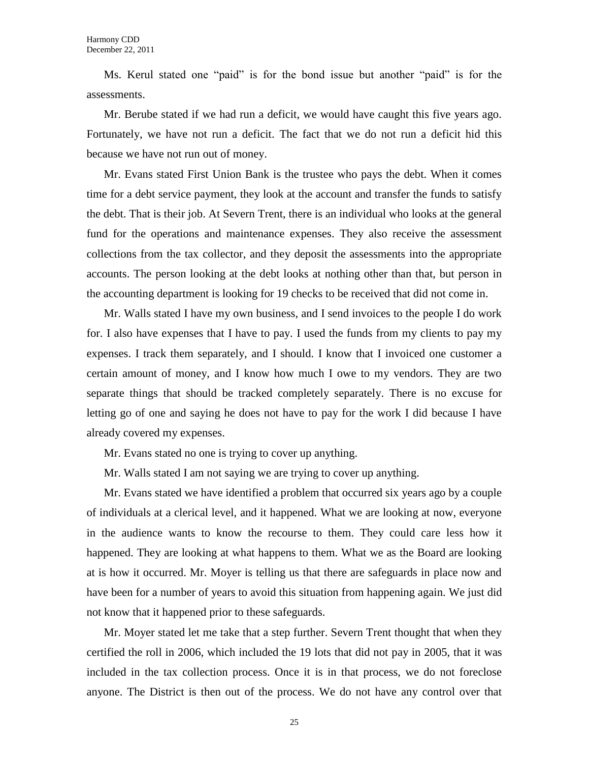Ms. Kerul stated one "paid" is for the bond issue but another "paid" is for the assessments.

Mr. Berube stated if we had run a deficit, we would have caught this five years ago. Fortunately, we have not run a deficit. The fact that we do not run a deficit hid this because we have not run out of money.

Mr. Evans stated First Union Bank is the trustee who pays the debt. When it comes time for a debt service payment, they look at the account and transfer the funds to satisfy the debt. That is their job. At Severn Trent, there is an individual who looks at the general fund for the operations and maintenance expenses. They also receive the assessment collections from the tax collector, and they deposit the assessments into the appropriate accounts. The person looking at the debt looks at nothing other than that, but person in the accounting department is looking for 19 checks to be received that did not come in.

Mr. Walls stated I have my own business, and I send invoices to the people I do work for. I also have expenses that I have to pay. I used the funds from my clients to pay my expenses. I track them separately, and I should. I know that I invoiced one customer a certain amount of money, and I know how much I owe to my vendors. They are two separate things that should be tracked completely separately. There is no excuse for letting go of one and saying he does not have to pay for the work I did because I have already covered my expenses.

Mr. Evans stated no one is trying to cover up anything.

Mr. Walls stated I am not saying we are trying to cover up anything.

Mr. Evans stated we have identified a problem that occurred six years ago by a couple of individuals at a clerical level, and it happened. What we are looking at now, everyone in the audience wants to know the recourse to them. They could care less how it happened. They are looking at what happens to them. What we as the Board are looking at is how it occurred. Mr. Moyer is telling us that there are safeguards in place now and have been for a number of years to avoid this situation from happening again. We just did not know that it happened prior to these safeguards.

Mr. Moyer stated let me take that a step further. Severn Trent thought that when they certified the roll in 2006, which included the 19 lots that did not pay in 2005, that it was included in the tax collection process. Once it is in that process, we do not foreclose anyone. The District is then out of the process. We do not have any control over that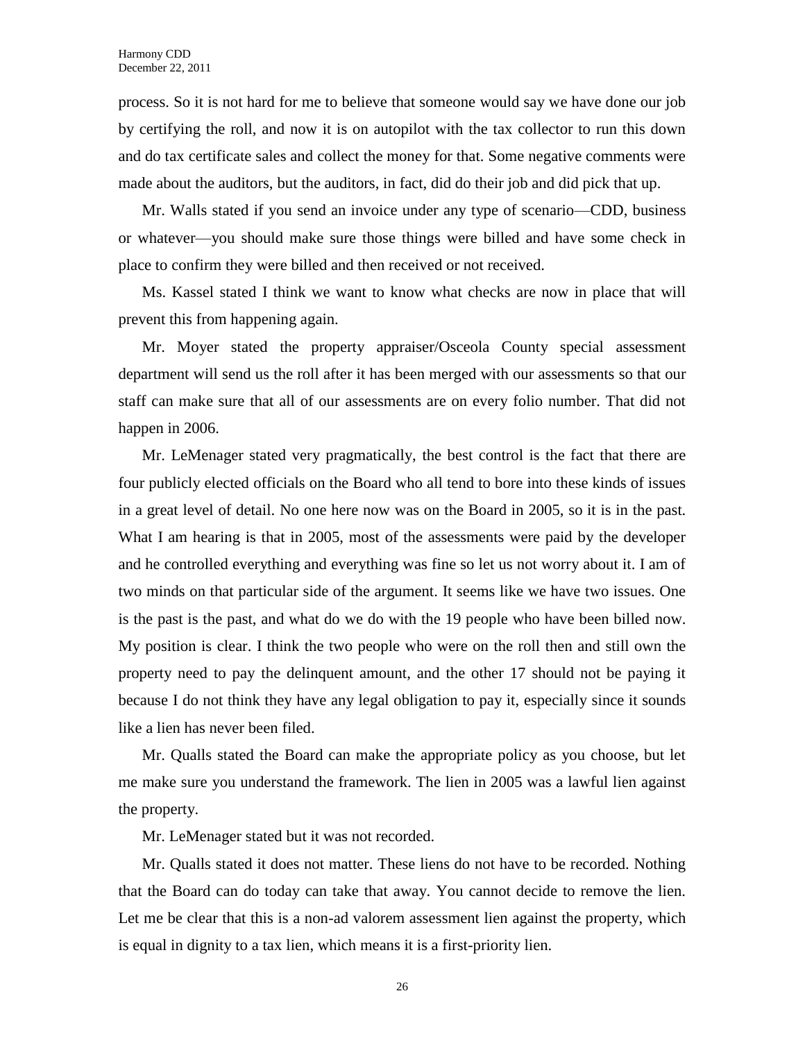process. So it is not hard for me to believe that someone would say we have done our job by certifying the roll, and now it is on autopilot with the tax collector to run this down and do tax certificate sales and collect the money for that. Some negative comments were made about the auditors, but the auditors, in fact, did do their job and did pick that up.

Mr. Walls stated if you send an invoice under any type of scenario—CDD, business or whatever—you should make sure those things were billed and have some check in place to confirm they were billed and then received or not received.

Ms. Kassel stated I think we want to know what checks are now in place that will prevent this from happening again.

Mr. Moyer stated the property appraiser/Osceola County special assessment department will send us the roll after it has been merged with our assessments so that our staff can make sure that all of our assessments are on every folio number. That did not happen in 2006.

Mr. LeMenager stated very pragmatically, the best control is the fact that there are four publicly elected officials on the Board who all tend to bore into these kinds of issues in a great level of detail. No one here now was on the Board in 2005, so it is in the past. What I am hearing is that in 2005, most of the assessments were paid by the developer and he controlled everything and everything was fine so let us not worry about it. I am of two minds on that particular side of the argument. It seems like we have two issues. One is the past is the past, and what do we do with the 19 people who have been billed now. My position is clear. I think the two people who were on the roll then and still own the property need to pay the delinquent amount, and the other 17 should not be paying it because I do not think they have any legal obligation to pay it, especially since it sounds like a lien has never been filed.

Mr. Qualls stated the Board can make the appropriate policy as you choose, but let me make sure you understand the framework. The lien in 2005 was a lawful lien against the property.

Mr. LeMenager stated but it was not recorded.

Mr. Qualls stated it does not matter. These liens do not have to be recorded. Nothing that the Board can do today can take that away. You cannot decide to remove the lien. Let me be clear that this is a non-ad valorem assessment lien against the property, which is equal in dignity to a tax lien, which means it is a first-priority lien.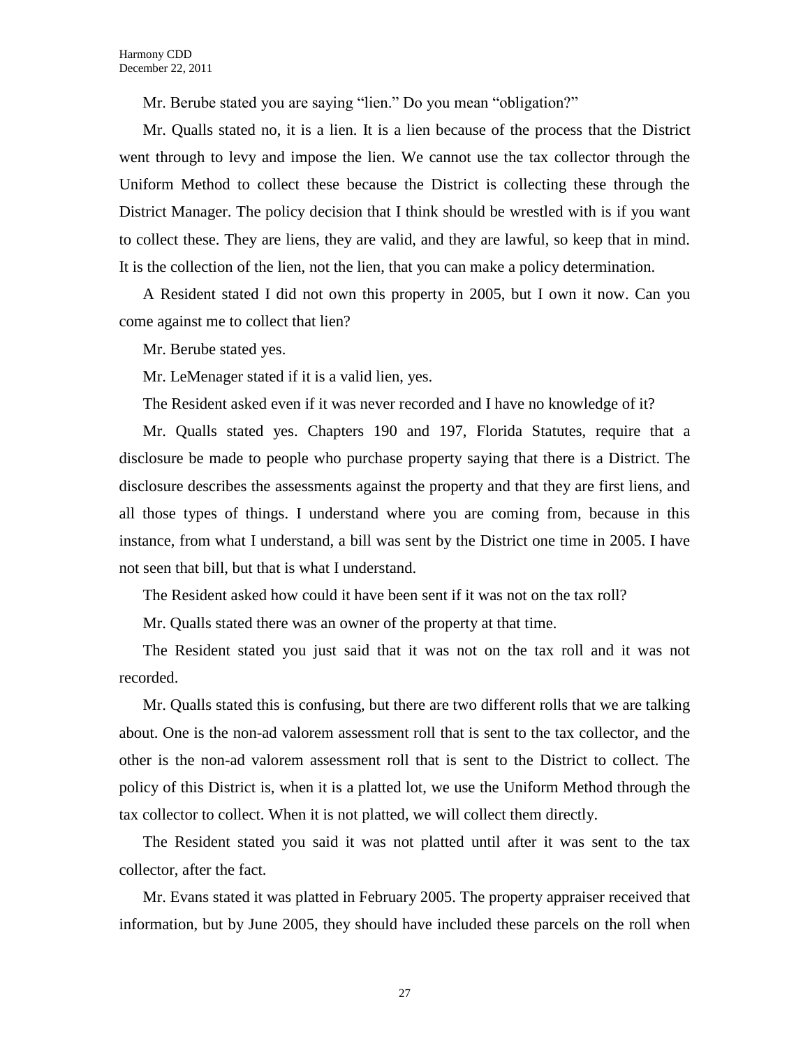Mr. Berube stated you are saying "lien." Do you mean "obligation?"

Mr. Qualls stated no, it is a lien. It is a lien because of the process that the District went through to levy and impose the lien. We cannot use the tax collector through the Uniform Method to collect these because the District is collecting these through the District Manager. The policy decision that I think should be wrestled with is if you want to collect these. They are liens, they are valid, and they are lawful, so keep that in mind. It is the collection of the lien, not the lien, that you can make a policy determination.

A Resident stated I did not own this property in 2005, but I own it now. Can you come against me to collect that lien?

Mr. Berube stated yes.

Mr. LeMenager stated if it is a valid lien, yes.

The Resident asked even if it was never recorded and I have no knowledge of it?

Mr. Qualls stated yes. Chapters 190 and 197, Florida Statutes, require that a disclosure be made to people who purchase property saying that there is a District. The disclosure describes the assessments against the property and that they are first liens, and all those types of things. I understand where you are coming from, because in this instance, from what I understand, a bill was sent by the District one time in 2005. I have not seen that bill, but that is what I understand.

The Resident asked how could it have been sent if it was not on the tax roll?

Mr. Qualls stated there was an owner of the property at that time.

The Resident stated you just said that it was not on the tax roll and it was not recorded.

Mr. Qualls stated this is confusing, but there are two different rolls that we are talking about. One is the non-ad valorem assessment roll that is sent to the tax collector, and the other is the non-ad valorem assessment roll that is sent to the District to collect. The policy of this District is, when it is a platted lot, we use the Uniform Method through the tax collector to collect. When it is not platted, we will collect them directly.

The Resident stated you said it was not platted until after it was sent to the tax collector, after the fact.

Mr. Evans stated it was platted in February 2005. The property appraiser received that information, but by June 2005, they should have included these parcels on the roll when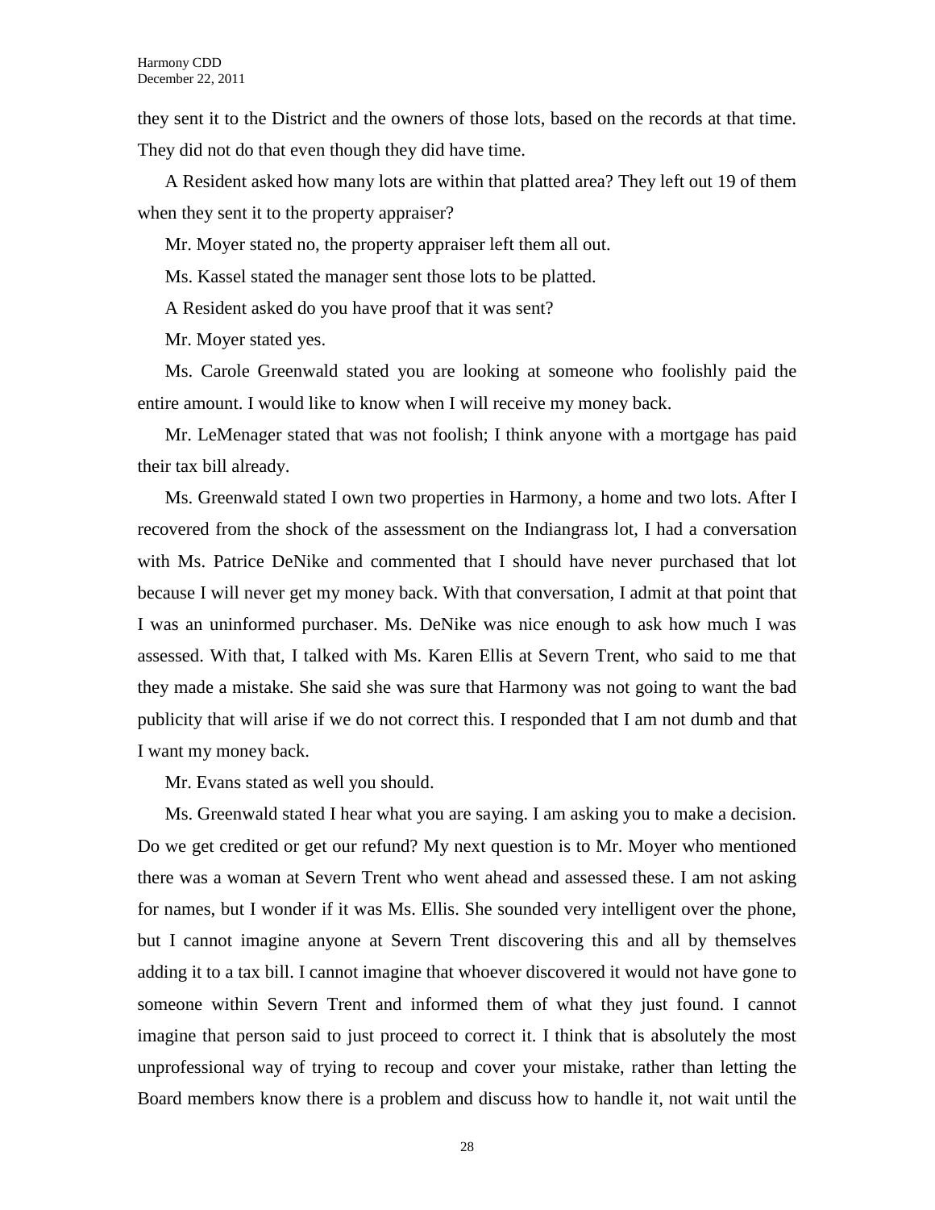they sent it to the District and the owners of those lots, based on the records at that time. They did not do that even though they did have time.

A Resident asked how many lots are within that platted area? They left out 19 of them when they sent it to the property appraiser?

Mr. Moyer stated no, the property appraiser left them all out.

Ms. Kassel stated the manager sent those lots to be platted.

A Resident asked do you have proof that it was sent?

Mr. Moyer stated yes.

Ms. Carole Greenwald stated you are looking at someone who foolishly paid the entire amount. I would like to know when I will receive my money back.

Mr. LeMenager stated that was not foolish; I think anyone with a mortgage has paid their tax bill already.

Ms. Greenwald stated I own two properties in Harmony, a home and two lots. After I recovered from the shock of the assessment on the Indiangrass lot, I had a conversation with Ms. Patrice DeNike and commented that I should have never purchased that lot because I will never get my money back. With that conversation, I admit at that point that I was an uninformed purchaser. Ms. DeNike was nice enough to ask how much I was assessed. With that, I talked with Ms. Karen Ellis at Severn Trent, who said to me that they made a mistake. She said she was sure that Harmony was not going to want the bad publicity that will arise if we do not correct this. I responded that I am not dumb and that I want my money back.

Mr. Evans stated as well you should.

Ms. Greenwald stated I hear what you are saying. I am asking you to make a decision. Do we get credited or get our refund? My next question is to Mr. Moyer who mentioned there was a woman at Severn Trent who went ahead and assessed these. I am not asking for names, but I wonder if it was Ms. Ellis. She sounded very intelligent over the phone, but I cannot imagine anyone at Severn Trent discovering this and all by themselves adding it to a tax bill. I cannot imagine that whoever discovered it would not have gone to someone within Severn Trent and informed them of what they just found. I cannot imagine that person said to just proceed to correct it. I think that is absolutely the most unprofessional way of trying to recoup and cover your mistake, rather than letting the Board members know there is a problem and discuss how to handle it, not wait until the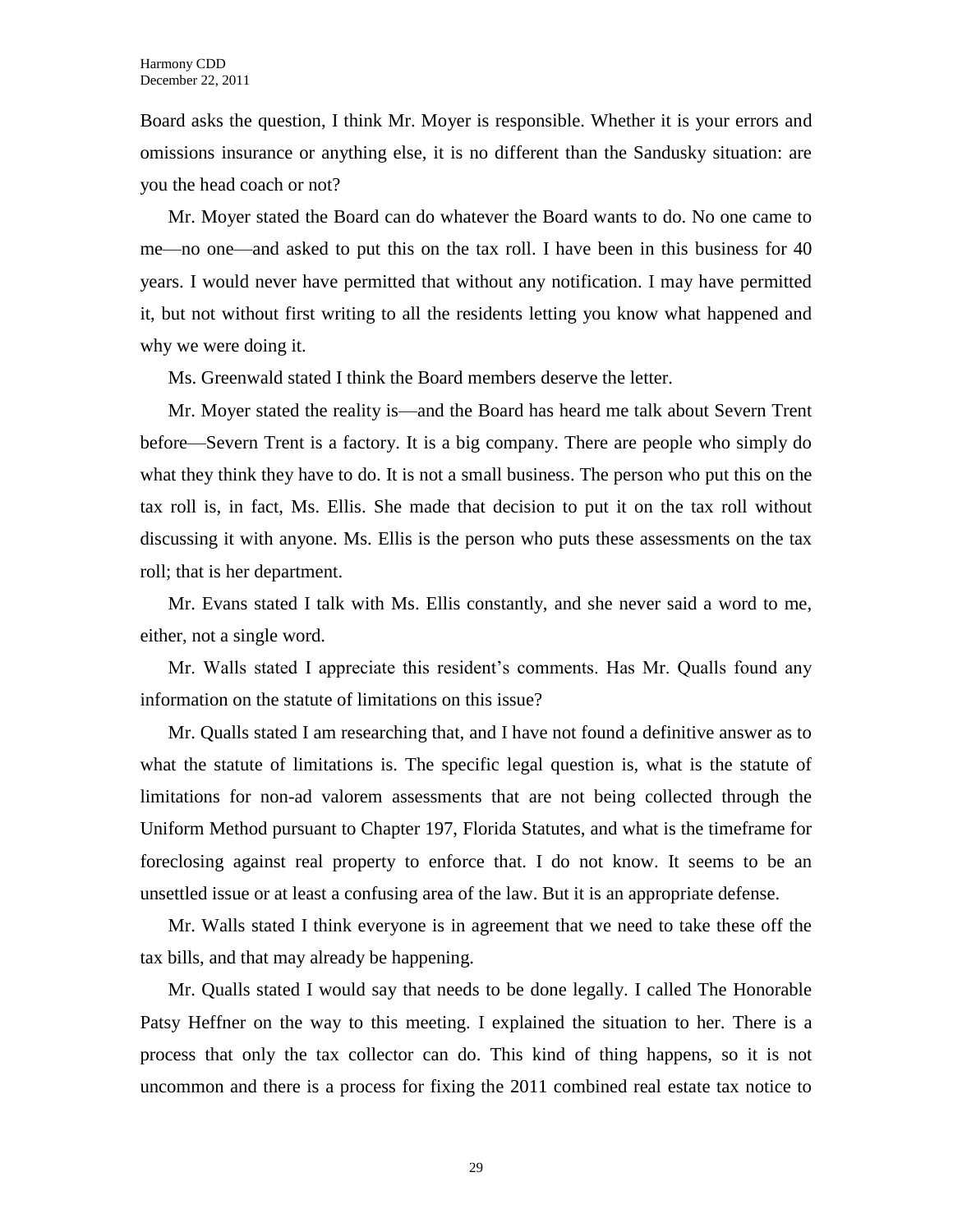Board asks the question, I think Mr. Moyer is responsible. Whether it is your errors and omissions insurance or anything else, it is no different than the Sandusky situation: are you the head coach or not?

Mr. Moyer stated the Board can do whatever the Board wants to do. No one came to me—no one—and asked to put this on the tax roll. I have been in this business for 40 years. I would never have permitted that without any notification. I may have permitted it, but not without first writing to all the residents letting you know what happened and why we were doing it.

Ms. Greenwald stated I think the Board members deserve the letter.

Mr. Moyer stated the reality is—and the Board has heard me talk about Severn Trent before—Severn Trent is a factory. It is a big company. There are people who simply do what they think they have to do. It is not a small business. The person who put this on the tax roll is, in fact, Ms. Ellis. She made that decision to put it on the tax roll without discussing it with anyone. Ms. Ellis is the person who puts these assessments on the tax roll; that is her department.

Mr. Evans stated I talk with Ms. Ellis constantly, and she never said a word to me, either, not a single word.

Mr. Walls stated I appreciate this resident's comments. Has Mr. Qualls found any information on the statute of limitations on this issue?

Mr. Qualls stated I am researching that, and I have not found a definitive answer as to what the statute of limitations is. The specific legal question is, what is the statute of limitations for non-ad valorem assessments that are not being collected through the Uniform Method pursuant to Chapter 197, Florida Statutes, and what is the timeframe for foreclosing against real property to enforce that. I do not know. It seems to be an unsettled issue or at least a confusing area of the law. But it is an appropriate defense.

Mr. Walls stated I think everyone is in agreement that we need to take these off the tax bills, and that may already be happening.

Mr. Qualls stated I would say that needs to be done legally. I called The Honorable Patsy Heffner on the way to this meeting. I explained the situation to her. There is a process that only the tax collector can do. This kind of thing happens, so it is not uncommon and there is a process for fixing the 2011 combined real estate tax notice to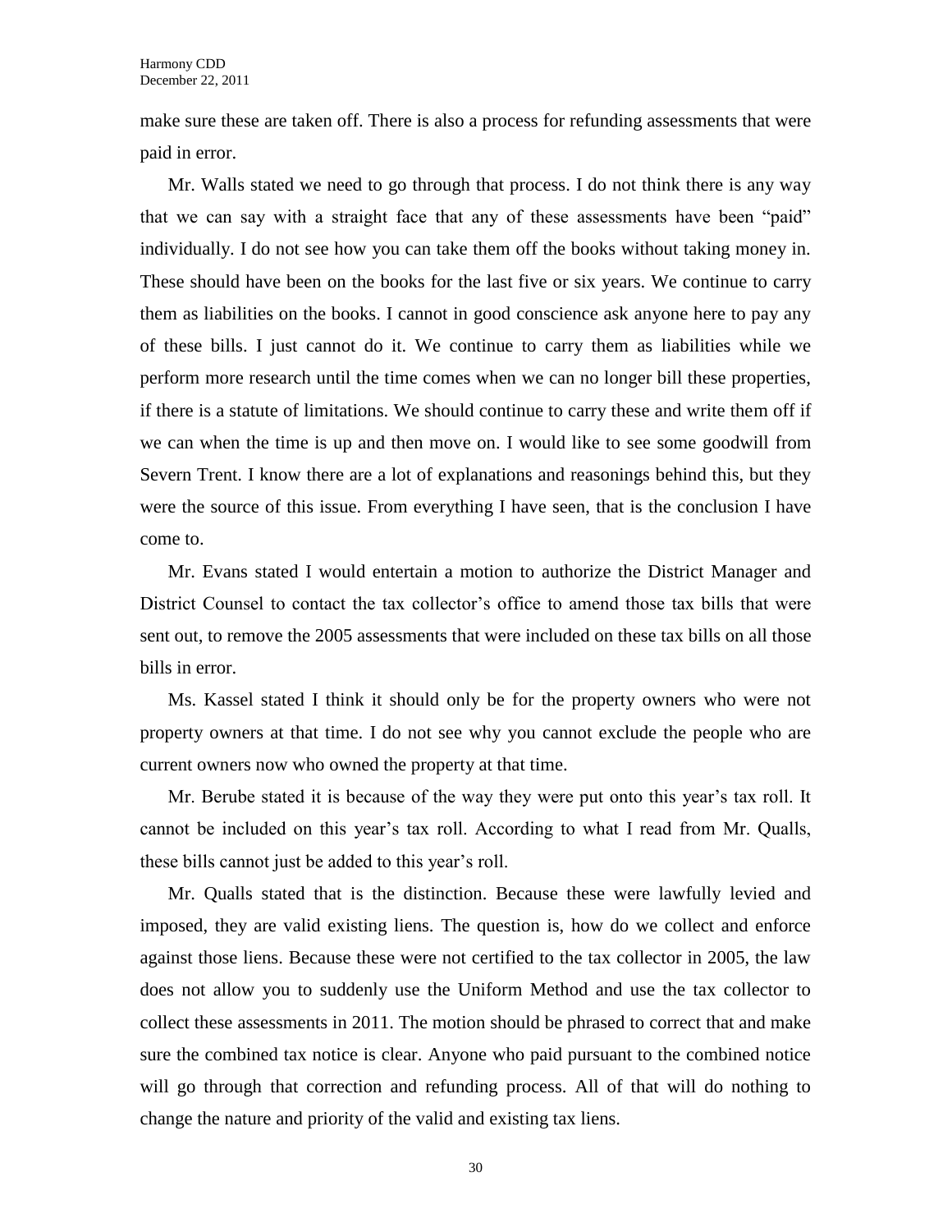make sure these are taken off. There is also a process for refunding assessments that were paid in error.

Mr. Walls stated we need to go through that process. I do not think there is any way that we can say with a straight face that any of these assessments have been "paid" individually. I do not see how you can take them off the books without taking money in. These should have been on the books for the last five or six years. We continue to carry them as liabilities on the books. I cannot in good conscience ask anyone here to pay any of these bills. I just cannot do it. We continue to carry them as liabilities while we perform more research until the time comes when we can no longer bill these properties, if there is a statute of limitations. We should continue to carry these and write them off if we can when the time is up and then move on. I would like to see some goodwill from Severn Trent. I know there are a lot of explanations and reasonings behind this, but they were the source of this issue. From everything I have seen, that is the conclusion I have come to.

Mr. Evans stated I would entertain a motion to authorize the District Manager and District Counsel to contact the tax collector's office to amend those tax bills that were sent out, to remove the 2005 assessments that were included on these tax bills on all those bills in error.

Ms. Kassel stated I think it should only be for the property owners who were not property owners at that time. I do not see why you cannot exclude the people who are current owners now who owned the property at that time.

Mr. Berube stated it is because of the way they were put onto this year's tax roll. It cannot be included on this year's tax roll. According to what I read from Mr. Qualls, these bills cannot just be added to this year's roll.

Mr. Qualls stated that is the distinction. Because these were lawfully levied and imposed, they are valid existing liens. The question is, how do we collect and enforce against those liens. Because these were not certified to the tax collector in 2005, the law does not allow you to suddenly use the Uniform Method and use the tax collector to collect these assessments in 2011. The motion should be phrased to correct that and make sure the combined tax notice is clear. Anyone who paid pursuant to the combined notice will go through that correction and refunding process. All of that will do nothing to change the nature and priority of the valid and existing tax liens.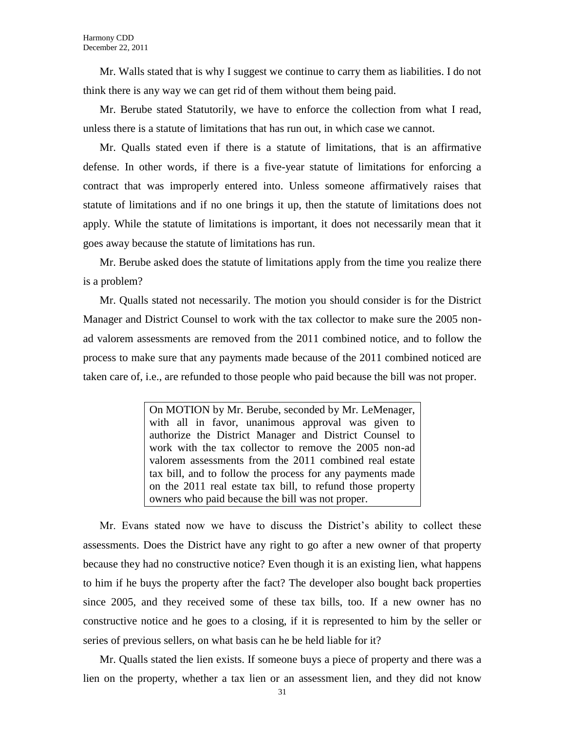Mr. Walls stated that is why I suggest we continue to carry them as liabilities. I do not think there is any way we can get rid of them without them being paid.

Mr. Berube stated Statutorily, we have to enforce the collection from what I read, unless there is a statute of limitations that has run out, in which case we cannot.

Mr. Qualls stated even if there is a statute of limitations, that is an affirmative defense. In other words, if there is a five-year statute of limitations for enforcing a contract that was improperly entered into. Unless someone affirmatively raises that statute of limitations and if no one brings it up, then the statute of limitations does not apply. While the statute of limitations is important, it does not necessarily mean that it goes away because the statute of limitations has run.

Mr. Berube asked does the statute of limitations apply from the time you realize there is a problem?

Mr. Qualls stated not necessarily. The motion you should consider is for the District Manager and District Counsel to work with the tax collector to make sure the 2005 non-ad valorem assessments are removed from the 2011 combined notice, and to follow the process to make sure that any payments made because of the 2011 combined noticed are taken care of, i.e., are refunded to those people who paid because the bill was not proper.

> On MOTION by Mr. Berube, seconded by Mr. LeMenager, with all in favor, unanimous approval was given to authorize the District Manager and District Counsel to work with the tax collector to remove the 2005 non-ad valorem assessments from the 2011 combined real estate tax bill, and to follow the process for any payments made on the 2011 real estate tax bill, to refund those property owners who paid because the bill was not proper.

Mr. Evans stated now we have to discuss the District's ability to collect these assessments. Does the District have any right to go after a new owner of that property because they had no constructive notice? Even though it is an existing lien, what happens to him if he buys the property after the fact? The developer also bought back properties since 2005, and they received some of these tax bills, too. If a new owner has no constructive notice and he goes to a closing, if it is represented to him by the seller or series of previous sellers, on what basis can he be held liable for it?

Mr. Qualls stated the lien exists. If someone buys a piece of property and there was a lien on the property, whether a tax lien or an assessment lien, and they did not know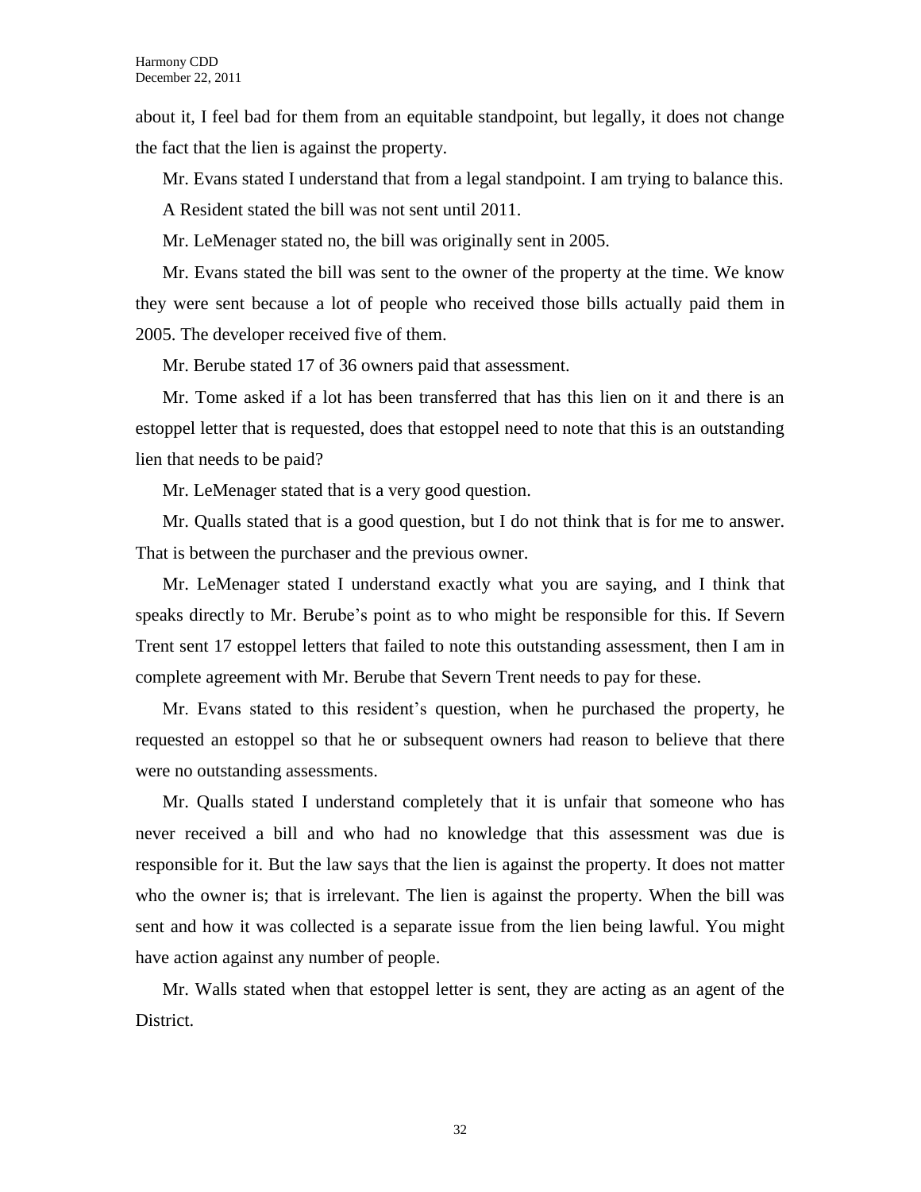about it, I feel bad for them from an equitable standpoint, but legally, it does not change the fact that the lien is against the property.

Mr. Evans stated I understand that from a legal standpoint. I am trying to balance this.

A Resident stated the bill was not sent until 2011.

Mr. LeMenager stated no, the bill was originally sent in 2005.

Mr. Evans stated the bill was sent to the owner of the property at the time. We know they were sent because a lot of people who received those bills actually paid them in 2005. The developer received five of them.

Mr. Berube stated 17 of 36 owners paid that assessment.

Mr. Tome asked if a lot has been transferred that has this lien on it and there is an estoppel letter that is requested, does that estoppel need to note that this is an outstanding lien that needs to be paid?

Mr. LeMenager stated that is a very good question.

Mr. Qualls stated that is a good question, but I do not think that is for me to answer. That is between the purchaser and the previous owner.

Mr. LeMenager stated I understand exactly what you are saying, and I think that speaks directly to Mr. Berube's point as to who might be responsible for this. If Severn Trent sent 17 estoppel letters that failed to note this outstanding assessment, then I am in complete agreement with Mr. Berube that Severn Trent needs to pay for these.

Mr. Evans stated to this resident's question, when he purchased the property, he requested an estoppel so that he or subsequent owners had reason to believe that there were no outstanding assessments.

Mr. Qualls stated I understand completely that it is unfair that someone who has never received a bill and who had no knowledge that this assessment was due is responsible for it. But the law says that the lien is against the property. It does not matter who the owner is; that is irrelevant. The lien is against the property. When the bill was sent and how it was collected is a separate issue from the lien being lawful. You might have action against any number of people.

Mr. Walls stated when that estoppel letter is sent, they are acting as an agent of the District.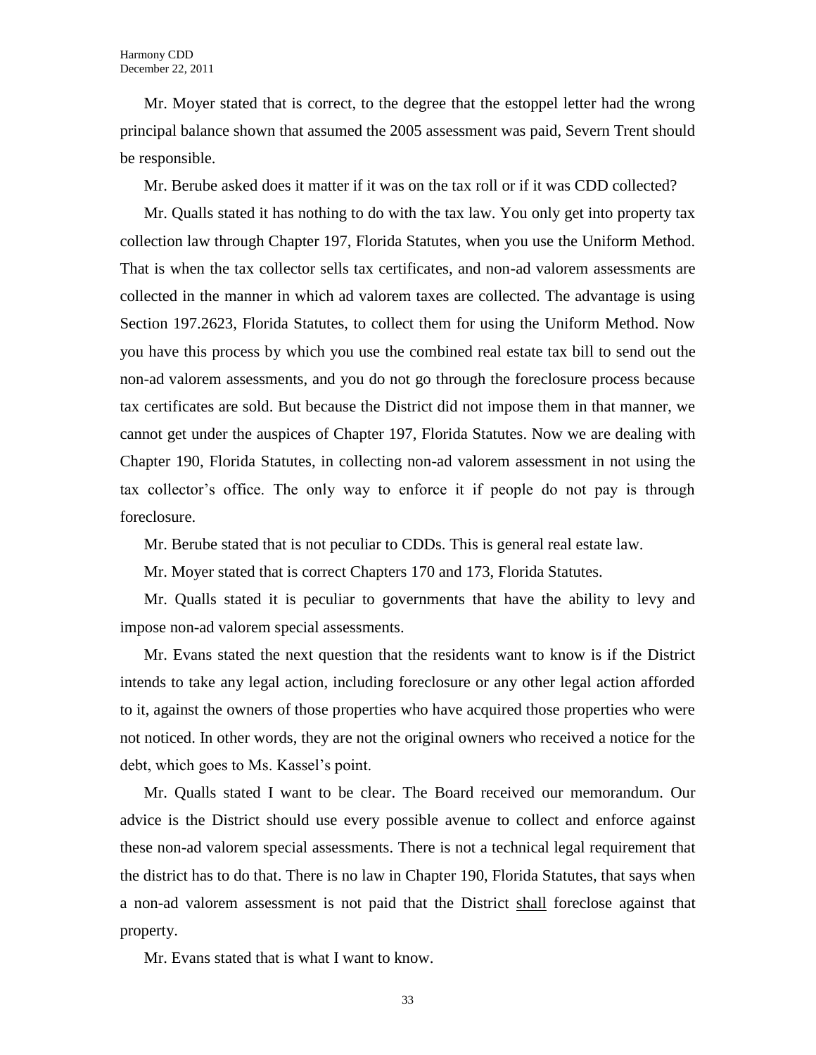Mr. Moyer stated that is correct, to the degree that the estoppel letter had the wrong principal balance shown that assumed the 2005 assessment was paid, Severn Trent should be responsible.

Mr. Berube asked does it matter if it was on the tax roll or if it was CDD collected?

Mr. Qualls stated it has nothing to do with the tax law. You only get into property tax collection law through Chapter 197, Florida Statutes, when you use the Uniform Method. That is when the tax collector sells tax certificates, and non-ad valorem assessments are collected in the manner in which ad valorem taxes are collected. The advantage is using Section 197.2623, Florida Statutes, to collect them for using the Uniform Method. Now you have this process by which you use the combined real estate tax bill to send out the non-ad valorem assessments, and you do not go through the foreclosure process because tax certificates are sold. But because the District did not impose them in that manner, we cannot get under the auspices of Chapter 197, Florida Statutes. Now we are dealing with Chapter 190, Florida Statutes, in collecting non-ad valorem assessment in not using the tax collector's office. The only way to enforce it if people do not pay is through foreclosure.

Mr. Berube stated that is not peculiar to CDDs. This is general real estate law.

Mr. Moyer stated that is correct Chapters 170 and 173, Florida Statutes.

Mr. Qualls stated it is peculiar to governments that have the ability to levy and impose non-ad valorem special assessments.

Mr. Evans stated the next question that the residents want to know is if the District intends to take any legal action, including foreclosure or any other legal action afforded to it, against the owners of those properties who have acquired those properties who were not noticed. In other words, they are not the original owners who received a notice for the debt, which goes to Ms. Kassel's point.

Mr. Qualls stated I want to be clear. The Board received our memorandum. Our advice is the District should use every possible avenue to collect and enforce against these non-ad valorem special assessments. There is not a technical legal requirement that the district has to do that. There is no law in Chapter 190, Florida Statutes, that says when a non-ad valorem assessment is not paid that the District <u>shall</u> foreclose against that property.

Mr. Evans stated that is what I want to know.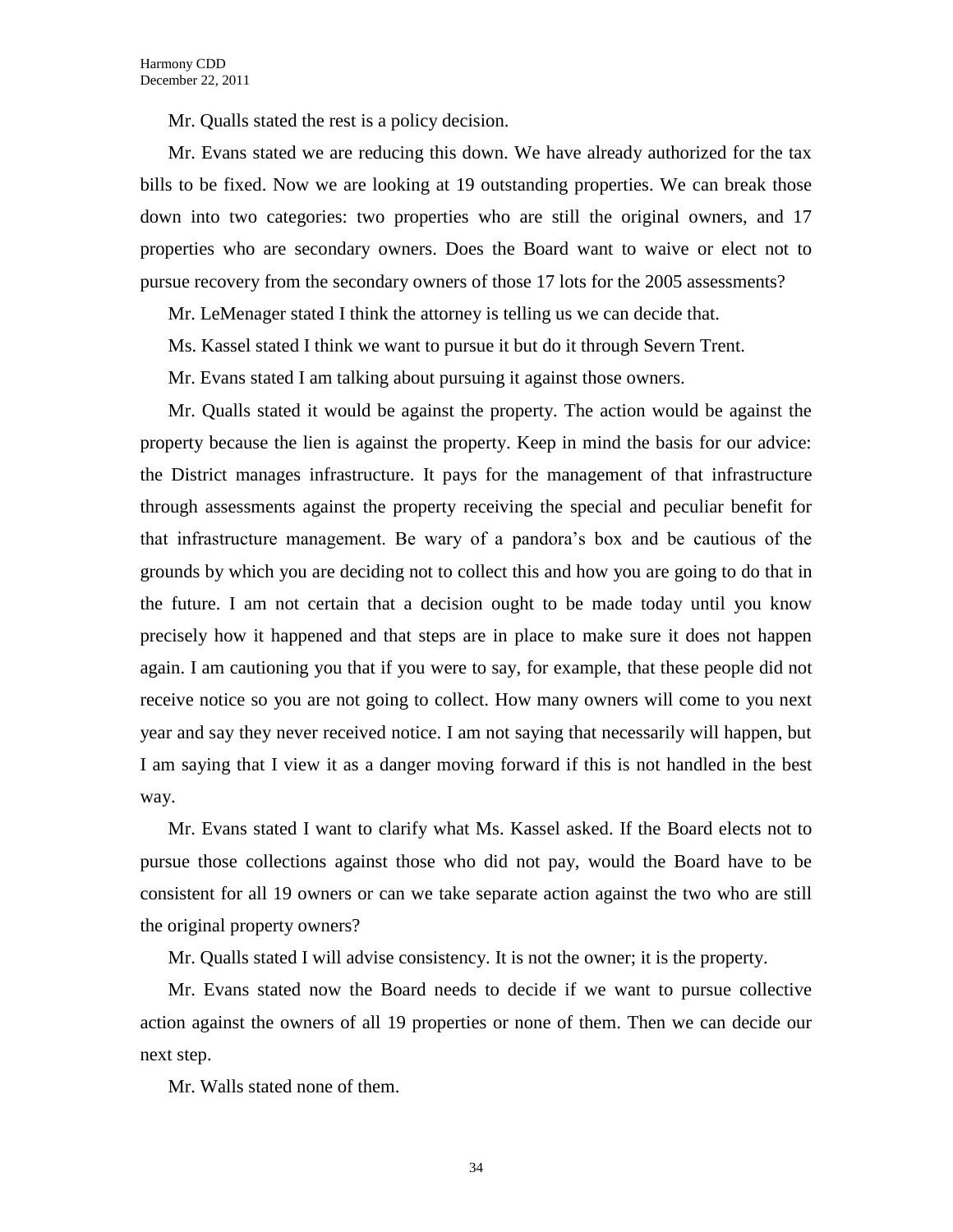Mr. Qualls stated the rest is a policy decision.

Mr. Evans stated we are reducing this down. We have already authorized for the tax bills to be fixed. Now we are looking at 19 outstanding properties. We can break those down into two categories: two properties who are still the original owners, and 17 properties who are secondary owners. Does the Board want to waive or elect not to pursue recovery from the secondary owners of those 17 lots for the 2005 assessments?

Mr. LeMenager stated I think the attorney is telling us we can decide that.

Ms. Kassel stated I think we want to pursue it but do it through Severn Trent.

Mr. Evans stated I am talking about pursuing it against those owners.

Mr. Qualls stated it would be against the property. The action would be against the property because the lien is against the property. Keep in mind the basis for our advice: the District manages infrastructure. It pays for the management of that infrastructure through assessments against the property receiving the special and peculiar benefit for that infrastructure management. Be wary of a pandora's box and be cautious of the grounds by which you are deciding not to collect this and how you are going to do that in the future. I am not certain that a decision ought to be made today until you know precisely how it happened and that steps are in place to make sure it does not happen again. I am cautioning you that if you were to say, for example, that these people did not receive notice so you are not going to collect. How many owners will come to you next year and say they never received notice. I am not saying that necessarily will happen, but I am saying that I view it as a danger moving forward if this is not handled in the best way.

Mr. Evans stated I want to clarify what Ms. Kassel asked. If the Board elects not to pursue those collections against those who did not pay, would the Board have to be consistent for all 19 owners or can we take separate action against the two who are still the original property owners?

Mr. Qualls stated I will advise consistency. It is not the owner; it is the property.

Mr. Evans stated now the Board needs to decide if we want to pursue collective action against the owners of all 19 properties or none of them. Then we can decide our next step.

Mr. Walls stated none of them.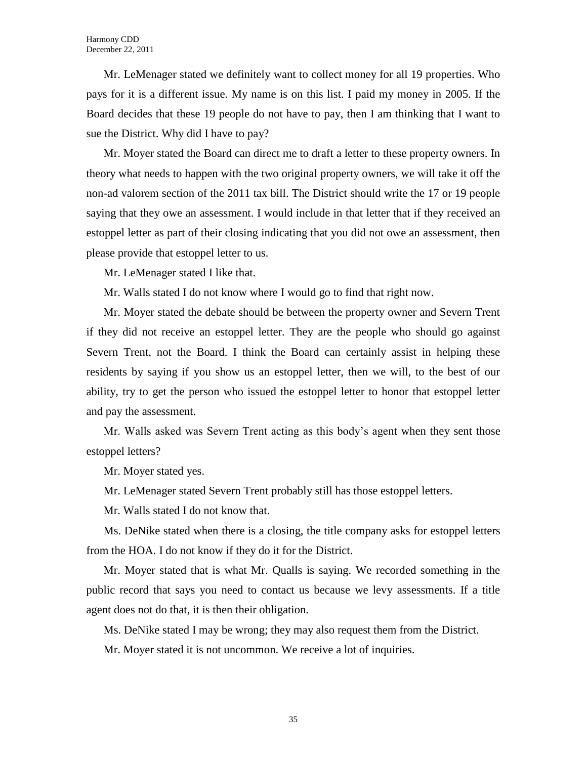Mr. LeMenager stated we definitely want to collect money for all 19 properties. Who pays for it is a different issue. My name is on this list. I paid my money in 2005. If the Board decides that these 19 people do not have to pay, then I am thinking that I want to sue the District. Why did I have to pay?

Mr. Moyer stated the Board can direct me to draft a letter to these property owners. In theory what needs to happen with the two original property owners, we will take it off the non-ad valorem section of the 2011 tax bill. The District should write the 17 or 19 people saying that they owe an assessment. I would include in that letter that if they received an estoppel letter as part of their closing indicating that you did not owe an assessment, then please provide that estoppel letter to us.

Mr. LeMenager stated I like that.

Mr. Walls stated I do not know where I would go to find that right now.

Mr. Moyer stated the debate should be between the property owner and Severn Trent if they did not receive an estoppel letter. They are the people who should go against Severn Trent, not the Board. I think the Board can certainly assist in helping these residents by saying if you show us an estoppel letter, then we will, to the best of our ability, try to get the person who issued the estoppel letter to honor that estoppel letter and pay the assessment.

Mr. Walls asked was Severn Trent acting as this body's agent when they sent those estoppel letters?

Mr. Moyer stated yes.

Mr. LeMenager stated Severn Trent probably still has those estoppel letters.

Mr. Walls stated I do not know that.

Ms. DeNike stated when there is a closing, the title company asks for estoppel letters from the HOA. I do not know if they do it for the District.

Mr. Moyer stated that is what Mr. Qualls is saying. We recorded something in the public record that says you need to contact us because we levy assessments. If a title agent does not do that, it is then their obligation.

Ms. DeNike stated I may be wrong; they may also request them from the District.

Mr. Moyer stated it is not uncommon. We receive a lot of inquiries.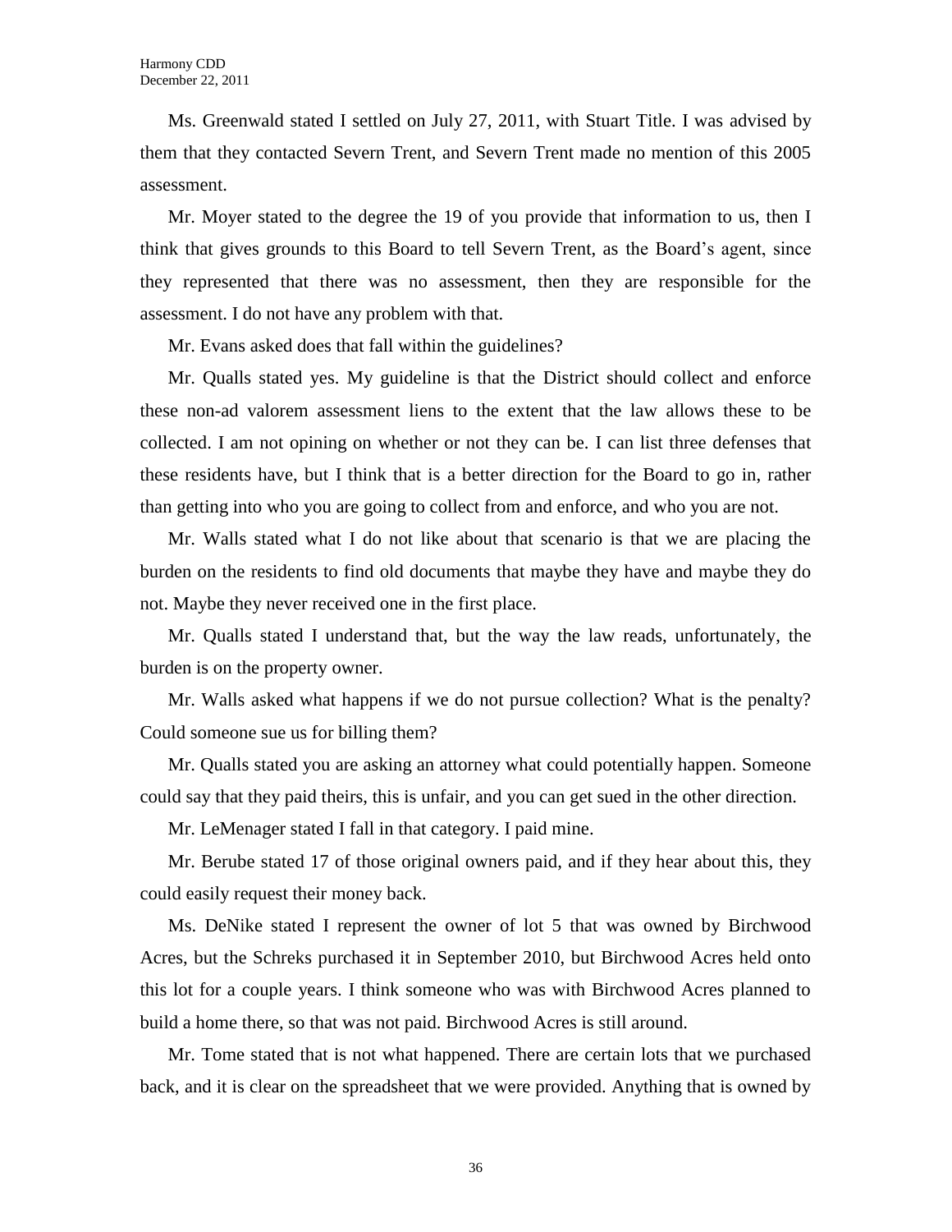Ms. Greenwald stated I settled on July 27, 2011, with Stuart Title. I was advised by them that they contacted Severn Trent, and Severn Trent made no mention of this 2005 assessment.

Mr. Moyer stated to the degree the 19 of you provide that information to us, then I think that gives grounds to this Board to tell Severn Trent, as the Board's agent, since they represented that there was no assessment, then they are responsible for the assessment. I do not have any problem with that.

Mr. Evans asked does that fall within the guidelines?

Mr. Qualls stated yes. My guideline is that the District should collect and enforce these non-ad valorem assessment liens to the extent that the law allows these to be collected. I am not opining on whether or not they can be. I can list three defenses that these residents have, but I think that is a better direction for the Board to go in, rather than getting into who you are going to collect from and enforce, and who you are not.

Mr. Walls stated what I do not like about that scenario is that we are placing the burden on the residents to find old documents that maybe they have and maybe they do not. Maybe they never received one in the first place.

Mr. Qualls stated I understand that, but the way the law reads, unfortunately, the burden is on the property owner.

Mr. Walls asked what happens if we do not pursue collection? What is the penalty? Could someone sue us for billing them?

Mr. Qualls stated you are asking an attorney what could potentially happen. Someone could say that they paid theirs, this is unfair, and you can get sued in the other direction.

Mr. LeMenager stated I fall in that category. I paid mine.

Mr. Berube stated 17 of those original owners paid, and if they hear about this, they could easily request their money back.

Ms. DeNike stated I represent the owner of lot 5 that was owned by Birchwood Acres, but the Schreks purchased it in September 2010, but Birchwood Acres held onto this lot for a couple years. I think someone who was with Birchwood Acres planned to build a home there, so that was not paid. Birchwood Acres is still around.

Mr. Tome stated that is not what happened. There are certain lots that we purchased back, and it is clear on the spreadsheet that we were provided. Anything that is owned by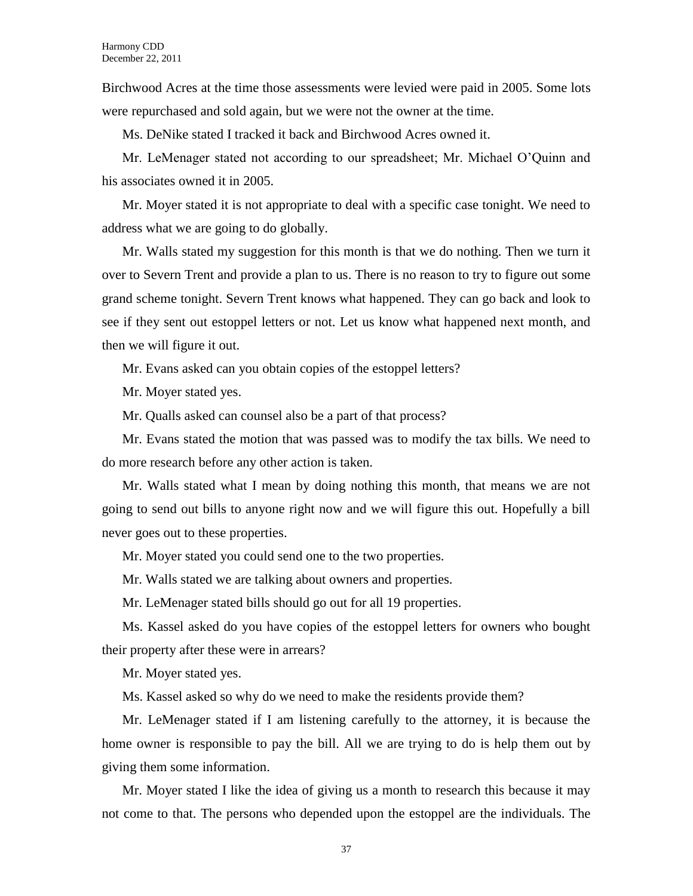Birchwood Acres at the time those assessments were levied were paid in 2005. Some lots were repurchased and sold again, but we were not the owner at the time.

Ms. DeNike stated I tracked it back and Birchwood Acres owned it.

Mr. LeMenager stated not according to our spreadsheet; Mr. Michael O'Quinn and his associates owned it in 2005.

Mr. Moyer stated it is not appropriate to deal with a specific case tonight. We need to address what we are going to do globally.

Mr. Walls stated my suggestion for this month is that we do nothing. Then we turn it over to Severn Trent and provide a plan to us. There is no reason to try to figure out some grand scheme tonight. Severn Trent knows what happened. They can go back and look to see if they sent out estoppel letters or not. Let us know what happened next month, and then we will figure it out.

Mr. Evans asked can you obtain copies of the estoppel letters?

Mr. Moyer stated yes.

Mr. Qualls asked can counsel also be a part of that process?

Mr. Evans stated the motion that was passed was to modify the tax bills. We need to do more research before any other action is taken.

Mr. Walls stated what I mean by doing nothing this month, that means we are not going to send out bills to anyone right now and we will figure this out. Hopefully a bill never goes out to these properties.

Mr. Moyer stated you could send one to the two properties.

Mr. Walls stated we are talking about owners and properties.

Mr. LeMenager stated bills should go out for all 19 properties.

Ms. Kassel asked do you have copies of the estoppel letters for owners who bought their property after these were in arrears?

Mr. Moyer stated yes.

Ms. Kassel asked so why do we need to make the residents provide them?

Mr. LeMenager stated if I am listening carefully to the attorney, it is because the home owner is responsible to pay the bill. All we are trying to do is help them out by giving them some information.

Mr. Moyer stated I like the idea of giving us a month to research this because it may not come to that. The persons who depended upon the estoppel are the individuals. The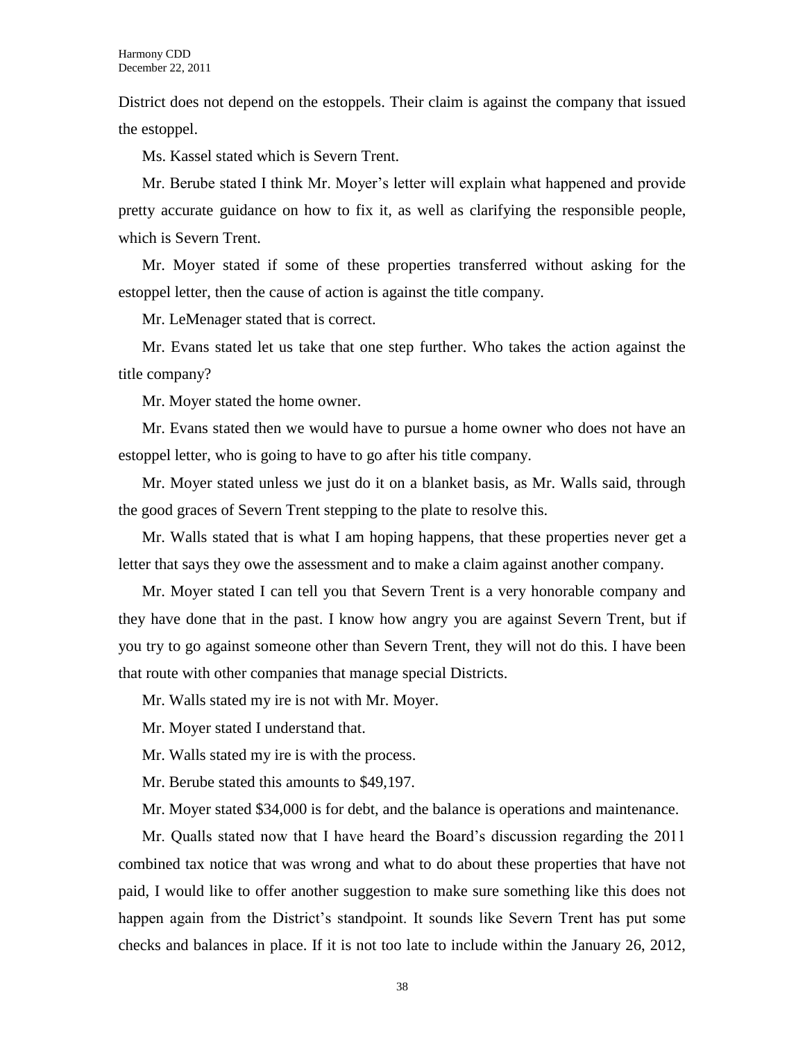District does not depend on the estoppels. Their claim is against the company that issued the estoppel.

Ms. Kassel stated which is Severn Trent.

Mr. Berube stated I think Mr. Moyer's letter will explain what happened and provide pretty accurate guidance on how to fix it, as well as clarifying the responsible people, which is Severn Trent.

Mr. Moyer stated if some of these properties transferred without asking for the estoppel letter, then the cause of action is against the title company.

Mr. LeMenager stated that is correct.

Mr. Evans stated let us take that one step further. Who takes the action against the title company?

Mr. Moyer stated the home owner.

Mr. Evans stated then we would have to pursue a home owner who does not have an estoppel letter, who is going to have to go after his title company.

Mr. Moyer stated unless we just do it on a blanket basis, as Mr. Walls said, through the good graces of Severn Trent stepping to the plate to resolve this.

Mr. Walls stated that is what I am hoping happens, that these properties never get a letter that says they owe the assessment and to make a claim against another company.

Mr. Moyer stated I can tell you that Severn Trent is a very honorable company and they have done that in the past. I know how angry you are against Severn Trent, but if you try to go against someone other than Severn Trent, they will not do this. I have been that route with other companies that manage special Districts.

Mr. Walls stated my ire is not with Mr. Moyer.

Mr. Moyer stated I understand that.

Mr. Walls stated my ire is with the process.

Mr. Berube stated this amounts to $49,197.

Mr. Moyer stated $34,000 is for debt, and the balance is operations and maintenance.

Mr. Qualls stated now that I have heard the Board's discussion regarding the 2011 combined tax notice that was wrong and what to do about these properties that have not paid, I would like to offer another suggestion to make sure something like this does not happen again from the District's standpoint. It sounds like Severn Trent has put some checks and balances in place. If it is not too late to include within the January 26, 2012,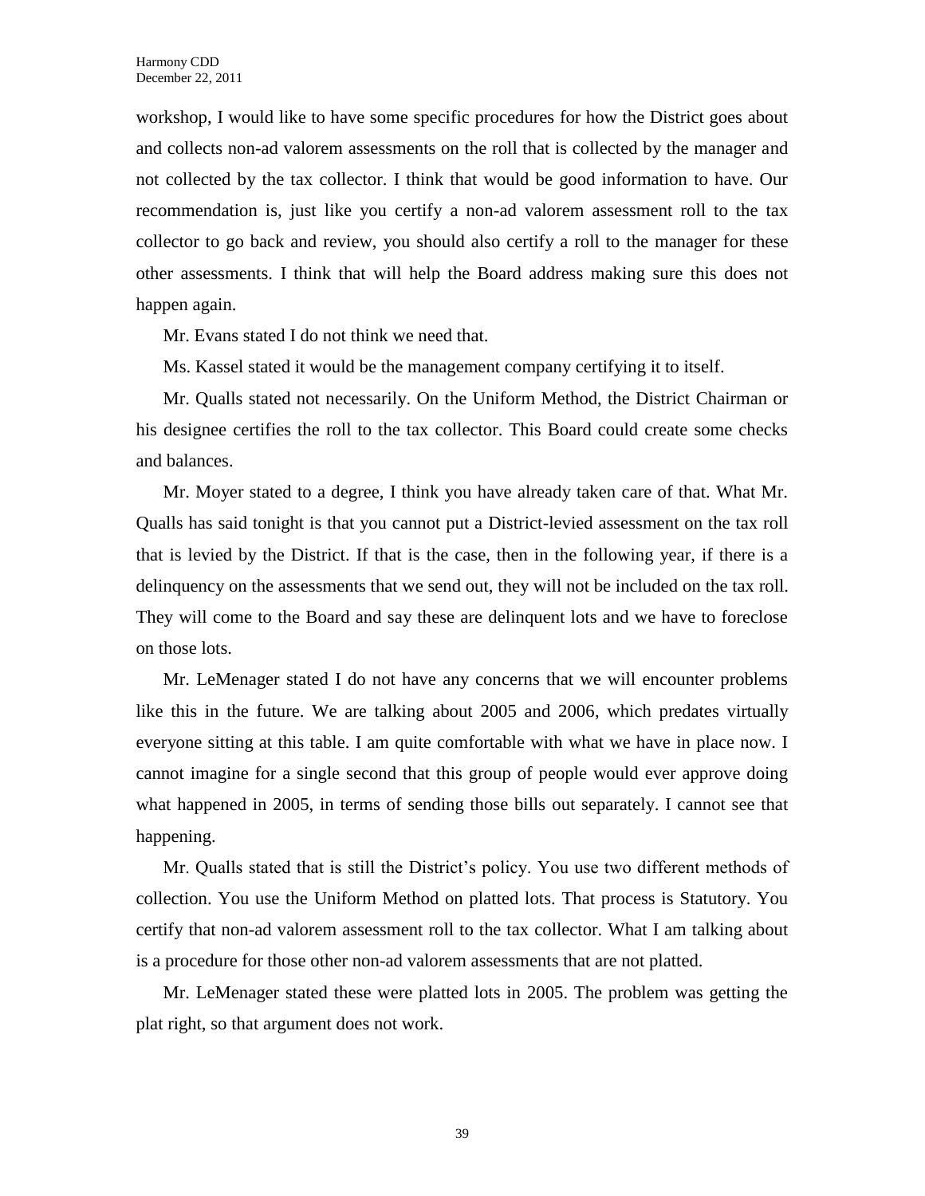workshop, I would like to have some specific procedures for how the District goes about and collects non-ad valorem assessments on the roll that is collected by the manager and not collected by the tax collector. I think that would be good information to have. Our recommendation is, just like you certify a non-ad valorem assessment roll to the tax collector to go back and review, you should also certify a roll to the manager for these other assessments. I think that will help the Board address making sure this does not happen again.

Mr. Evans stated I do not think we need that.

Ms. Kassel stated it would be the management company certifying it to itself.

Mr. Qualls stated not necessarily. On the Uniform Method, the District Chairman or his designee certifies the roll to the tax collector. This Board could create some checks and balances.

Mr. Moyer stated to a degree, I think you have already taken care of that. What Mr. Qualls has said tonight is that you cannot put a District-levied assessment on the tax roll that is levied by the District. If that is the case, then in the following year, if there is a delinquency on the assessments that we send out, they will not be included on the tax roll. They will come to the Board and say these are delinquent lots and we have to foreclose on those lots.

Mr. LeMenager stated I do not have any concerns that we will encounter problems like this in the future. We are talking about 2005 and 2006, which predates virtually everyone sitting at this table. I am quite comfortable with what we have in place now. I cannot imagine for a single second that this group of people would ever approve doing what happened in 2005, in terms of sending those bills out separately. I cannot see that happening.

Mr. Qualls stated that is still the District's policy. You use two different methods of collection. You use the Uniform Method on platted lots. That process is Statutory. You certify that non-ad valorem assessment roll to the tax collector. What I am talking about is a procedure for those other non-ad valorem assessments that are not platted.

Mr. LeMenager stated these were platted lots in 2005. The problem was getting the plat right, so that argument does not work.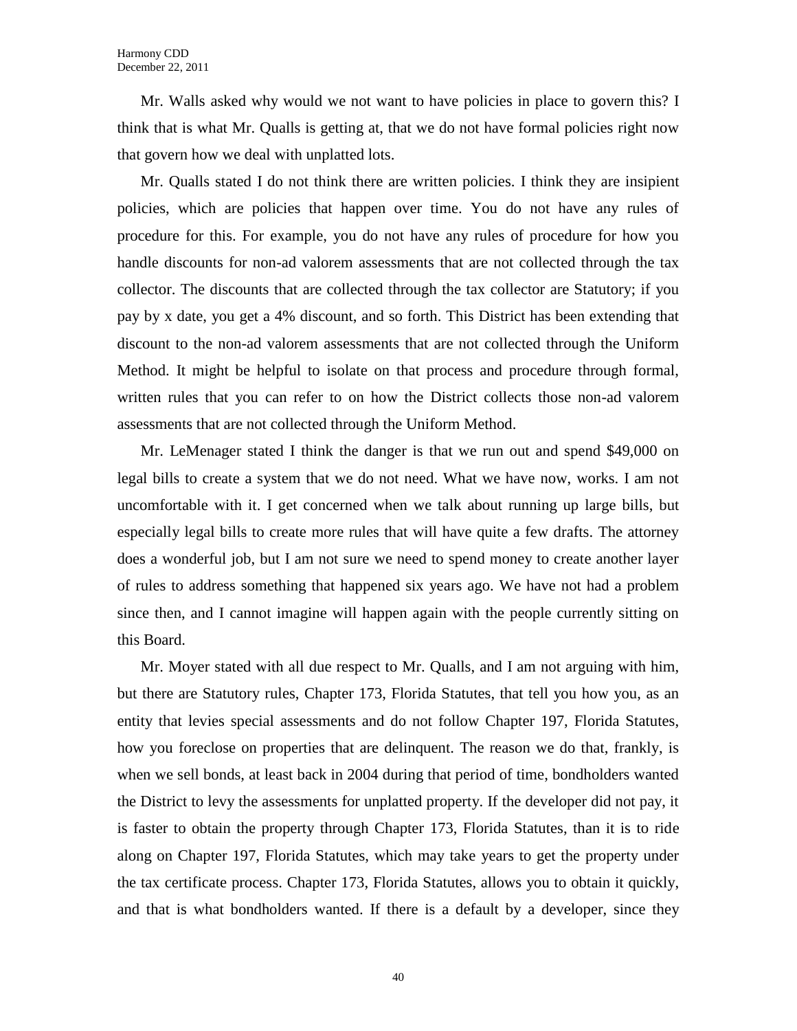Mr. Walls asked why would we not want to have policies in place to govern this? I think that is what Mr. Qualls is getting at, that we do not have formal policies right now that govern how we deal with unplatted lots.

Mr. Qualls stated I do not think there are written policies. I think they are insipient policies, which are policies that happen over time. You do not have any rules of procedure for this. For example, you do not have any rules of procedure for how you handle discounts for non-ad valorem assessments that are not collected through the tax collector. The discounts that are collected through the tax collector are Statutory; if you pay by x date, you get a 4% discount, and so forth. This District has been extending that discount to the non-ad valorem assessments that are not collected through the Uniform Method. It might be helpful to isolate on that process and procedure through formal, written rules that you can refer to on how the District collects those non-ad valorem assessments that are not collected through the Uniform Method.

Mr. LeMenager stated I think the danger is that we run out and spend $49,000 on legal bills to create a system that we do not need. What we have now, works. I am not uncomfortable with it. I get concerned when we talk about running up large bills, but especially legal bills to create more rules that will have quite a few drafts. The attorney does a wonderful job, but I am not sure we need to spend money to create another layer of rules to address something that happened six years ago. We have not had a problem since then, and I cannot imagine will happen again with the people currently sitting on this Board.

Mr. Moyer stated with all due respect to Mr. Qualls, and I am not arguing with him, but there are Statutory rules, Chapter 173, Florida Statutes, that tell you how you, as an entity that levies special assessments and do not follow Chapter 197, Florida Statutes, how you foreclose on properties that are delinquent. The reason we do that, frankly, is when we sell bonds, at least back in 2004 during that period of time, bondholders wanted the District to levy the assessments for unplatted property. If the developer did not pay, it is faster to obtain the property through Chapter 173, Florida Statutes, than it is to ride along on Chapter 197, Florida Statutes, which may take years to get the property under the tax certificate process. Chapter 173, Florida Statutes, allows you to obtain it quickly, and that is what bondholders wanted. If there is a default by a developer, since they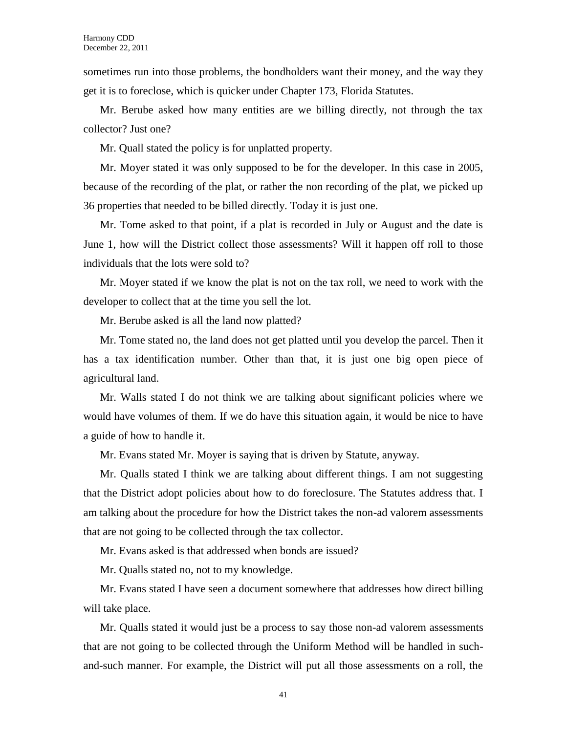sometimes run into those problems, the bondholders want their money, and the way they get it is to foreclose, which is quicker under Chapter 173, Florida Statutes.

Mr. Berube asked how many entities are we billing directly, not through the tax collector? Just one?

Mr. Quall stated the policy is for unplatted property.

Mr. Moyer stated it was only supposed to be for the developer. In this case in 2005, because of the recording of the plat, or rather the non recording of the plat, we picked up 36 properties that needed to be billed directly. Today it is just one.

Mr. Tome asked to that point, if a plat is recorded in July or August and the date is June 1, how will the District collect those assessments? Will it happen off roll to those individuals that the lots were sold to?

Mr. Moyer stated if we know the plat is not on the tax roll, we need to work with the developer to collect that at the time you sell the lot.

Mr. Berube asked is all the land now platted?

Mr. Tome stated no, the land does not get platted until you develop the parcel. Then it has a tax identification number. Other than that, it is just one big open piece of agricultural land.

Mr. Walls stated I do not think we are talking about significant policies where we would have volumes of them. If we do have this situation again, it would be nice to have a guide of how to handle it.

Mr. Evans stated Mr. Moyer is saying that is driven by Statute, anyway.

Mr. Qualls stated I think we are talking about different things. I am not suggesting that the District adopt policies about how to do foreclosure. The Statutes address that. I am talking about the procedure for how the District takes the non-ad valorem assessments that are not going to be collected through the tax collector.

Mr. Evans asked is that addressed when bonds are issued?

Mr. Qualls stated no, not to my knowledge.

Mr. Evans stated I have seen a document somewhere that addresses how direct billing will take place.

Mr. Qualls stated it would just be a process to say those non-ad valorem assessments that are not going to be collected through the Uniform Method will be handled in such-and-such manner. For example, the District will put all those assessments on a roll, the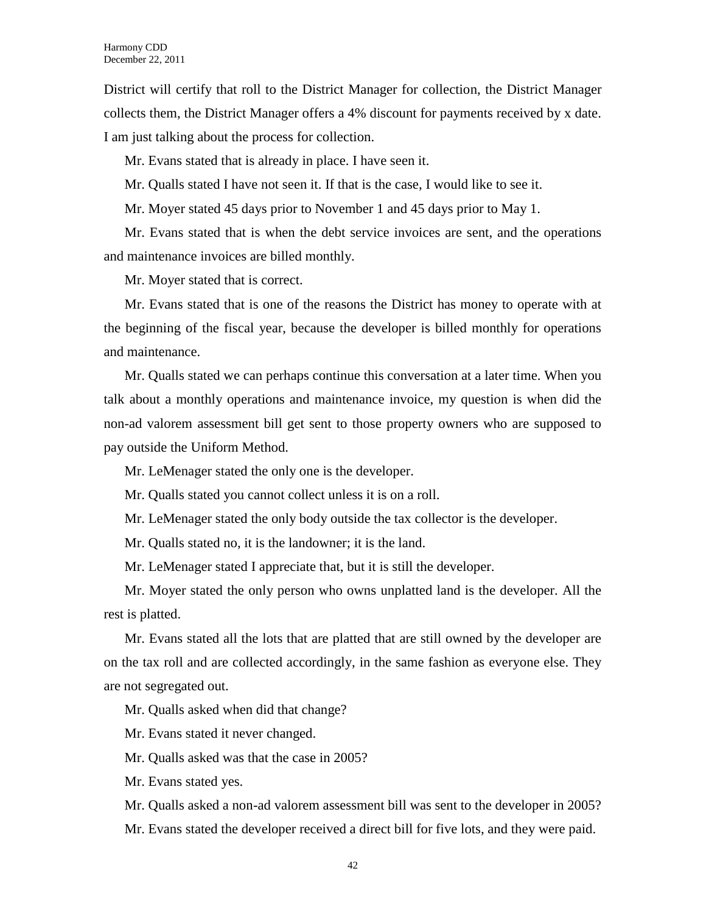District will certify that roll to the District Manager for collection, the District Manager collects them, the District Manager offers a 4% discount for payments received by x date. I am just talking about the process for collection.

Mr. Evans stated that is already in place. I have seen it.

Mr. Qualls stated I have not seen it. If that is the case, I would like to see it.

Mr. Moyer stated 45 days prior to November 1 and 45 days prior to May 1.

Mr. Evans stated that is when the debt service invoices are sent, and the operations and maintenance invoices are billed monthly.

Mr. Moyer stated that is correct.

Mr. Evans stated that is one of the reasons the District has money to operate with at the beginning of the fiscal year, because the developer is billed monthly for operations and maintenance.

Mr. Qualls stated we can perhaps continue this conversation at a later time. When you talk about a monthly operations and maintenance invoice, my question is when did the non-ad valorem assessment bill get sent to those property owners who are supposed to pay outside the Uniform Method.

Mr. LeMenager stated the only one is the developer.

Mr. Qualls stated you cannot collect unless it is on a roll.

Mr. LeMenager stated the only body outside the tax collector is the developer.

Mr. Qualls stated no, it is the landowner; it is the land.

Mr. LeMenager stated I appreciate that, but it is still the developer.

Mr. Moyer stated the only person who owns unplatted land is the developer. All the rest is platted.

Mr. Evans stated all the lots that are platted that are still owned by the developer are on the tax roll and are collected accordingly, in the same fashion as everyone else. They are not segregated out.

Mr. Qualls asked when did that change?

Mr. Evans stated it never changed.

Mr. Qualls asked was that the case in 2005?

Mr. Evans stated yes.

Mr. Qualls asked a non-ad valorem assessment bill was sent to the developer in 2005?

Mr. Evans stated the developer received a direct bill for five lots, and they were paid.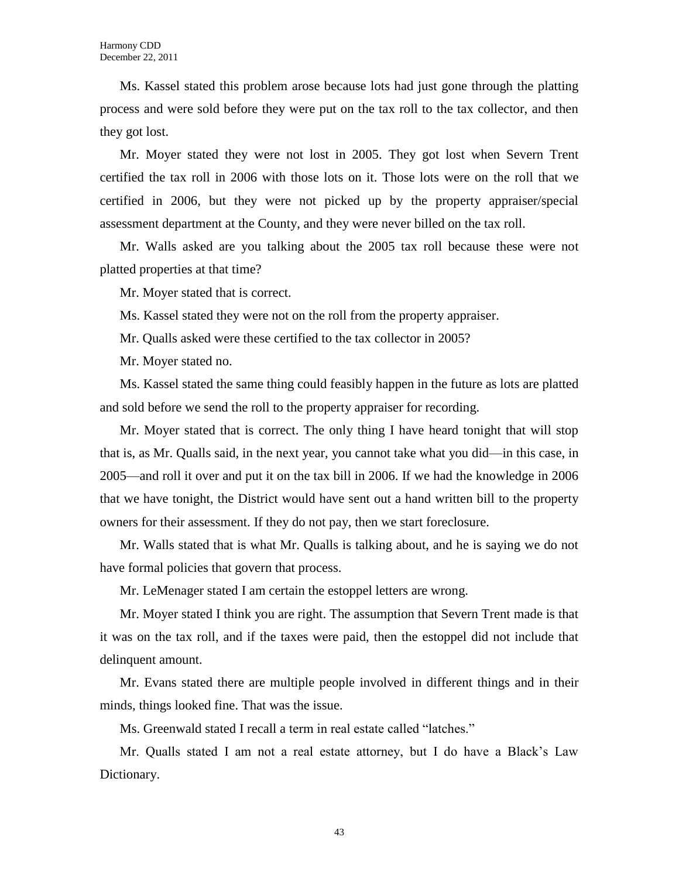Ms. Kassel stated this problem arose because lots had just gone through the platting process and were sold before they were put on the tax roll to the tax collector, and then they got lost.

Mr. Moyer stated they were not lost in 2005. They got lost when Severn Trent certified the tax roll in 2006 with those lots on it. Those lots were on the roll that we certified in 2006, but they were not picked up by the property appraiser/special assessment department at the County, and they were never billed on the tax roll.

Mr. Walls asked are you talking about the 2005 tax roll because these were not platted properties at that time?

Mr. Moyer stated that is correct.

Ms. Kassel stated they were not on the roll from the property appraiser.

Mr. Qualls asked were these certified to the tax collector in 2005?

Mr. Moyer stated no.

Ms. Kassel stated the same thing could feasibly happen in the future as lots are platted and sold before we send the roll to the property appraiser for recording.

Mr. Moyer stated that is correct. The only thing I have heard tonight that will stop that is, as Mr. Qualls said, in the next year, you cannot take what you did—in this case, in 2005—and roll it over and put it on the tax bill in 2006. If we had the knowledge in 2006 that we have tonight, the District would have sent out a hand written bill to the property owners for their assessment. If they do not pay, then we start foreclosure.

Mr. Walls stated that is what Mr. Qualls is talking about, and he is saying we do not have formal policies that govern that process.

Mr. LeMenager stated I am certain the estoppel letters are wrong.

Mr. Moyer stated I think you are right. The assumption that Severn Trent made is that it was on the tax roll, and if the taxes were paid, then the estoppel did not include that delinquent amount.

Mr. Evans stated there are multiple people involved in different things and in their minds, things looked fine. That was the issue.

Ms. Greenwald stated I recall a term in real estate called "latches."

Mr. Qualls stated I am not a real estate attorney, but I do have a Black's Law Dictionary.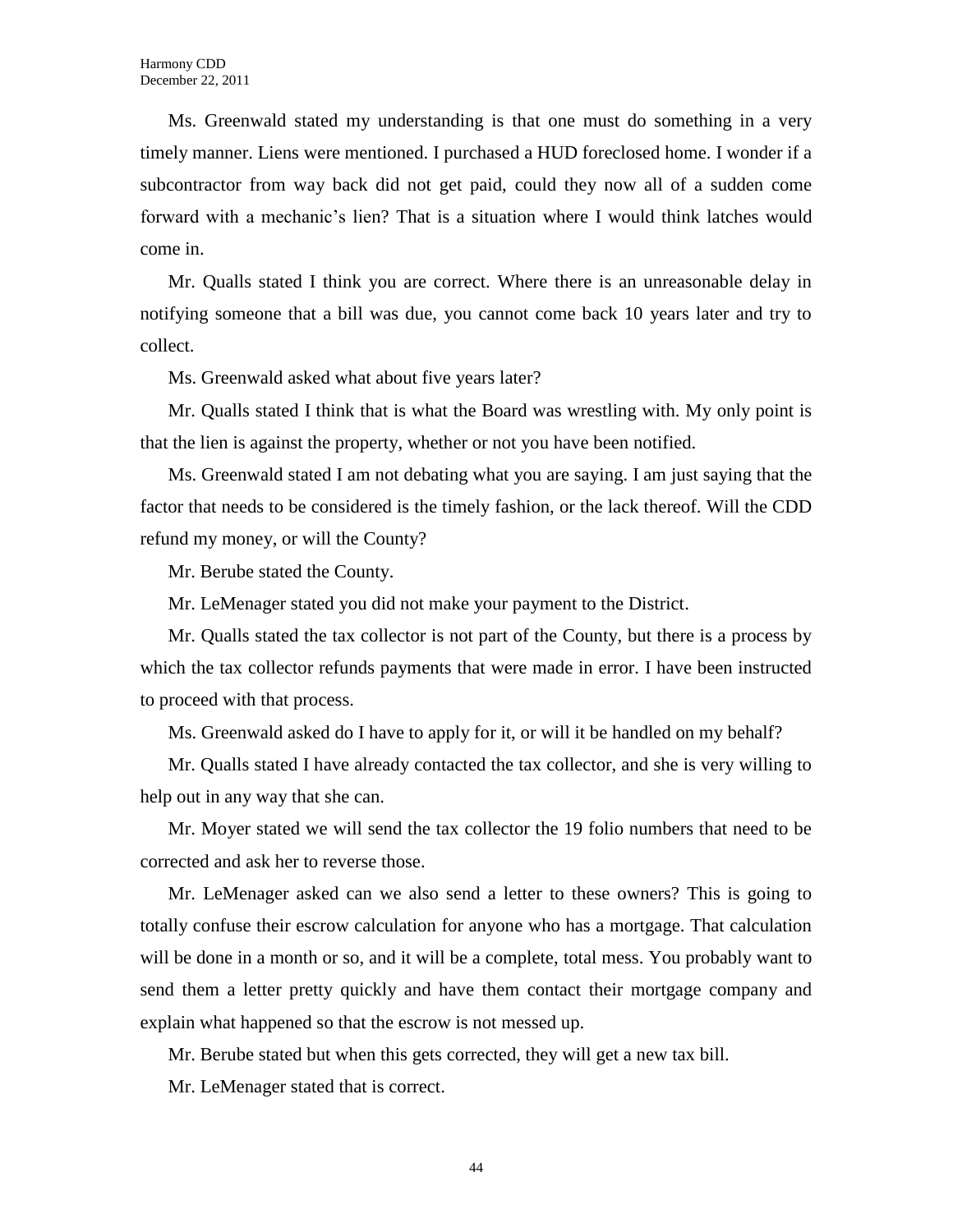Ms. Greenwald stated my understanding is that one must do something in a very timely manner. Liens were mentioned. I purchased a HUD foreclosed home. I wonder if a subcontractor from way back did not get paid, could they now all of a sudden come forward with a mechanic's lien? That is a situation where I would think latches would come in.

Mr. Qualls stated I think you are correct. Where there is an unreasonable delay in notifying someone that a bill was due, you cannot come back 10 years later and try to collect.

Ms. Greenwald asked what about five years later?

Mr. Qualls stated I think that is what the Board was wrestling with. My only point is that the lien is against the property, whether or not you have been notified.

Ms. Greenwald stated I am not debating what you are saying. I am just saying that the factor that needs to be considered is the timely fashion, or the lack thereof. Will the CDD refund my money, or will the County?

Mr. Berube stated the County.

Mr. LeMenager stated you did not make your payment to the District.

Mr. Qualls stated the tax collector is not part of the County, but there is a process by which the tax collector refunds payments that were made in error. I have been instructed to proceed with that process.

Ms. Greenwald asked do I have to apply for it, or will it be handled on my behalf?

Mr. Qualls stated I have already contacted the tax collector, and she is very willing to help out in any way that she can.

Mr. Moyer stated we will send the tax collector the 19 folio numbers that need to be corrected and ask her to reverse those.

Mr. LeMenager asked can we also send a letter to these owners? This is going to totally confuse their escrow calculation for anyone who has a mortgage. That calculation will be done in a month or so, and it will be a complete, total mess. You probably want to send them a letter pretty quickly and have them contact their mortgage company and explain what happened so that the escrow is not messed up.

Mr. Berube stated but when this gets corrected, they will get a new tax bill.

Mr. LeMenager stated that is correct.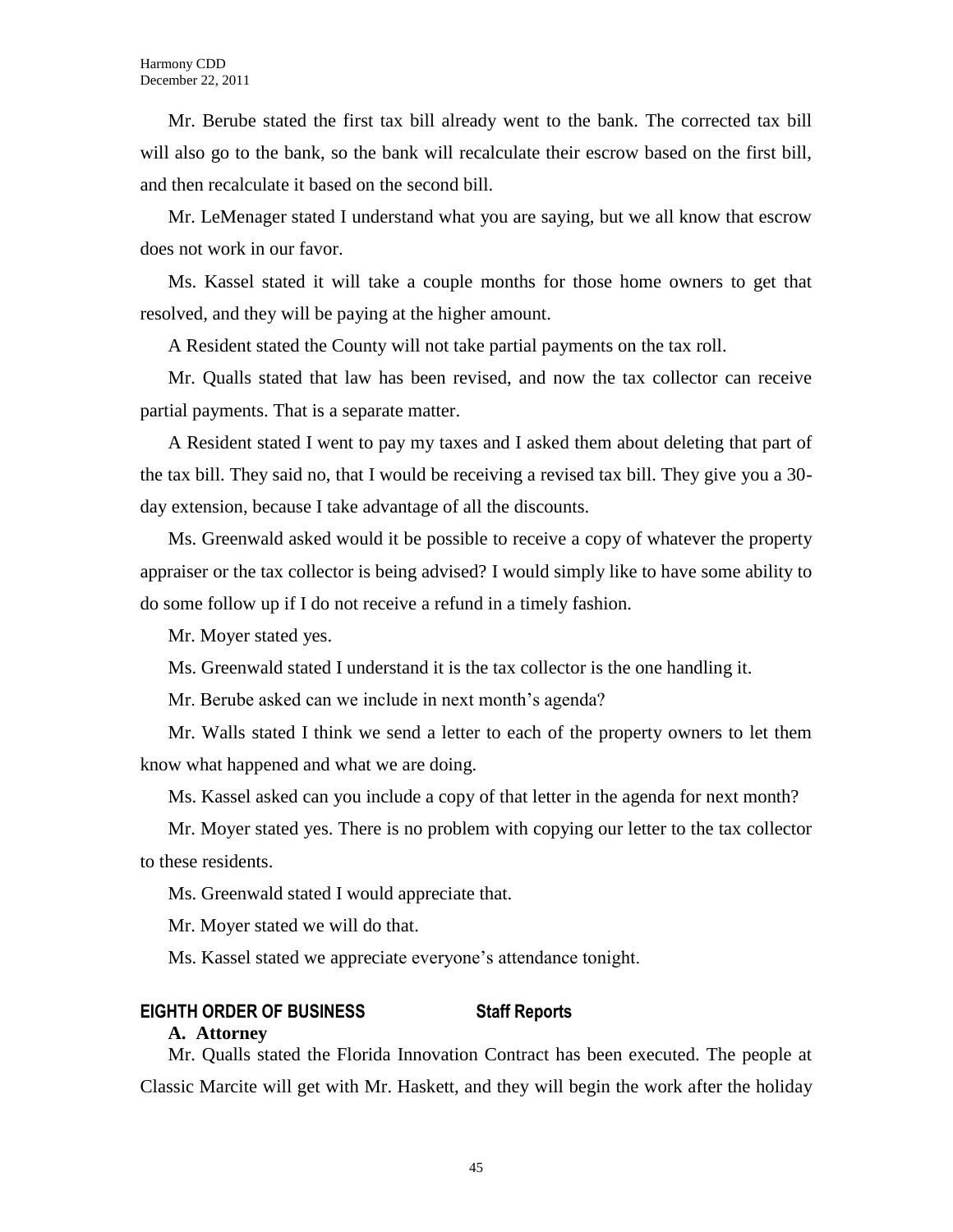Mr. Berube stated the first tax bill already went to the bank. The corrected tax bill will also go to the bank, so the bank will recalculate their escrow based on the first bill, and then recalculate it based on the second bill.

Mr. LeMenager stated I understand what you are saying, but we all know that escrow does not work in our favor.

Ms. Kassel stated it will take a couple months for those home owners to get that resolved, and they will be paying at the higher amount.

A Resident stated the County will not take partial payments on the tax roll.

Mr. Qualls stated that law has been revised, and now the tax collector can receive partial payments. That is a separate matter.

A Resident stated I went to pay my taxes and I asked them about deleting that part of the tax bill. They said no, that I would be receiving a revised tax bill. They give you a 30-day extension, because I take advantage of all the discounts.

Ms. Greenwald asked would it be possible to receive a copy of whatever the property appraiser or the tax collector is being advised? I would simply like to have some ability to do some follow up if I do not receive a refund in a timely fashion.

Mr. Moyer stated yes.

Ms. Greenwald stated I understand it is the tax collector is the one handling it.

Mr. Berube asked can we include in next month's agenda?

Mr. Walls stated I think we send a letter to each of the property owners to let them know what happened and what we are doing.

Ms. Kassel asked can you include a copy of that letter in the agenda for next month?

Mr. Moyer stated yes. There is no problem with copying our letter to the tax collector to these residents.

Ms. Greenwald stated I would appreciate that.

Mr. Moyer stated we will do that.

Ms. Kassel stated we appreciate everyone's attendance tonight.

## EIGHTH ORDER OF BUSINESS Staff Reports

### A. Attorney

Mr. Qualls stated the Florida Innovation Contract has been executed. The people at Classic Marcite will get with Mr. Haskett, and they will begin the work after the holiday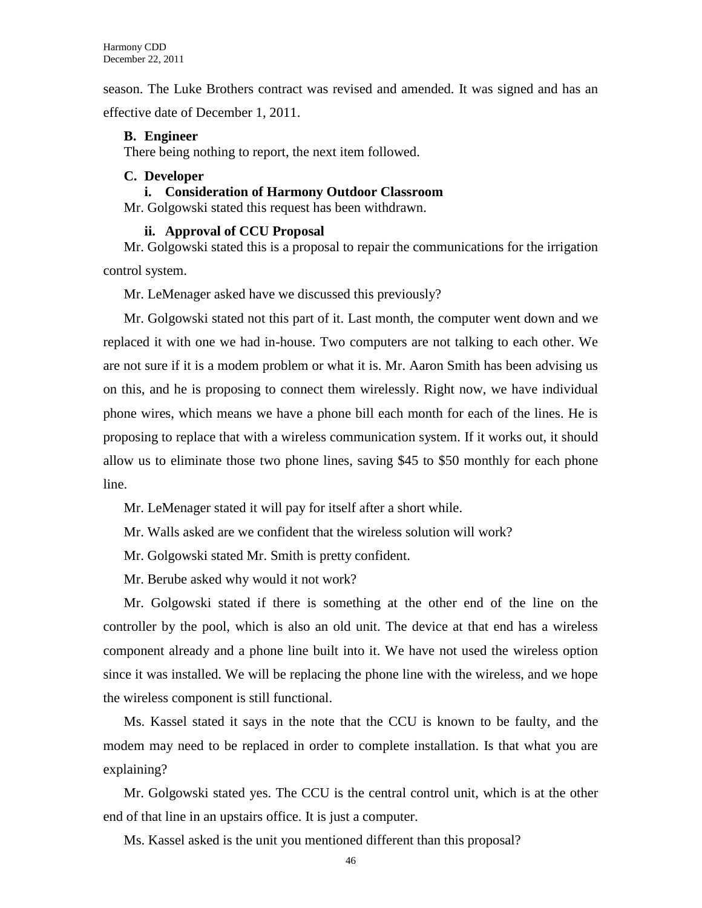season. The Luke Brothers contract was revised and amended. It was signed and has an effective date of December 1, 2011.

**B. Engineer**

There being nothing to report, the next item followed.

**C. Developer**

**i. Consideration of Harmony Outdoor Classroom**

Mr. Golgowski stated this request has been withdrawn.

**ii. Approval of CCU Proposal**

Mr. Golgowski stated this is a proposal to repair the communications for the irrigation control system.

Mr. LeMenager asked have we discussed this previously?

Mr. Golgowski stated not this part of it. Last month, the computer went down and we replaced it with one we had in-house. Two computers are not talking to each other. We are not sure if it is a modem problem or what it is. Mr. Aaron Smith has been advising us on this, and he is proposing to connect them wirelessly. Right now, we have individual phone wires, which means we have a phone bill each month for each of the lines. He is proposing to replace that with a wireless communication system. If it works out, it should allow us to eliminate those two phone lines, saving $45 to $50 monthly for each phone line.

Mr. LeMenager stated it will pay for itself after a short while.

Mr. Walls asked are we confident that the wireless solution will work?

Mr. Golgowski stated Mr. Smith is pretty confident.

Mr. Berube asked why would it not work?

Mr. Golgowski stated if there is something at the other end of the line on the controller by the pool, which is also an old unit. The device at that end has a wireless component already and a phone line built into it. We have not used the wireless option since it was installed. We will be replacing the phone line with the wireless, and we hope the wireless component is still functional.

Ms. Kassel stated it says in the note that the CCU is known to be faulty, and the modem may need to be replaced in order to complete installation. Is that what you are explaining?

Mr. Golgowski stated yes. The CCU is the central control unit, which is at the other end of that line in an upstairs office. It is just a computer.

Ms. Kassel asked is the unit you mentioned different than this proposal?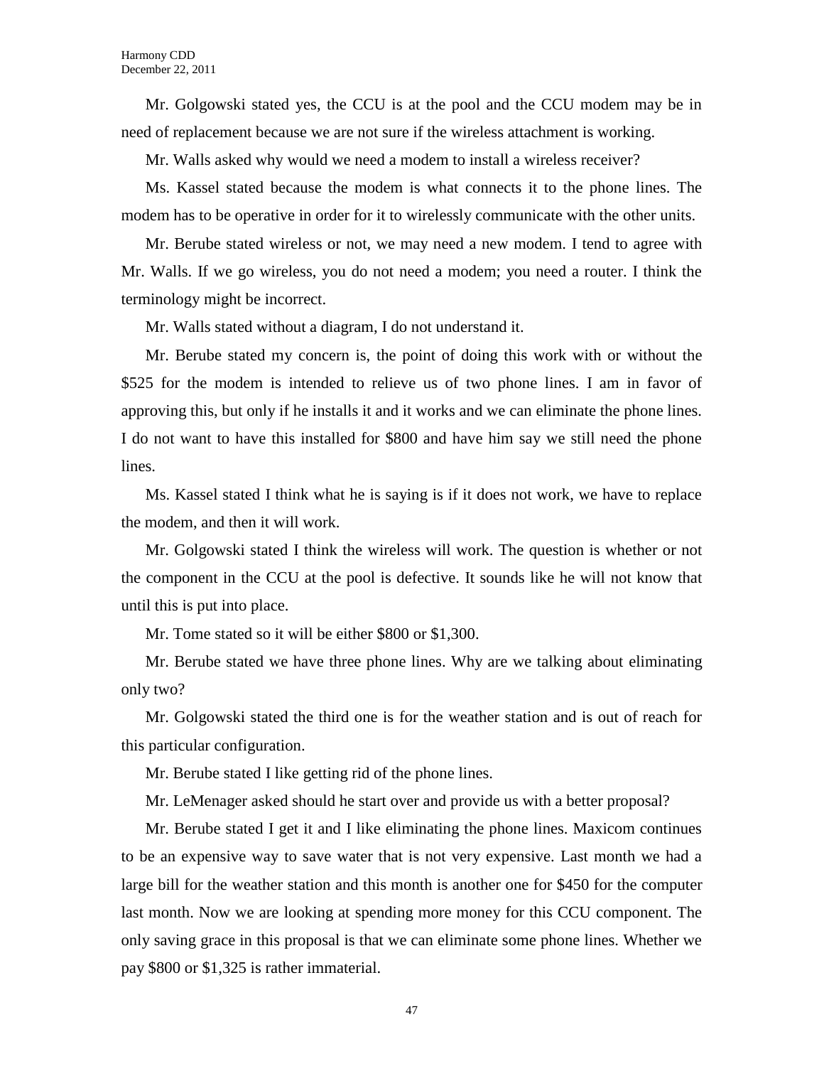Mr. Golgowski stated yes, the CCU is at the pool and the CCU modem may be in need of replacement because we are not sure if the wireless attachment is working.

Mr. Walls asked why would we need a modem to install a wireless receiver?

Ms. Kassel stated because the modem is what connects it to the phone lines. The modem has to be operative in order for it to wirelessly communicate with the other units.

Mr. Berube stated wireless or not, we may need a new modem. I tend to agree with Mr. Walls. If we go wireless, you do not need a modem; you need a router. I think the terminology might be incorrect.

Mr. Walls stated without a diagram, I do not understand it.

Mr. Berube stated my concern is, the point of doing this work with or without the $525 for the modem is intended to relieve us of two phone lines. I am in favor of approving this, but only if he installs it and it works and we can eliminate the phone lines. I do not want to have this installed for $800 and have him say we still need the phone lines.

Ms. Kassel stated I think what he is saying is if it does not work, we have to replace the modem, and then it will work.

Mr. Golgowski stated I think the wireless will work. The question is whether or not the component in the CCU at the pool is defective. It sounds like he will not know that until this is put into place.

Mr. Tome stated so it will be either $800 or $1,300.

Mr. Berube stated we have three phone lines. Why are we talking about eliminating only two?

Mr. Golgowski stated the third one is for the weather station and is out of reach for this particular configuration.

Mr. Berube stated I like getting rid of the phone lines.

Mr. LeMenager asked should he start over and provide us with a better proposal?

Mr. Berube stated I get it and I like eliminating the phone lines. Maxicom continues to be an expensive way to save water that is not very expensive. Last month we had a large bill for the weather station and this month is another one for $450 for the computer last month. Now we are looking at spending more money for this CCU component. The only saving grace in this proposal is that we can eliminate some phone lines. Whether we pay $800 or $1,325 is rather immaterial.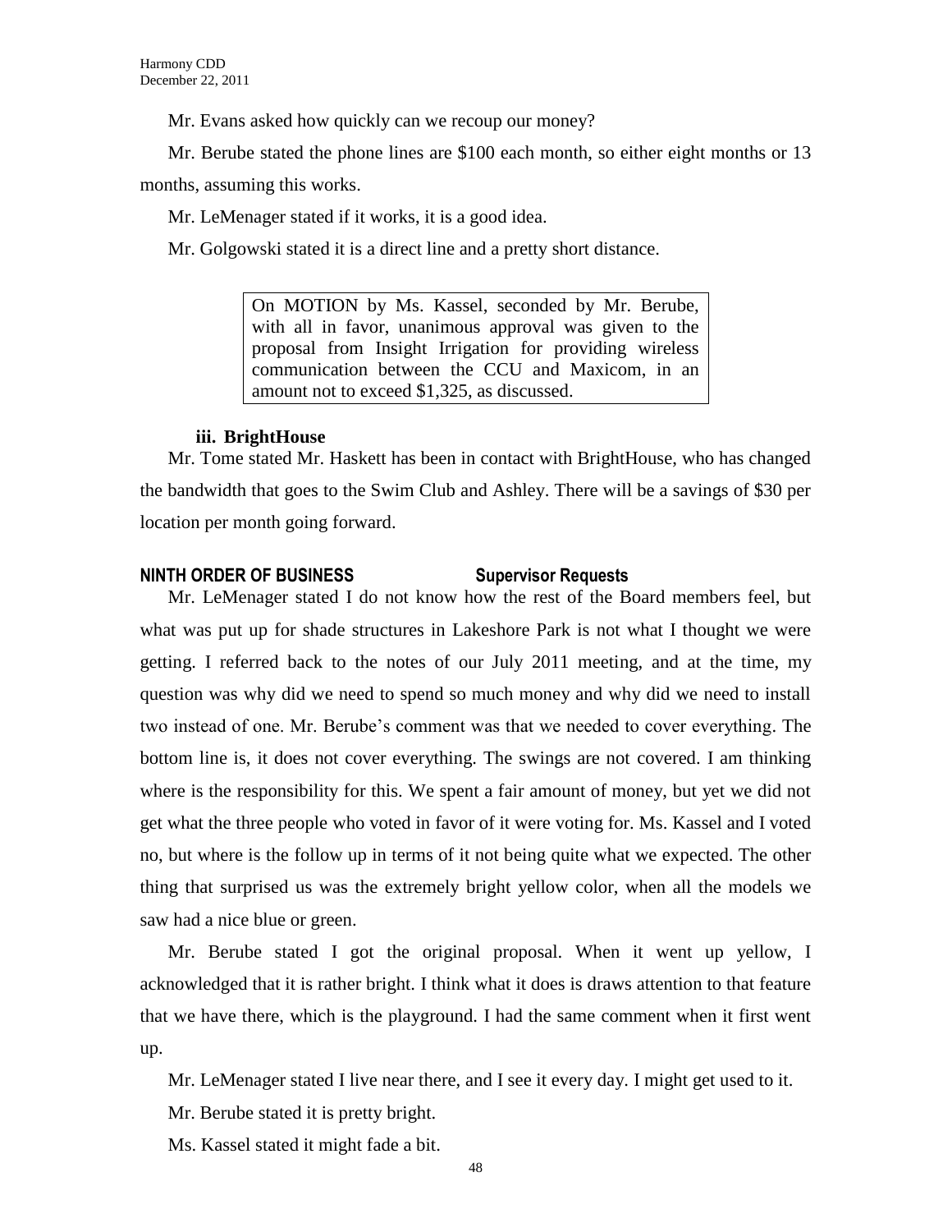Mr. Evans asked how quickly can we recoup our money?

Mr. Berube stated the phone lines are \$100 each month, so either eight months or 13 months, assuming this works.

Mr. LeMenager stated if it works, it is a good idea.

Mr. Golgowski stated it is a direct line and a pretty short distance.

> On MOTION by Ms. Kassel, seconded by Mr. Berube, with all in favor, unanimous approval was given to the proposal from Insight Irrigation for providing wireless communication between the CCU and Maxicom, in an amount not to exceed \$1,325, as discussed.

**iii. BrightHouse**

Mr. Tome stated Mr. Haskett has been in contact with BrightHouse, who has changed the bandwidth that goes to the Swim Club and Ashley. There will be a savings of \$30 per location per month going forward.

**NINTH ORDER OF BUSINESS Supervisor Requests**

Mr. LeMenager stated I do not know how the rest of the Board members feel, but what was put up for shade structures in Lakeshore Park is not what I thought we were getting. I referred back to the notes of our July 2011 meeting, and at the time, my question was why did we need to spend so much money and why did we need to install two instead of one. Mr. Berube's comment was that we needed to cover everything. The bottom line is, it does not cover everything. The swings are not covered. I am thinking where is the responsibility for this. We spent a fair amount of money, but yet we did not get what the three people who voted in favor of it were voting for. Ms. Kassel and I voted no, but where is the follow up in terms of it not being quite what we expected. The other thing that surprised us was the extremely bright yellow color, when all the models we saw had a nice blue or green.

Mr. Berube stated I got the original proposal. When it went up yellow, I acknowledged that it is rather bright. I think what it does is draws attention to that feature that we have there, which is the playground. I had the same comment when it first went up.

Mr. LeMenager stated I live near there, and I see it every day. I might get used to it.

Mr. Berube stated it is pretty bright.

Ms. Kassel stated it might fade a bit.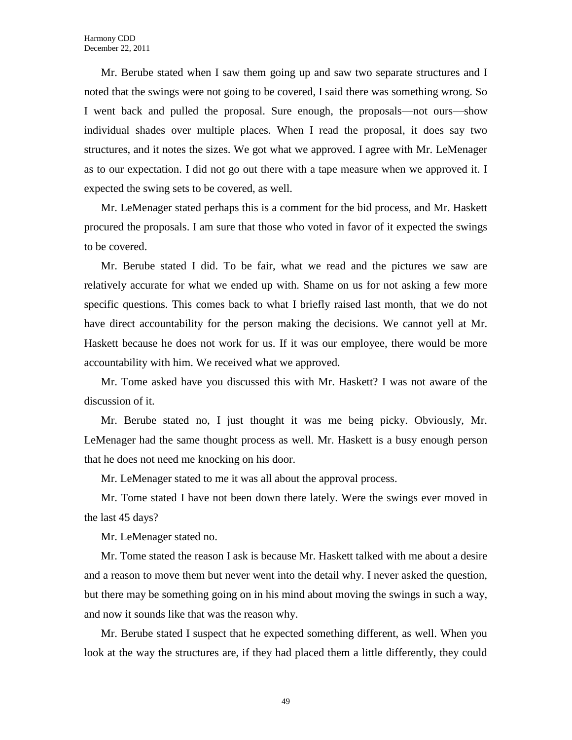Mr. Berube stated when I saw them going up and saw two separate structures and I noted that the swings were not going to be covered, I said there was something wrong. So I went back and pulled the proposal. Sure enough, the proposals—not ours—show individual shades over multiple places. When I read the proposal, it does say two structures, and it notes the sizes. We got what we approved. I agree with Mr. LeMenager as to our expectation. I did not go out there with a tape measure when we approved it. I expected the swing sets to be covered, as well.

Mr. LeMenager stated perhaps this is a comment for the bid process, and Mr. Haskett procured the proposals. I am sure that those who voted in favor of it expected the swings to be covered.

Mr. Berube stated I did. To be fair, what we read and the pictures we saw are relatively accurate for what we ended up with. Shame on us for not asking a few more specific questions. This comes back to what I briefly raised last month, that we do not have direct accountability for the person making the decisions. We cannot yell at Mr. Haskett because he does not work for us. If it was our employee, there would be more accountability with him. We received what we approved.

Mr. Tome asked have you discussed this with Mr. Haskett? I was not aware of the discussion of it.

Mr. Berube stated no, I just thought it was me being picky. Obviously, Mr. LeMenager had the same thought process as well. Mr. Haskett is a busy enough person that he does not need me knocking on his door.

Mr. LeMenager stated to me it was all about the approval process.

Mr. Tome stated I have not been down there lately. Were the swings ever moved in the last 45 days?

Mr. LeMenager stated no.

Mr. Tome stated the reason I ask is because Mr. Haskett talked with me about a desire and a reason to move them but never went into the detail why. I never asked the question, but there may be something going on in his mind about moving the swings in such a way, and now it sounds like that was the reason why.

Mr. Berube stated I suspect that he expected something different, as well. When you look at the way the structures are, if they had placed them a little differently, they could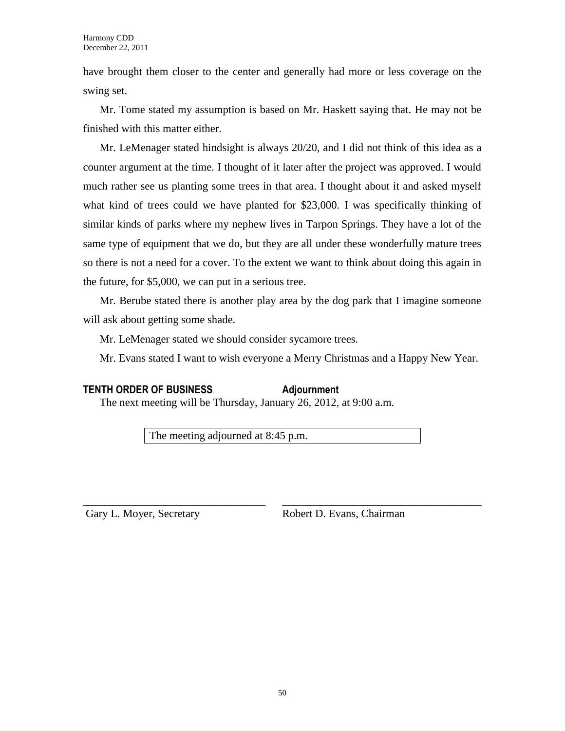have brought them closer to the center and generally had more or less coverage on the swing set.

Mr. Tome stated my assumption is based on Mr. Haskett saying that. He may not be finished with this matter either.

Mr. LeMenager stated hindsight is always 20/20, and I did not think of this idea as a counter argument at the time. I thought of it later after the project was approved. I would much rather see us planting some trees in that area. I thought about it and asked myself what kind of trees could we have planted for $23,000. I was specifically thinking of similar kinds of parks where my nephew lives in Tarpon Springs. They have a lot of the same type of equipment that we do, but they are all under these wonderfully mature trees so there is not a need for a cover. To the extent we want to think about doing this again in the future, for $5,000, we can put in a serious tree.

Mr. Berube stated there is another play area by the dog park that I imagine someone will ask about getting some shade.

Mr. LeMenager stated we should consider sycamore trees.

Mr. Evans stated I want to wish everyone a Merry Christmas and a Happy New Year.

**TENTH ORDER OF BUSINESS    Adjournment**

The next meeting will be Thursday, January 26, 2012, at 9:00 a.m.

The meeting adjourned at 8:45 p.m.

\_\_\_\_\_\_\_\_\_\_\_\_\_\_\_\_\_\_\_\_\_\_\_\_\_\_\_\_\_\_\_\_    \_\_\_\_\_\_\_\_\_\_\_\_\_\_\_\_\_\_\_\_\_\_\_\_\_\_\_\_\_\_\_\_

Gary L. Moyer, Secretary    Robert D. Evans, Chairman